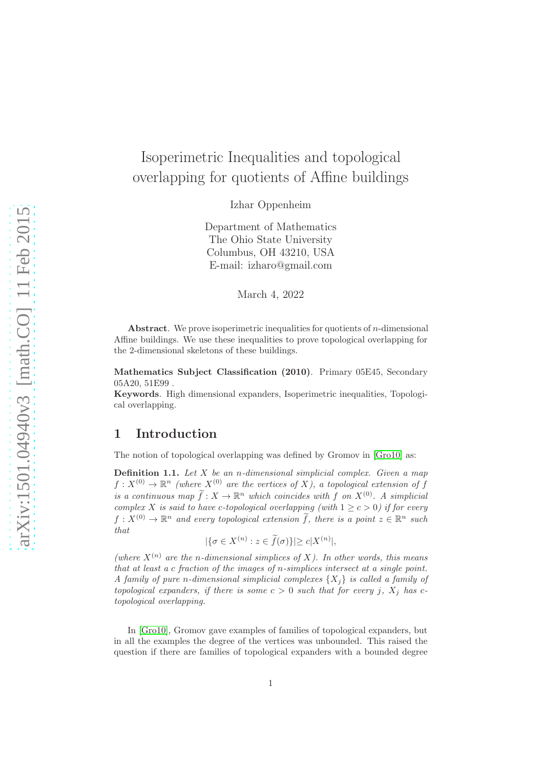# Isoperimetric Inequalities and topological overlapping for quotients of Affine buildings

Izhar Oppenheim

Department of Mathematics
The Ohio State University
Columbus, OH 43210, USA
E-mail: izharo@gmail.com

March 4, 2022

**Abstract**. We prove isoperimetric inequalities for quotients of $n$-dimensional Affine buildings. We use these inequalities to prove topological overlapping for the 2-dimensional skeletons of these buildings.

**Mathematics Subject Classification (2010)**. Primary 05E45, Secondary 05A20, 51E99 .

**Keywords**. High dimensional expanders, Isoperimetric inequalities, Topological overlapping.

## 1 Introduction

The notion of topological overlapping was defined by Gromov in [Gro10] as:

**Definition 1.1.** *Let $X$ be an $n$-dimensional simplicial complex. Given a map $f : X^{(0)} \rightarrow \mathbb{R}^n$ (where $X^{(0)}$ are the vertices of $X$), a topological extension of $f$ is a continuous map $\widetilde{f} : X \rightarrow \mathbb{R}^n$ which coincides with $f$ on $X^{(0)}$. A simplicial complex $X$ is said to have $c$-topological overlapping (with $1 \geq c > 0$) if for every $f : X^{(0)} \rightarrow \mathbb{R}^n$ and every topological extension $\widetilde{f}$, there is a point $z \in \mathbb{R}^n$ such that*

$$|\{\sigma \in X^{(n)} : z \in \widetilde{f}(\sigma)\}| \geq c|X^{(n)}|,$$

*(where $X^{(n)}$ are the $n$-dimensional simplices of $X$). In other words, this means that at least a $c$ fraction of the images of $n$-simplices intersect at a single point. A family of pure $n$-dimensional simplicial complexes $\{X_j\}$ is called a family of topological expanders, if there is some $c > 0$ such that for every $j$, $X_j$ has $c$-topological overlapping.*

In [Gro10], Gromov gave examples of families of topological expanders, but in all the examples the degree of the vertices was unbounded. This raised the question if there are families of topological expanders with a bounded degree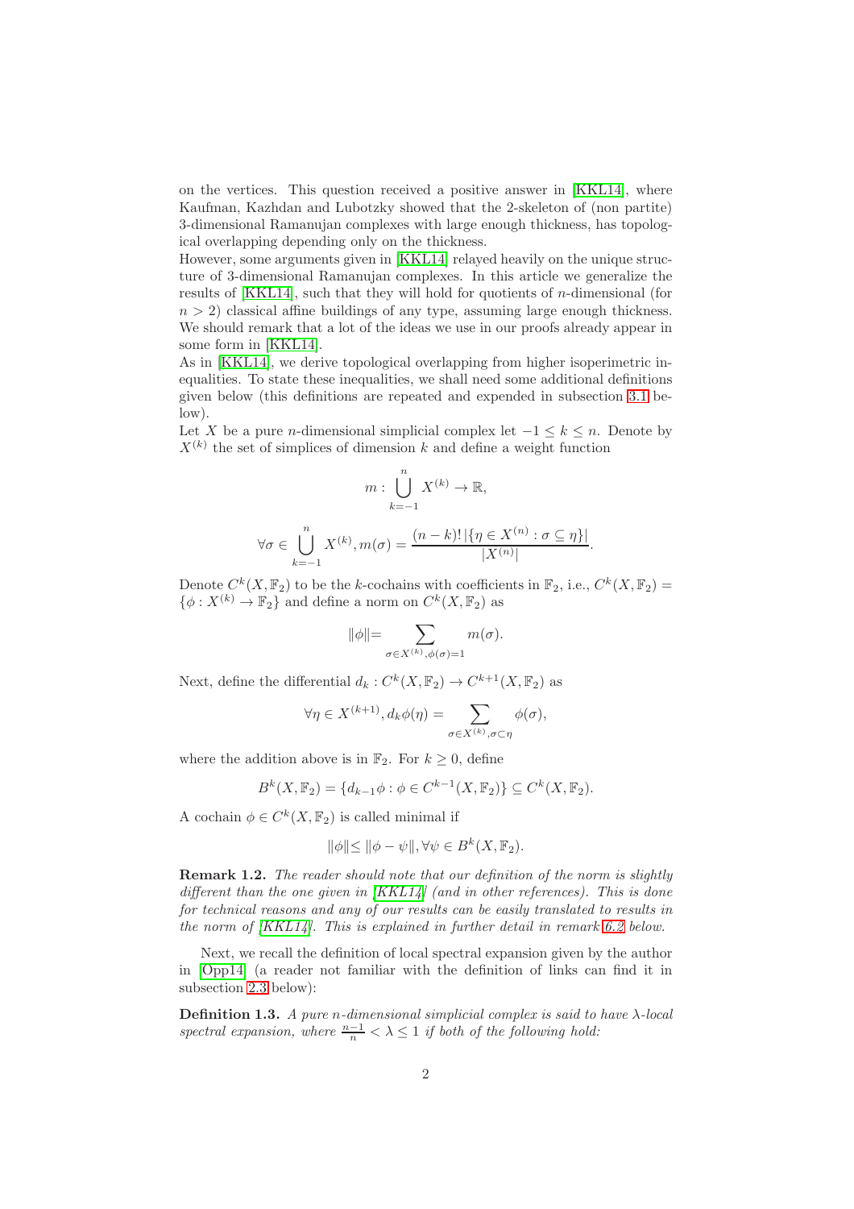on the vertices. This question received a positive answer in [KKL14], where Kaufman, Kazhdan and Lubotzky showed that the 2-skeleton of (non partite) 3-dimensional Ramanujan complexes with large enough thickness, has topological overlapping depending only on the thickness.
However, some arguments given in [KKL14] relayed heavily on the unique structure of 3-dimensional Ramanujan complexes. In this article we generalize the results of [KKL14], such that they will hold for quotients of $n$-dimensional (for $n > 2$) classical affine buildings of any type, assuming large enough thickness. We should remark that a lot of the ideas we use in our proofs already appear in some form in [KKL14].
As in [KKL14], we derive topological overlapping from higher isoperimetric inequalities. To state these inequalities, we shall need some additional definitions given below (this definitions are repeated and expended in subsection 3.1 below).
Let $X$ be a pure $n$-dimensional simplicial complex let $-1 \leq k \leq n$. Denote by $X^{(k)}$ the set of simplices of dimension $k$ and define a weight function

$$m : \bigcup_{k=-1}^{n} X^{(k)} \rightarrow \mathbb{R},$$

$$\forall \sigma \in \bigcup_{k=-1}^{n} X^{(k)}, m(\sigma) = \frac{(n-k)! \, |\{\eta \in X^{(n)} : \sigma \subseteq \eta\}|}{|X^{(n)}|}.$$

Denote $C^k(X, \mathbb{F}_2)$ to be the $k$-cochains with coefficients in $\mathbb{F}_2$, i.e., $C^k(X, \mathbb{F}_2) = \{\phi : X^{(k)} \rightarrow \mathbb{F}_2\}$ and define a norm on $C^k(X, \mathbb{F}_2)$ as

$$\|\phi\| = \sum_{\sigma \in X^{(k)}, \phi(\sigma)=1} m(\sigma).$$

Next, define the differential $d_k : C^k(X, \mathbb{F}_2) \rightarrow C^{k+1}(X, \mathbb{F}_2)$ as

$$\forall \eta \in X^{(k+1)}, d_k \phi(\eta) = \sum_{\sigma \in X^{(k)}, \sigma \subset \eta} \phi(\sigma),$$

where the addition above is in $\mathbb{F}_2$. For $k \geq 0$, define

$$B^k(X, \mathbb{F}_2) = \{d_{k-1}\phi : \phi \in C^{k-1}(X, \mathbb{F}_2)\} \subseteq C^k(X, \mathbb{F}_2).$$

A cochain $\phi \in C^k(X, \mathbb{F}_2)$ is called minimal if

$$\|\phi\| \leq \|\phi - \psi\|, \forall \psi \in B^k(X, \mathbb{F}_2).$$

**Remark 1.2.** *The reader should note that our definition of the norm is slightly different than the one given in [KKL14] (and in other references). This is done for technical reasons and any of our results can be easily translated to results in the norm of [KKL14]. This is explained in further detail in remark 6.2 below.*

Next, we recall the definition of local spectral expansion given by the author in [Opp14] (a reader not familiar with the definition of links can find it in subsection 2.3 below):

**Definition 1.3.** *A pure $n$-dimensional simplicial complex is said to have $\lambda$-local spectral expansion, where $\frac{n-1}{n} < \lambda \leq 1$ if both of the following hold:*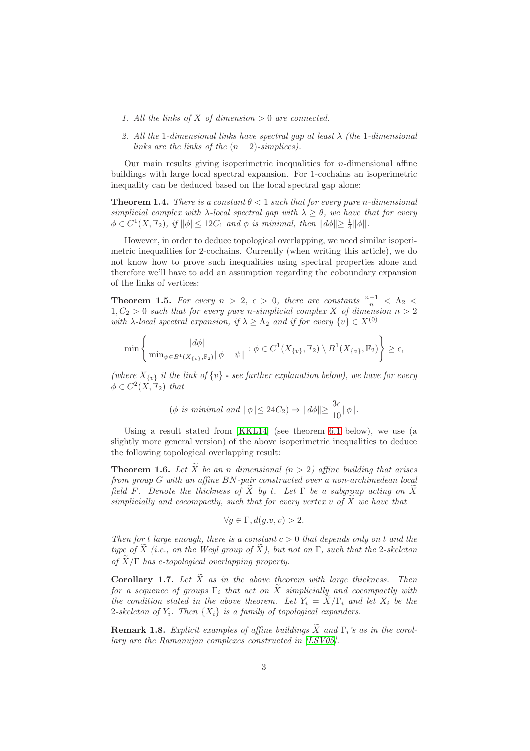1. *All the links of $X$ of dimension $> 0$ are connected.*
2. *All the 1-dimensional links have spectral gap at least $\lambda$ (the 1-dimensional links are the links of the $(n-2)$-simplices).*

Our main results giving isoperimetric inequalities for $n$-dimensional affine buildings with large local spectral expansion. For 1-cochains an isoperimetric inequality can be deduced based on the local spectral gap alone:

**Theorem 1.4.** *There is a constant $\theta < 1$ such that for every pure $n$-dimensional simplicial complex with $\lambda$-local spectral gap with $\lambda \geq \theta$, we have that for every $\phi \in C^1(X, \mathbb{F}_2)$, if $\|\phi\| \leq 12C_1$ and $\phi$ is minimal, then $\|d\phi\| \geq \frac{1}{4}\|\phi\|$.*

However, in order to deduce topological overlapping, we need similar isoperimetric inequalities for 2-cochains. Currently (when writing this article), we do not know how to prove such inequalities using spectral properties alone and therefore we'll have to add an assumption regarding the coboundary expansion of the links of vertices:

**Theorem 1.5.** *For every $n > 2$, $\epsilon > 0$, there are constants $\frac{n-1}{n} < \Lambda_2 < 1, C_2 > 0$ such that for every pure $n$-simplicial complex $X$ of dimension $n > 2$ with $\lambda$-local spectral expansion, if $\lambda \geq \Lambda_2$ and if for every $\{v\} \in X^{(0)}$*

$$\min \left\{ \frac{\|d\phi\|}{\min_{\psi \in B^1(X_{\{v\}}, \mathbb{F}_2)} \|\phi - \psi\|} : \phi \in C^1(X_{\{v\}}, \mathbb{F}_2) \setminus B^1(X_{\{v\}}, \mathbb{F}_2) \right\} \geq \epsilon,$$

*(where $X_{\{v\}}$ it the link of $\{v\}$ - see further explanation below), we have for every $\phi \in C^2(X, \mathbb{F}_2)$ that*

$$(\phi \text{ is minimal and } \|\phi\| \leq 24C_2) \Rightarrow \|d\phi\| \geq \frac{3\epsilon}{10}\|\phi\|.$$

Using a result stated from [KKL14] (see theorem 6.1 below), we use (a slightly more general version) of the above isoperimetric inequalities to deduce the following topological overlapping result:

**Theorem 1.6.** *Let $\widetilde{X}$ be an $n$ dimensional ($n > 2$) affine building that arises from group $G$ with an affine $BN$-pair constructed over a non-archimedean local field $F$. Denote the thickness of $\widetilde{X}$ by $t$. Let $\Gamma$ be a subgroup acting on $\widetilde{X}$ simplicially and cocompactly, such that for every vertex $v$ of $\widetilde{X}$ we have that*

$$\forall g \in \Gamma, d(g.v, v) > 2.$$

*Then for $t$ large enough, there is a constant $c > 0$ that depends only on $t$ and the type of $\widetilde{X}$ (i.e., on the Weyl group of $\widetilde{X}$), but not on $\Gamma$, such that the 2-skeleton of $\widetilde{X}/\Gamma$ has $c$-topological overlapping property.*

**Corollary 1.7.** *Let $\widetilde{X}$ as in the above theorem with large thickness. Then for a sequence of groups $\Gamma_i$ that act on $\widetilde{X}$ simplicially and cocompactly with the condition stated in the above theorem. Let $Y_i = \widetilde{X}/\Gamma_i$ and let $X_i$ be the 2-skeleton of $Y_i$. Then $\{X_i\}$ is a family of topological expanders.*

**Remark 1.8.** *Explicit examples of affine buildings $\widetilde{X}$ and $\Gamma_i$'s as in the corollary are the Ramanujan complexes constructed in [LSV05].*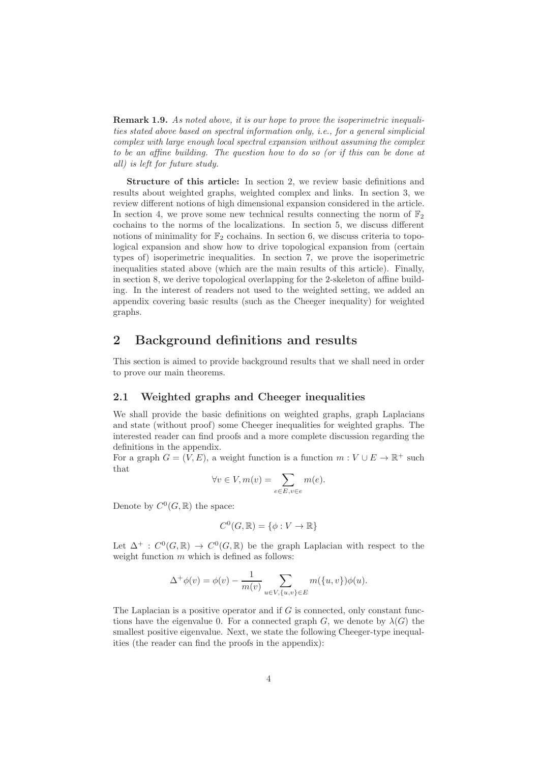**Remark 1.9.** *As noted above, it is our hope to prove the isoperimetric inequalities stated above based on spectral information only, i.e., for a general simplicial complex with large enough local spectral expansion without assuming the complex to be an affine building. The question how to do so (or if this can be done at all) is left for future study.*

**Structure of this article:** In section 2, we review basic definitions and results about weighted graphs, weighted complex and links. In section 3, we review different notions of high dimensional expansion considered in the article. In section 4, we prove some new technical results connecting the norm of $\mathbb{F}_2$ cochains to the norms of the localizations. In section 5, we discuss different notions of minimality for $\mathbb{F}_2$ cochains. In section 6, we discuss criteria to topological expansion and show how to drive topological expansion from (certain types of) isoperimetric inequalities. In section 7, we prove the isoperimetric inequalities stated above (which are the main results of this article). Finally, in section 8, we derive topological overlapping for the 2-skeleton of affine building. In the interest of readers not used to the weighted setting, we added an appendix covering basic results (such as the Cheeger inequality) for weighted graphs.

# 2 Background definitions and results

This section is aimed to provide background results that we shall need in order to prove our main theorems.

## 2.1 Weighted graphs and Cheeger inequalities

We shall provide the basic definitions on weighted graphs, graph Laplacians and state (without proof) some Cheeger inequalities for weighted graphs. The interested reader can find proofs and a more complete discussion regarding the definitions in the appendix.

For a graph $G = (V, E)$, a weight function is a function $m : V \cup E \to \mathbb{R}^+$ such that

$$\forall v \in V, m(v) = \sum_{e \in E, v \in e} m(e).$$

Denote by $C^0(G, \mathbb{R})$ the space:

$$C^0(G, \mathbb{R}) = \{\phi : V \to \mathbb{R}\}$$

Let $\Delta^+ : C^0(G, \mathbb{R}) \to C^0(G, \mathbb{R})$ be the graph Laplacian with respect to the weight function $m$ which is defined as follows:

$$\Delta^+ \phi(v) = \phi(v) - \frac{1}{m(v)} \sum_{u \in V, \{u,v\} \in E} m(\{u, v\})\phi(u).$$

The Laplacian is a positive operator and if $G$ is connected, only constant functions have the eigenvalue 0. For a connected graph $G$, we denote by $\lambda(G)$ the smallest positive eigenvalue. Next, we state the following Cheeger-type inequalities (the reader can find the proofs in the appendix):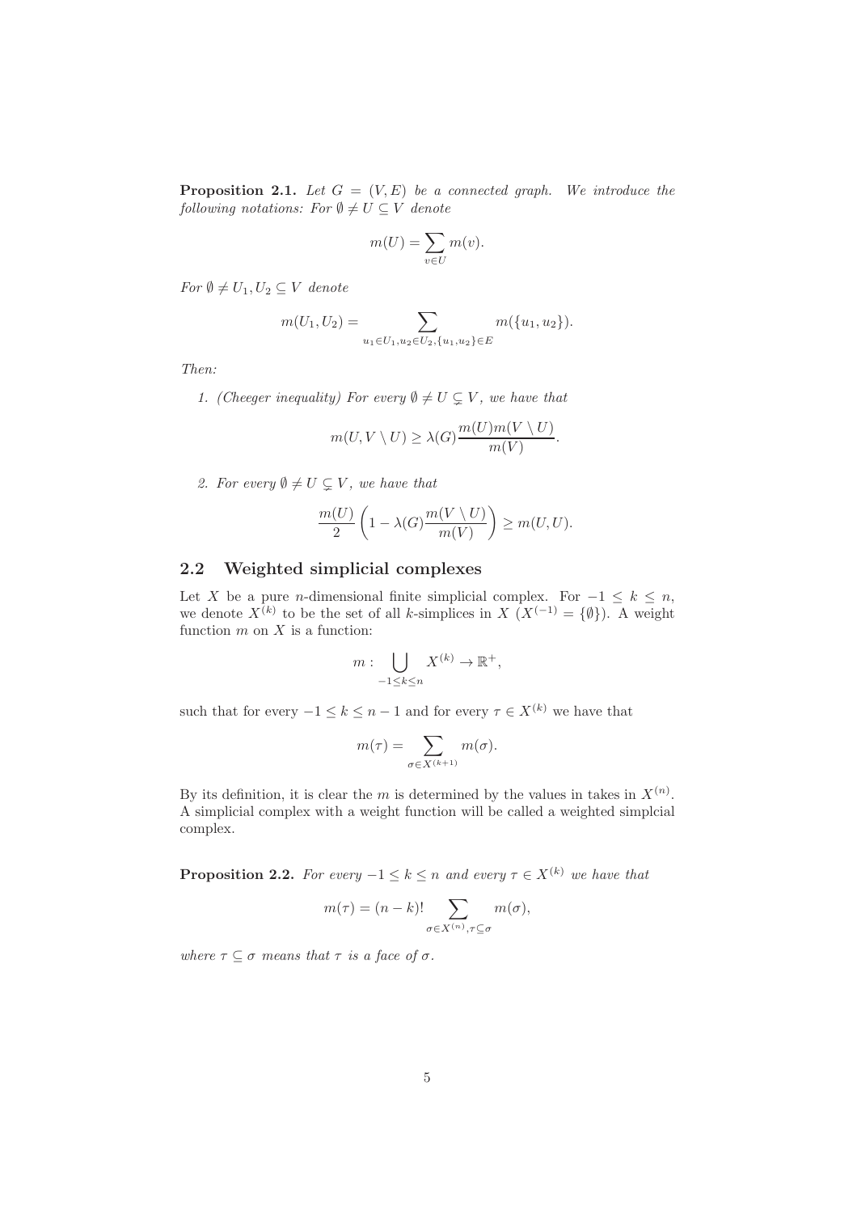**Proposition 2.1.** *Let $G = (V, E)$ be a connected graph. We introduce the following notations: For $\emptyset \neq U \subseteq V$ denote*

$$m(U) = \sum_{v \in U} m(v).$$

*For $\emptyset \neq U_1, U_2 \subseteq V$ denote*

$$m(U_1, U_2) = \sum_{u_1 \in U_1, u_2 \in U_2, \{u_1, u_2\} \in E} m(\{u_1, u_2\}).$$

*Then:*

1. *(Cheeger inequality) For every $\emptyset \neq U \subsetneq V$, we have that*

$$m(U, V \setminus U) \geq \lambda(G) \frac{m(U) m(V \setminus U)}{m(V)}.$$

2. *For every $\emptyset \neq U \subsetneq V$, we have that*

$$\frac{m(U)}{2} \left( 1 - \lambda(G) \frac{m(V \setminus U)}{m(V)} \right) \geq m(U, U).$$

## 2.2 Weighted simplicial complexes

Let $X$ be a pure $n$-dimensional finite simplicial complex. For $-1 \leq k \leq n$, we denote $X^{(k)}$ to be the set of all $k$-simplices in $X$ ($X^{(-1)} = \{\emptyset\}$). A weight function $m$ on $X$ is a function:

$$m : \bigcup_{-1 \leq k \leq n} X^{(k)} \rightarrow \mathbb{R}^+,$$

such that for every $-1 \leq k \leq n-1$ and for every $\tau \in X^{(k)}$ we have that

$$m(\tau) = \sum_{\sigma \in X^{(k+1)}} m(\sigma).$$

By its definition, it is clear the $m$ is determined by the values in takes in $X^{(n)}$. A simplicial complex with a weight function will be called a weighted simplcial complex.

**Proposition 2.2.** *For every $-1 \leq k \leq n$ and every $\tau \in X^{(k)}$ we have that*

$$m(\tau) = (n-k)! \sum_{\sigma \in X^{(n)}, \tau \subseteq \sigma} m(\sigma),$$

*where $\tau \subseteq \sigma$ means that $\tau$ is a face of $\sigma$.*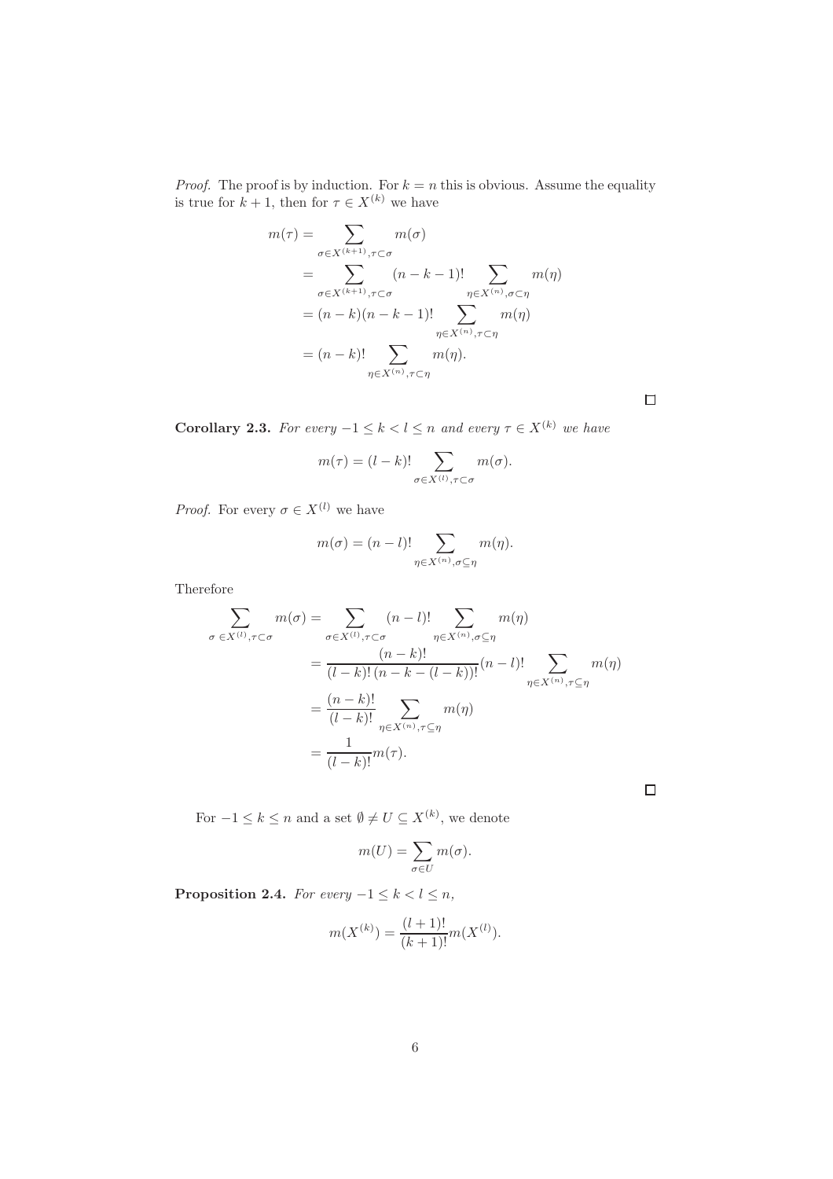*Proof.* The proof is by induction. For $k = n$ this is obvious. Assume the equality is true for $k+1$, then for $\tau \in X^{(k)}$ we have

$$
\begin{aligned}
m(\tau) &= \sum_{\sigma \in X^{(k+1)}, \tau \subset \sigma} m(\sigma) \\
&= \sum_{\sigma \in X^{(k+1)}, \tau \subset \sigma} (n-k-1)! \sum_{\eta \in X^{(n)}, \sigma \subset \eta} m(\eta) \\
&= (n-k)(n-k-1)! \sum_{\eta \in X^{(n)}, \tau \subset \eta} m(\eta) \\
&= (n-k)! \sum_{\eta \in X^{(n)}, \tau \subset \eta} m(\eta).
\end{aligned}
$$

□

**Corollary 2.3.** *For every $-1 \leq k < l \leq n$ and every $\tau \in X^{(k)}$ we have*

$$
m(\tau) = (l-k)! \sum_{\sigma \in X^{(l)}, \tau \subset \sigma} m(\sigma).
$$

*Proof.* For every $\sigma \in X^{(l)}$ we have

$$
m(\sigma) = (n-l)! \sum_{\eta \in X^{(n)}, \sigma \subseteq \eta} m(\eta).
$$

Therefore

$$
\begin{aligned}
\sum_{\sigma \in X^{(l)}, \tau \subset \sigma} m(\sigma) &= \sum_{\sigma \in X^{(l)}, \tau \subset \sigma} (n-l)! \sum_{\eta \in X^{(n)}, \sigma \subseteq \eta} m(\eta) \\
&= \frac{(n-k)!}{(l-k)!\,(n-k-(l-k))!} (n-l)! \sum_{\eta \in X^{(n)}, \tau \subseteq \eta} m(\eta) \\
&= \frac{(n-k)!}{(l-k)!} \sum_{\eta \in X^{(n)}, \tau \subseteq \eta} m(\eta) \\
&= \frac{1}{(l-k)!} m(\tau).
\end{aligned}
$$

□

For $-1 \leq k \leq n$ and a set $\emptyset \neq U \subseteq X^{(k)}$, we denote

$$
m(U) = \sum_{\sigma \in U} m(\sigma).
$$

**Proposition 2.4.** *For every $-1 \leq k < l \leq n$,*

$$
m(X^{(k)}) = \frac{(l+1)!}{(k+1)!} m(X^{(l)}).
$$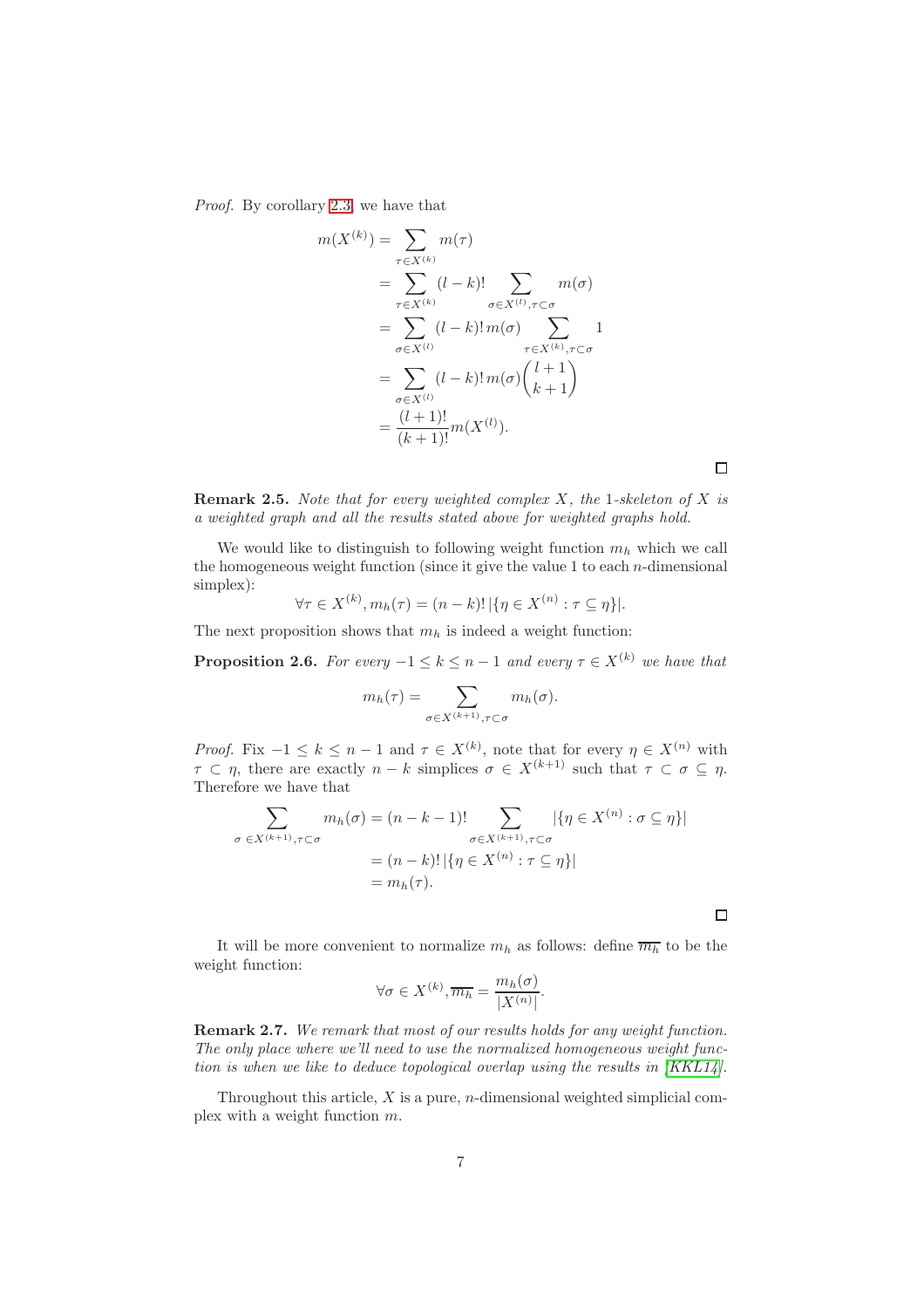*Proof.* By corollary 2.3, we have that

$$
\begin{aligned}
m(X^{(k)}) &= \sum_{\tau \in X^{(k)}} m(\tau) \\
&= \sum_{\tau \in X^{(k)}} (l-k)! \sum_{\sigma \in X^{(l)}, \tau \subset \sigma} m(\sigma) \\
&= \sum_{\sigma \in X^{(l)}} (l-k)! \, m(\sigma) \sum_{\tau \in X^{(k)}, \tau \subset \sigma} 1 \\
&= \sum_{\sigma \in X^{(l)}} (l-k)! \, m(\sigma) \binom{l+1}{k+1} \\
&= \frac{(l+1)!}{(k+1)!} m(X^{(l)}).
\end{aligned}
$$

□

**Remark 2.5.** *Note that for every weighted complex $X$, the 1-skeleton of $X$ is a weighted graph and all the results stated above for weighted graphs hold.*

We would like to distinguish to following weight function $m_h$ which we call the homogeneous weight function (since it give the value 1 to each $n$-dimensional simplex):

$$
\forall \tau \in X^{(k)}, m_h(\tau) = (n-k)! \, |\{\eta \in X^{(n)} : \tau \subseteq \eta\}|.
$$

The next proposition shows that $m_h$ is indeed a weight function:

**Proposition 2.6.** *For every $-1 \leq k \leq n-1$ and every $\tau \in X^{(k)}$ we have that*

$$
m_h(\tau) = \sum_{\sigma \in X^{(k+1)}, \tau \subset \sigma} m_h(\sigma).
$$

*Proof.* Fix $-1 \leq k \leq n-1$ and $\tau \in X^{(k)}$, note that for every $\eta \in X^{(n)}$ with $\tau \subset \eta$, there are exactly $n-k$ simplices $\sigma \in X^{(k+1)}$ such that $\tau \subset \sigma \subseteq \eta$. Therefore we have that

$$
\begin{aligned}
\sum_{\sigma \in X^{(k+1)}, \tau \subset \sigma} m_h(\sigma) &= (n-k-1)! \sum_{\sigma \in X^{(k+1)}, \tau \subset \sigma} |\{\eta \in X^{(n)} : \sigma \subseteq \eta\}| \\
&= (n-k)! \, |\{\eta \in X^{(n)} : \tau \subseteq \eta\}| \\
&= m_h(\tau).
\end{aligned}
$$

□

It will be more convenient to normalize $m_h$ as follows: define $\overline{m_h}$ to be the weight function:

$$
\forall \sigma \in X^{(k)}, \overline{m_h} = \frac{m_h(\sigma)}{|X^{(n)}|}.
$$

**Remark 2.7.** *We remark that most of our results holds for any weight function. The only place where we'll need to use the normalized homogeneous weight function is when we like to deduce topological overlap using the results in [KKL14].*

Throughout this article, $X$ is a pure, $n$-dimensional weighted simplicial complex with a weight function $m$.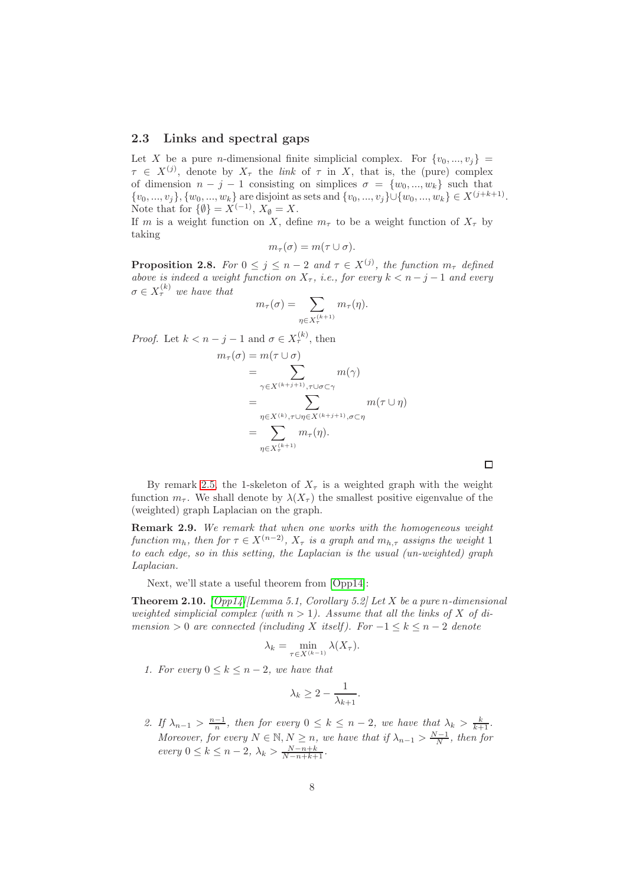### 2.3 Links and spectral gaps

Let $X$ be a pure $n$-dimensional finite simplicial complex. For $\{v_0, ..., v_j\} = \tau \in X^{(j)}$, denote by $X_\tau$ the *link* of $\tau$ in $X$, that is, the (pure) complex of dimension $n-j-1$ consisting on simplices $\sigma = \{w_0, ..., w_k\}$ such that $\{v_0, ..., v_j\}, \{w_0, ..., w_k\}$ are disjoint as sets and $\{v_0, ..., v_j\} \cup \{w_0, ..., w_k\} \in X^{(j+k+1)}$. Note that for $\{\emptyset\} = X^{(-1)}$, $X_\emptyset = X$.

If $m$ is a weight function on $X$, define $m_\tau$ to be a weight function of $X_\tau$ by taking

$$m_\tau(\sigma) = m(\tau \cup \sigma).$$

**Proposition 2.8.** *For $0 \leq j \leq n-2$ and $\tau \in X^{(j)}$, the function $m_\tau$ defined above is indeed a weight function on $X_\tau$, i.e., for every $k < n-j-1$ and every $\sigma \in X_\tau^{(k)}$ we have that*

$$m_\tau(\sigma) = \sum_{\eta \in X_\tau^{(k+1)}} m_\tau(\eta).$$

*Proof.* Let $k < n-j-1$ and $\sigma \in X_\tau^{(k)}$, then

$$\begin{aligned} m_\tau(\sigma) &= m(\tau \cup \sigma) \\ &= \sum_{\gamma \in X^{(k+j+1)}, \tau\cup\sigma \subset \gamma} m(\gamma) \\ &= \sum_{\eta \in X^{(k)}, \tau \cup \eta \in X^{(k+j+1)}, \sigma \subset \eta} m(\tau \cup \eta) \\ &= \sum_{\eta \in X_\tau^{(k+1)}} m_\tau(\eta). \end{aligned}$$

□

By remark 2.5, the 1-skeleton of $X_\tau$ is a weighted graph with the weight function $m_\tau$. We shall denote by $\lambda(X_\tau)$ the smallest positive eigenvalue of the (weighted) graph Laplacian on the graph.

**Remark 2.9.** *We remark that when one works with the homogeneous weight function $m_h$, then for $\tau \in X^{(n-2)}$, $X_\tau$ is a graph and $m_{h,\tau}$ assigns the weight 1 to each edge, so in this setting, the Laplacian is the usual (un-weighted) graph Laplacian.*

Next, we'll state a useful theorem from [Opp14]:

**Theorem 2.10.** *[Opp14][Lemma 5.1, Corollary 5.2] Let $X$ be a pure $n$-dimensional weighted simplicial complex (with $n > 1$). Assume that all the links of $X$ of dimension $> 0$ are connected (including $X$ itself). For $-1 \leq k \leq n-2$ denote*

$$\lambda_k = \min_{\tau \in X^{(k-1)}} \lambda(X_\tau).$$

1. *For every $0 \leq k \leq n-2$, we have that*

$$\lambda_k \geq 2 - \frac{1}{\lambda_{k+1}}.$$

2. *If $\lambda_{n-1} > \frac{n-1}{n}$, then for every $0 \leq k \leq n-2$, we have that $\lambda_k > \frac{k}{k+1}$. Moreover, for every $N \in \mathbb{N}, N \geq n$, we have that if $\lambda_{n-1} > \frac{N-1}{N}$, then for every $0 \leq k \leq n-2$, $\lambda_k > \frac{N-n+k}{N-n+k+1}$.*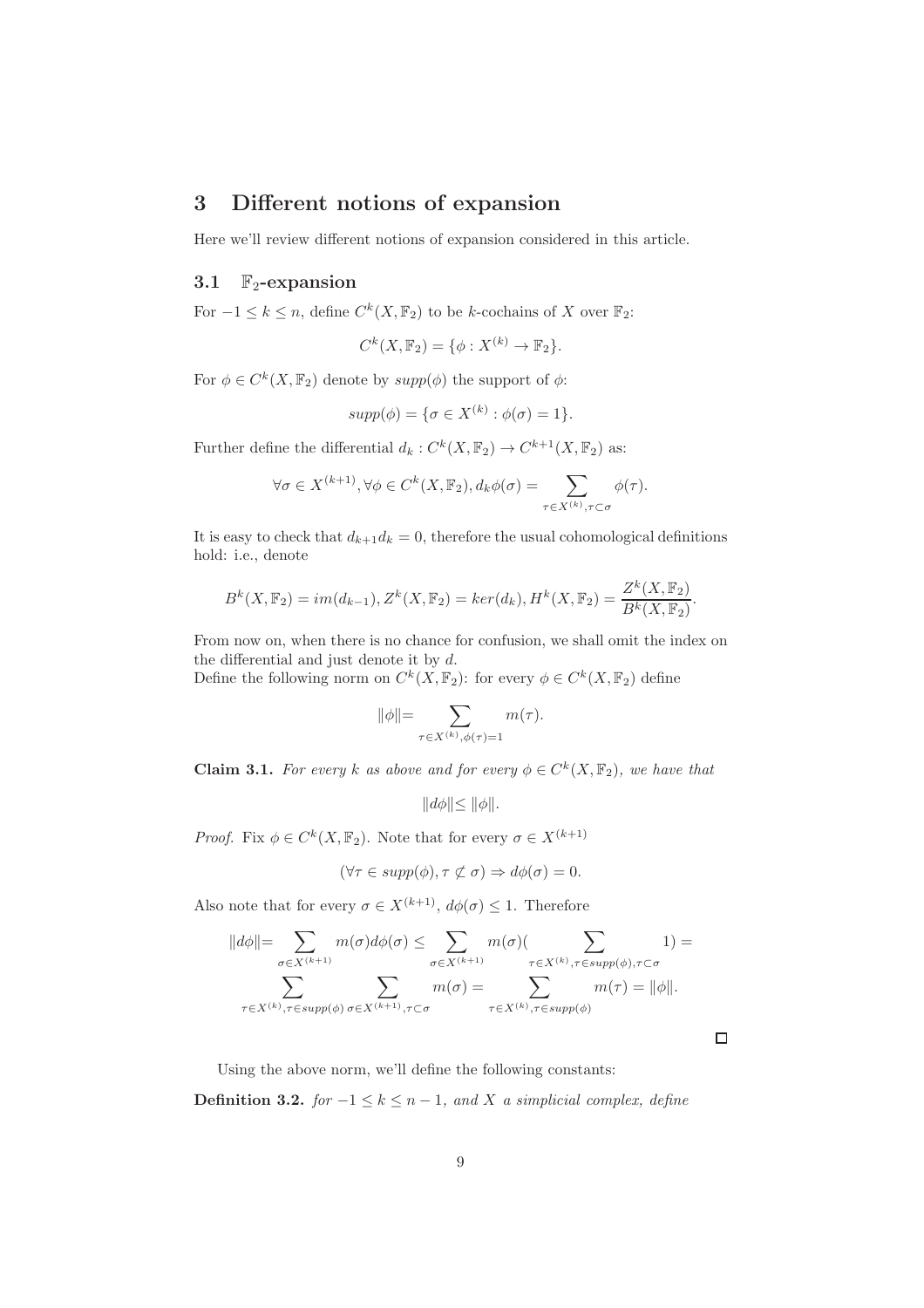# 3 Different notions of expansion

Here we'll review different notions of expansion considered in this article.

## 3.1 $\mathbb{F}_2$-expansion

For $-1 \leq k \leq n$, define $C^k(X, \mathbb{F}_2)$ to be $k$-cochains of $X$ over $\mathbb{F}_2$:

$$C^k(X, \mathbb{F}_2) = \{\phi : X^{(k)} \to \mathbb{F}_2\}.$$

For $\phi \in C^k(X, \mathbb{F}_2)$ denote by $supp(\phi)$ the support of $\phi$:

$$supp(\phi) = \{\sigma \in X^{(k)} : \phi(\sigma) = 1\}.$$

Further define the differential $d_k : C^k(X, \mathbb{F}_2) \to C^{k+1}(X, \mathbb{F}_2)$ as:

$$\forall \sigma \in X^{(k+1)}, \forall \phi \in C^k(X, \mathbb{F}_2), d_k\phi(\sigma) = \sum_{\tau \in X^{(k)}, \tau \subset \sigma} \phi(\tau).$$

It is easy to check that $d_{k+1}d_k = 0$, therefore the usual cohomological definitions hold: i.e., denote

$$B^k(X, \mathbb{F}_2) = im(d_{k-1}), Z^k(X, \mathbb{F}_2) = ker(d_k), H^k(X, \mathbb{F}_2) = \frac{Z^k(X, \mathbb{F}_2)}{B^k(X, \mathbb{F}_2)}.$$

From now on, when there is no chance for confusion, we shall omit the index on the differential and just denote it by $d$.
Define the following norm on $C^k(X, \mathbb{F}_2)$: for every $\phi \in C^k(X, \mathbb{F}_2)$ define

$$\|\phi\| = \sum_{\tau \in X^{(k)}, \phi(\tau)=1} m(\tau).$$

**Claim 3.1.** *For every $k$ as above and for every $\phi \in C^k(X, \mathbb{F}_2)$, we have that*

$$\|d\phi\| \leq \|\phi\|.$$

*Proof.* Fix $\phi \in C^k(X, \mathbb{F}_2)$. Note that for every $\sigma \in X^{(k+1)}$

$$(\forall \tau \in supp(\phi), \tau \not\subset \sigma) \Rightarrow d\phi(\sigma) = 0.$$

Also note that for every $\sigma \in X^{(k+1)}$, $d\phi(\sigma) \leq 1$. Therefore

$$\|d\phi\| = \sum_{\sigma \in X^{(k+1)}} m(\sigma) d\phi(\sigma) \leq \sum_{\sigma \in X^{(k+1)}} m(\sigma) \Big( \sum_{\tau \in X^{(k)}, \tau \in supp(\phi), \tau \subset \sigma} 1 \Big) =$$

$$\sum_{\tau \in X^{(k)}, \tau \in supp(\phi)} \sum_{\sigma \in X^{(k+1)}, \tau \subset \sigma} m(\sigma) = \sum_{\tau \in X^{(k)}, \tau \in supp(\phi)} m(\tau) = \|\phi\|.$$

□

Using the above norm, we'll define the following constants:

**Definition 3.2.** *for $-1 \leq k \leq n-1$, and $X$ a simplicial complex, define*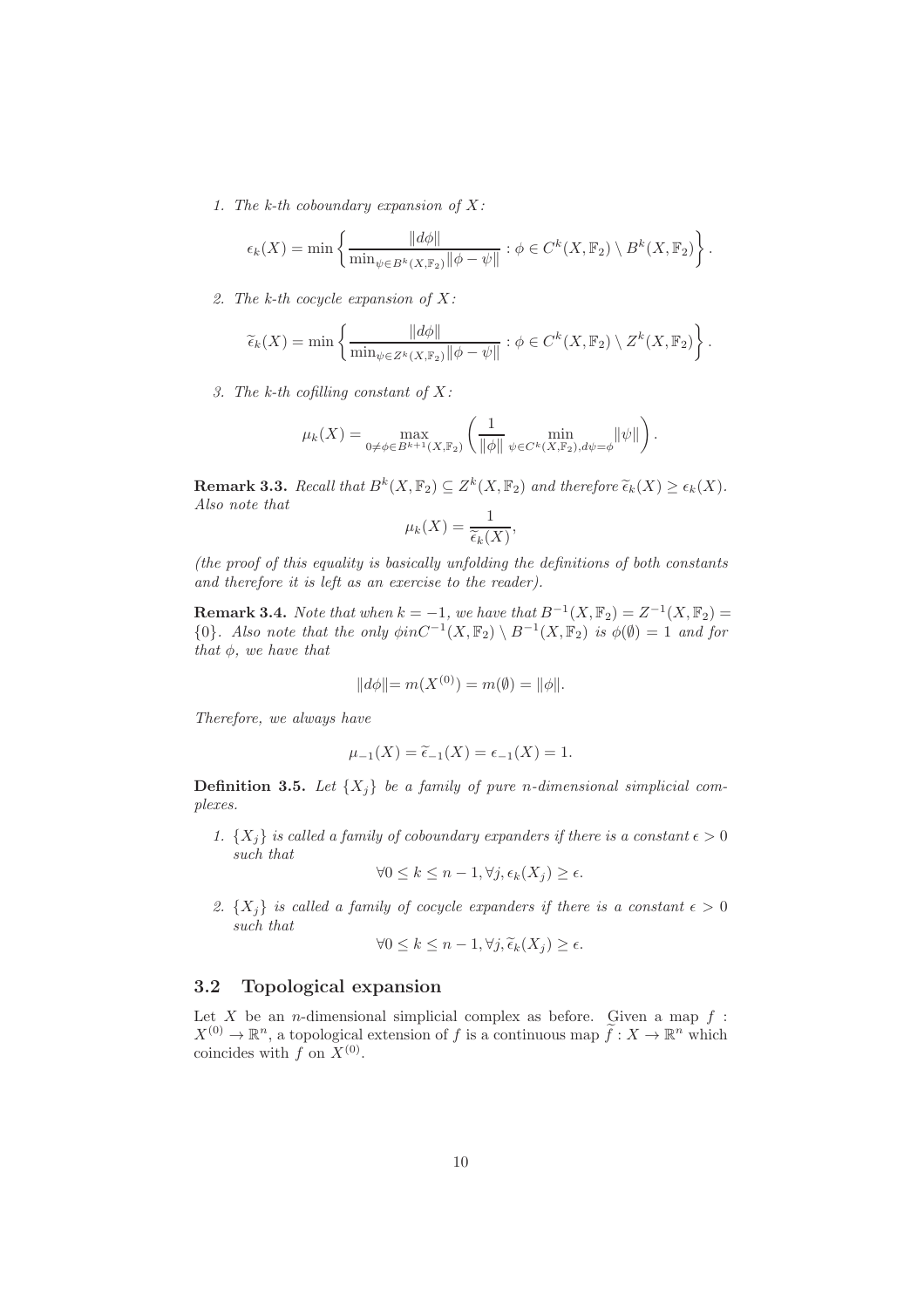1. *The k-th coboundary expansion of X:*

$$\epsilon_k(X) = \min \left\{ \frac{\|d\phi\|}{\min_{\psi \in B^k(X,\mathbb{F}_2)} \|\phi - \psi\|} : \phi \in C^k(X, \mathbb{F}_2) \setminus B^k(X, \mathbb{F}_2) \right\}.$$

2. *The k-th cocycle expansion of X:*

$$\widetilde{\epsilon}_k(X) = \min \left\{ \frac{\|d\phi\|}{\min_{\psi \in Z^k(X,\mathbb{F}_2)} \|\phi - \psi\|} : \phi \in C^k(X, \mathbb{F}_2) \setminus Z^k(X, \mathbb{F}_2) \right\}.$$

3. *The k-th cofilling constant of X:*

$$\mu_k(X) = \max_{0 \neq \phi \in B^{k+1}(X,\mathbb{F}_2)} \left( \frac{1}{\|\phi\|} \min_{\psi \in C^k(X,\mathbb{F}_2), d\psi = \phi} \|\psi\| \right).$$

**Remark 3.3.** *Recall that $B^k(X, \mathbb{F}_2) \subseteq Z^k(X, \mathbb{F}_2)$ and therefore $\widetilde{\epsilon}_k(X) \geq \epsilon_k(X)$. Also note that*

$$\mu_k(X) = \frac{1}{\widetilde{\epsilon}_k(X)},$$

*(the proof of this equality is basically unfolding the definitions of both constants and therefore it is left as an exercise to the reader).*

**Remark 3.4.** *Note that when $k = -1$, we have that $B^{-1}(X, \mathbb{F}_2) = Z^{-1}(X, \mathbb{F}_2) = \{0\}$. Also note that the only $\phi in C^{-1}(X, \mathbb{F}_2) \setminus B^{-1}(X, \mathbb{F}_2)$ is $\phi(\emptyset) = 1$ and for that $\phi$, we have that*

$$\|d\phi\| = m(X^{(0)}) = m(\emptyset) = \|\phi\|.$$

*Therefore, we always have*

$$\mu_{-1}(X) = \widetilde{\epsilon}_{-1}(X) = \epsilon_{-1}(X) = 1.$$

**Definition 3.5.** *Let $\{X_j\}$ be a family of pure n-dimensional simplicial complexes.*

1. *$\{X_j\}$ is called a family of coboundary expanders if there is a constant $\epsilon > 0$ such that*

$$\forall 0 \leq k \leq n-1, \forall j, \epsilon_k(X_j) \geq \epsilon.$$

2. *$\{X_j\}$ is called a family of cocycle expanders if there is a constant $\epsilon > 0$ such that*

$$\forall 0 \leq k \leq n-1, \forall j, \widetilde{\epsilon}_k(X_j) \geq \epsilon.$$

## 3.2 Topological expansion

Let $X$ be an $n$-dimensional simplicial complex as before. Given a map $f : X^{(0)} \to \mathbb{R}^n$, a topological extension of $f$ is a continuous map $\widetilde{f} : X \to \mathbb{R}^n$ which coincides with $f$ on $X^{(0)}$.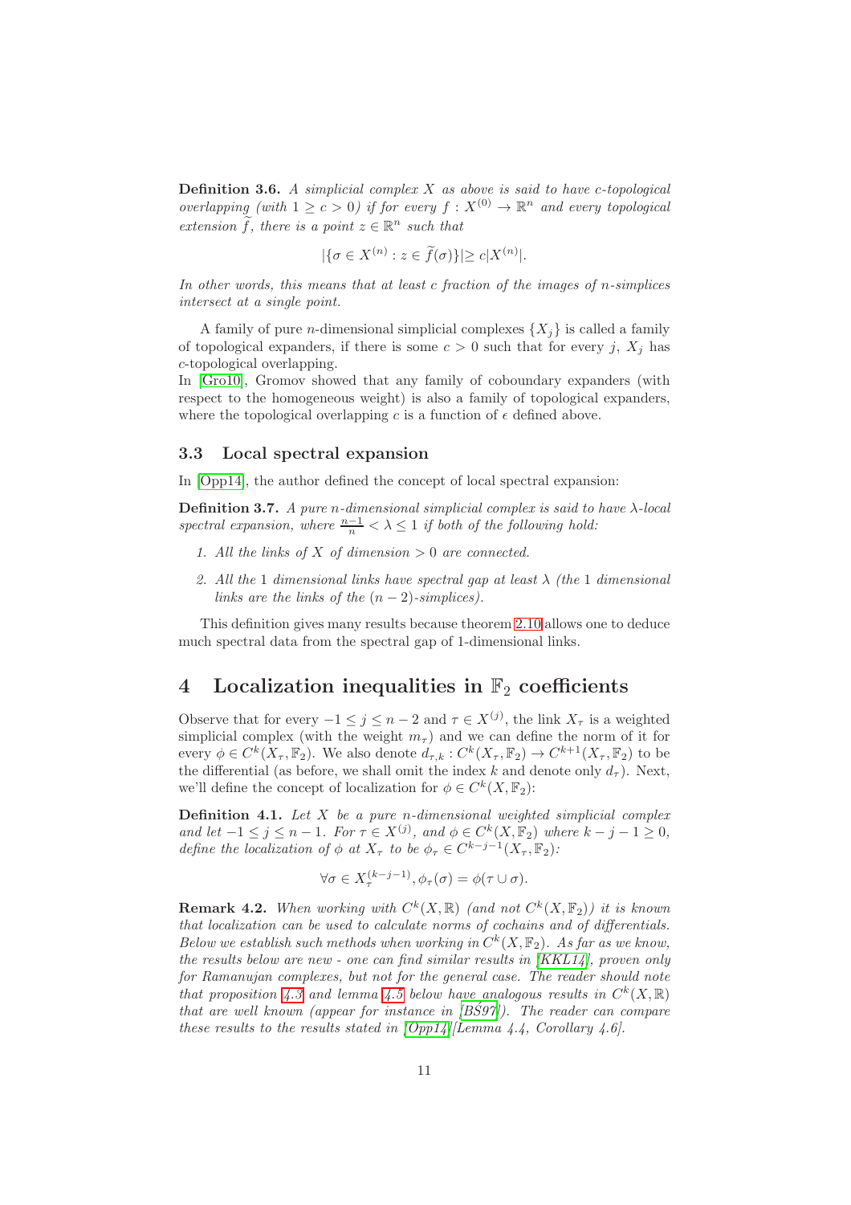**Definition 3.6.** *A simplicial complex $X$ as above is said to have $c$-topological overlapping (with $1 \geq c > 0$) if for every $f : X^{(0)} \rightarrow \mathbb{R}^n$ and every topological extension $\widetilde{f}$, there is a point $z \in \mathbb{R}^n$ such that*

$$|\{\sigma \in X^{(n)} : z \in \widetilde{f}(\sigma)\}| \geq c|X^{(n)}|.$$

*In other words, this means that at least $c$ fraction of the images of $n$-simplices intersect at a single point.*

A family of pure $n$-dimensional simplicial complexes $\{X_j\}$ is called a family of topological expanders, if there is some $c > 0$ such that for every $j$, $X_j$ has $c$-topological overlapping.
In [Gro10], Gromov showed that any family of coboundary expanders (with respect to the homogeneous weight) is also a family of topological expanders, where the topological overlapping $c$ is a function of $\epsilon$ defined above.

### 3.3 Local spectral expansion

In [Opp14], the author defined the concept of local spectral expansion:

**Definition 3.7.** *A pure $n$-dimensional simplicial complex is said to have $\lambda$-local spectral expansion, where $\frac{n-1}{n} < \lambda \leq 1$ if both of the following hold:*

1. *All the links of $X$ of dimension $> 0$ are connected.*
2. *All the 1 dimensional links have spectral gap at least $\lambda$ (the 1 dimensional links are the links of the $(n-2)$-simplices).*

This definition gives many results because theorem 2.10 allows one to deduce much spectral data from the spectral gap of 1-dimensional links.

## 4 Localization inequalities in $\mathbb{F}_2$ coefficients

Observe that for every $-1 \leq j \leq n-2$ and $\tau \in X^{(j)}$, the link $X_\tau$ is a weighted simplicial complex (with the weight $m_\tau$) and we can define the norm of it for every $\phi \in C^k(X_\tau, \mathbb{F}_2)$. We also denote $d_{\tau,k} : C^k(X_\tau, \mathbb{F}_2) \rightarrow C^{k+1}(X_\tau, \mathbb{F}_2)$ to be the differential (as before, we shall omit the index $k$ and denote only $d_\tau$). Next, we'll define the concept of localization for $\phi \in C^k(X, \mathbb{F}_2)$:

**Definition 4.1.** *Let $X$ be a pure $n$-dimensional weighted simplicial complex and let $-1 \leq j \leq n-1$. For $\tau \in X^{(j)}$, and $\phi \in C^k(X, \mathbb{F}_2)$ where $k - j - 1 \geq 0$, define the localization of $\phi$ at $X_\tau$ to be $\phi_\tau \in C^{k-j-1}(X_\tau, \mathbb{F}_2)$:*

$$\forall \sigma \in X_\tau^{(k-j-1)}, \phi_\tau(\sigma) = \phi(\tau \cup \sigma).$$

**Remark 4.2.** *When working with $C^k(X, \mathbb{R})$ (and not $C^k(X, \mathbb{F}_2)$) it is known that localization can be used to calculate norms of cochains and of differentials. Below we establish such methods when working in $C^k(X, \mathbb{F}_2)$. As far as we know, the results below are new - one can find similar results in [KKL14], proven only for Ramanujan complexes, but not for the general case. The reader should note that proposition 4.3 and lemma 4.5 below have analogous results in $C^k(X, \mathbb{R})$ that are well known (appear for instance in [BŚ97]). The reader can compare these results to the results stated in [Opp14][Lemma 4.4, Corollary 4.6].*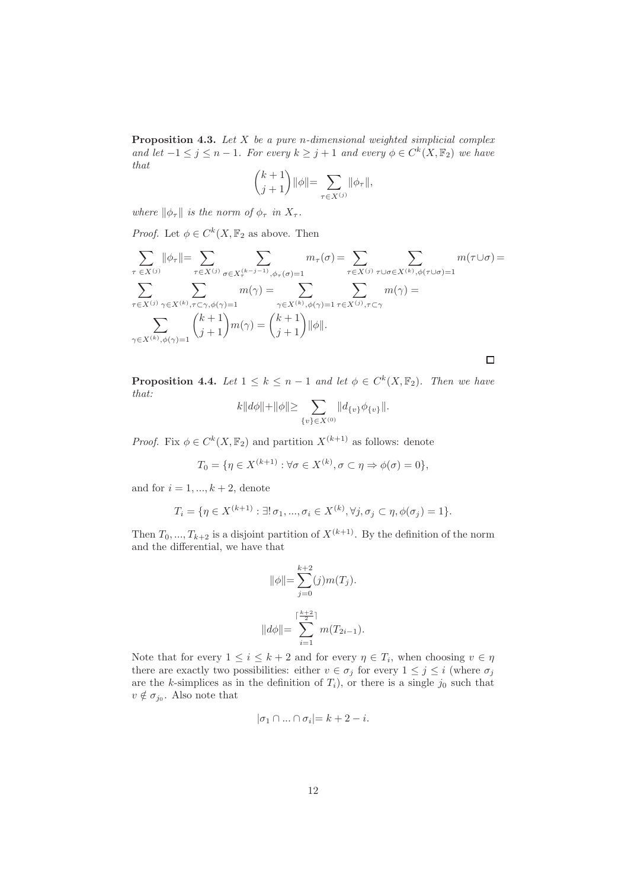**Proposition 4.3.** *Let $X$ be a pure $n$-dimensional weighted simplicial complex and let $-1 \leq j \leq n-1$. For every $k \geq j+1$ and every $\phi \in C^k(X, \mathbb{F}_2)$ we have that*

$$\binom{k+1}{j+1} \|\phi\| = \sum_{\tau \in X^{(j)}} \|\phi_\tau\|,$$

*where $\|\phi_\tau\|$ is the norm of $\phi_\tau$ in $X_\tau$.*

*Proof.* Let $\phi \in C^k(X, \mathbb{F}_2$ as above. Then

$$\sum_{\tau \in X^{(j)}} \|\phi_\tau\| = \sum_{\tau \in X^{(j)}} \sum_{\sigma \in X_\tau^{(k-j-1)}, \phi_\tau(\sigma)=1} m_\tau(\sigma) = \sum_{\tau \in X^{(j)}} \sum_{\tau \cup \sigma \in X^{(k)}, \phi(\tau \cup \sigma)=1} m(\tau \cup \sigma) =$$

$$\sum_{\tau \in X^{(j)}} \sum_{\gamma \in X^{(k)}, \tau \subset \gamma, \phi(\gamma)=1} m(\gamma) = \sum_{\gamma \in X^{(k)}, \phi(\gamma)=1} \sum_{\tau \in X^{(j)}, \tau \subset \gamma} m(\gamma) =$$

$$\sum_{\gamma \in X^{(k)}, \phi(\gamma)=1} \binom{k+1}{j+1} m(\gamma) = \binom{k+1}{j+1} \|\phi\|.$$

$\square$

**Proposition 4.4.** *Let $1 \leq k \leq n-1$ and let $\phi \in C^k(X, \mathbb{F}_2)$. Then we have that:*

$$k\|d\phi\| + \|\phi\| \geq \sum_{\{v\} \in X^{(0)}} \|d_{\{v\}} \phi_{\{v\}}\|.$$

*Proof.* Fix $\phi \in C^k(X, \mathbb{F}_2)$ and partition $X^{(k+1)}$ as follows: denote

$$T_0 = \{\eta \in X^{(k+1)} : \forall \sigma \in X^{(k)}, \sigma \subset \eta \Rightarrow \phi(\sigma) = 0\},$$

and for $i = 1, ..., k+2$, denote

$$T_i = \{\eta \in X^{(k+1)} : \exists! \, \sigma_1, ..., \sigma_i \in X^{(k)}, \forall j, \sigma_j \subset \eta, \phi(\sigma_j) = 1\}.$$

Then $T_0, ..., T_{k+2}$ is a disjoint partition of $X^{(k+1)}$. By the definition of the norm and the differential, we have that

$$\|\phi\| = \sum_{j=0}^{k+2} (j) m(T_j).$$

$$\|d\phi\| = \sum_{i=1}^{\lceil \frac{k+2}{2} \rceil} m(T_{2i-1}).$$

Note that for every $1 \leq i \leq k+2$ and for every $\eta \in T_i$, when choosing $v \in \eta$ there are exactly two possibilities: either $v \in \sigma_j$ for every $1 \leq j \leq i$ (where $\sigma_j$ are the $k$-simplices as in the definition of $T_i$), or there is a single $j_0$ such that $v \notin \sigma_{j_0}$. Also note that

$$|\sigma_1 \cap ... \cap \sigma_i| = k + 2 - i.$$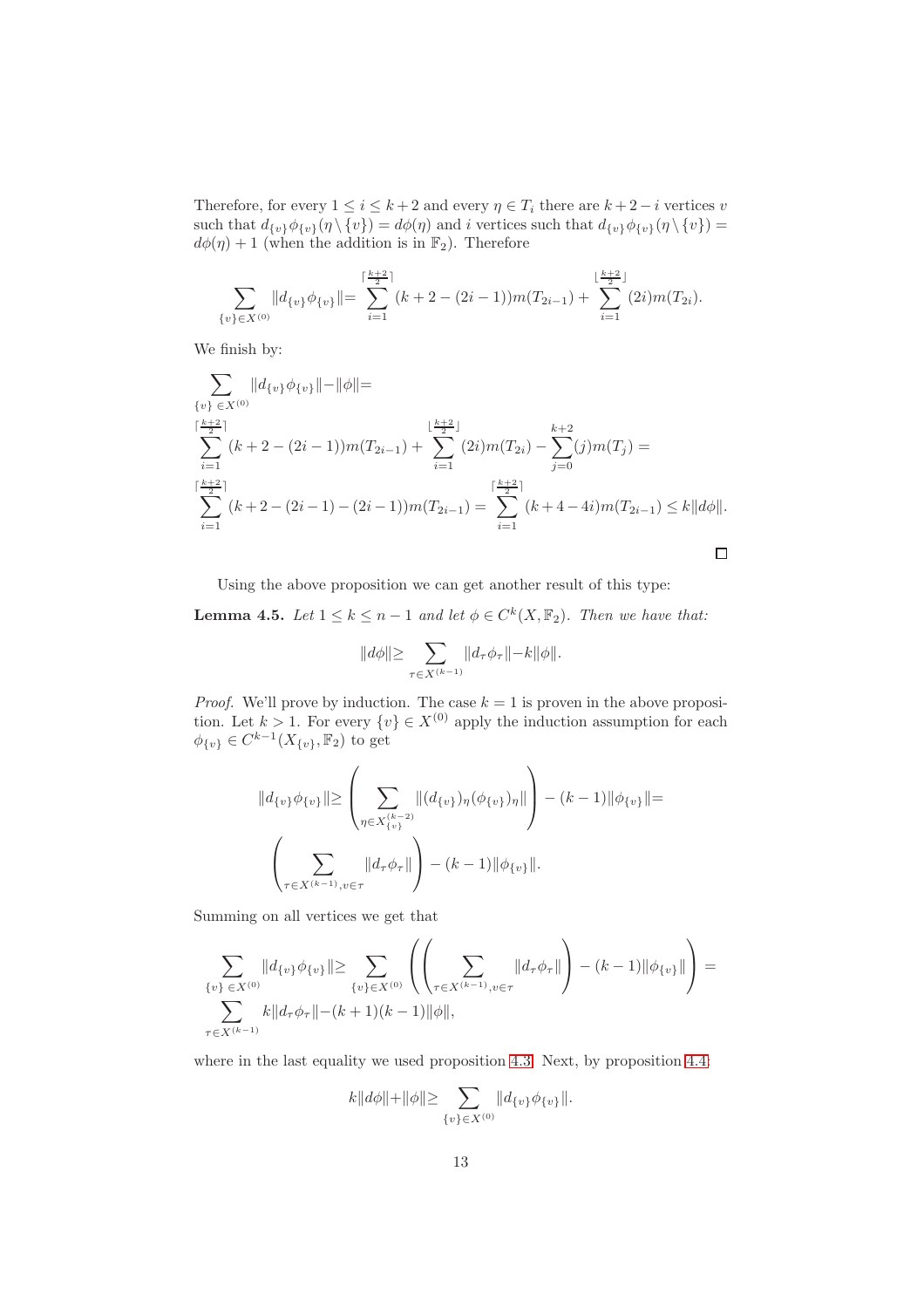Therefore, for every $1 \leq i \leq k+2$ and every $\eta \in T_i$ there are $k+2-i$ vertices $v$ such that $d_{\{v\}}\phi_{\{v\}}(\eta \setminus \{v\}) = d\phi(\eta)$ and $i$ vertices such that $d_{\{v\}}\phi_{\{v\}}(\eta \setminus \{v\}) = d\phi(\eta) + 1$ (when the addition is in $\mathbb{F}_2$). Therefore

$$\sum_{\{v\} \in X^{(0)}} \|d_{\{v\}}\phi_{\{v\}}\| = \sum_{i=1}^{\lceil \frac{k+2}{2} \rceil} (k+2-(2i-1))m(T_{2i-1}) + \sum_{i=1}^{\lfloor \frac{k+2}{2} \rfloor} (2i)m(T_{2i}).$$

We finish by:

$$\sum_{\{v\} \in X^{(0)}} \|d_{\{v\}}\phi_{\{v\}}\| - \|\phi\| =$$

$$\sum_{i=1}^{\lceil \frac{k+2}{2} \rceil} (k+2-(2i-1))m(T_{2i-1}) + \sum_{i=1}^{\lfloor \frac{k+2}{2} \rfloor} (2i)m(T_{2i}) - \sum_{j=0}^{k+2} (j)m(T_j) =$$

$$\sum_{i=1}^{\lceil \frac{k+2}{2} \rceil} (k+2-(2i-1)-(2i-1))m(T_{2i-1}) = \sum_{i=1}^{\lceil \frac{k+2}{2} \rceil} (k+4-4i)m(T_{2i-1}) \leq k\|d\phi\|.$$

□

Using the above proposition we can get another result of this type:

**Lemma 4.5.** *Let $1 \leq k \leq n-1$ and let $\phi \in C^k(X, \mathbb{F}_2)$. Then we have that:*

$$\|d\phi\| \geq \sum_{\tau \in X^{(k-1)}} \|d_\tau \phi_\tau\| - k\|\phi\|.$$

*Proof.* We'll prove by induction. The case $k=1$ is proven in the above proposition. Let $k > 1$. For every $\{v\} \in X^{(0)}$ apply the induction assumption for each $\phi_{\{v\}} \in C^{k-1}(X_{\{v\}}, \mathbb{F}_2)$ to get

$$\|d_{\{v\}}\phi_{\{v\}}\| \geq \left( \sum_{\eta \in X_{\{v\}}^{(k-2)}} \|(d_{\{v\}})_\eta (\phi_{\{v\}})_\eta\| \right) - (k-1)\|\phi_{\{v\}}\| =$$

$$\left( \sum_{\tau \in X^{(k-1)}, v \in \tau} \|d_\tau \phi_\tau\| \right) - (k-1)\|\phi_{\{v\}}\|.$$

Summing on all vertices we get that

$$\sum_{\{v\} \in X^{(0)}} \|d_{\{v\}}\phi_{\{v\}}\| \geq \sum_{\{v\} \in X^{(0)}} \left( \left( \sum_{\tau \in X^{(k-1)}, v \in \tau} \|d_\tau \phi_\tau\| \right) - (k-1)\|\phi_{\{v\}}\| \right) =$$

$$\sum_{\tau \in X^{(k-1)}} k\|d_\tau \phi_\tau\| - (k+1)(k-1)\|\phi\|,$$

where in the last equality we used proposition 4.3. Next, by proposition 4.4:

$$k\|d\phi\| + \|\phi\| \geq \sum_{\{v\} \in X^{(0)}} \|d_{\{v\}}\phi_{\{v\}}\|.$$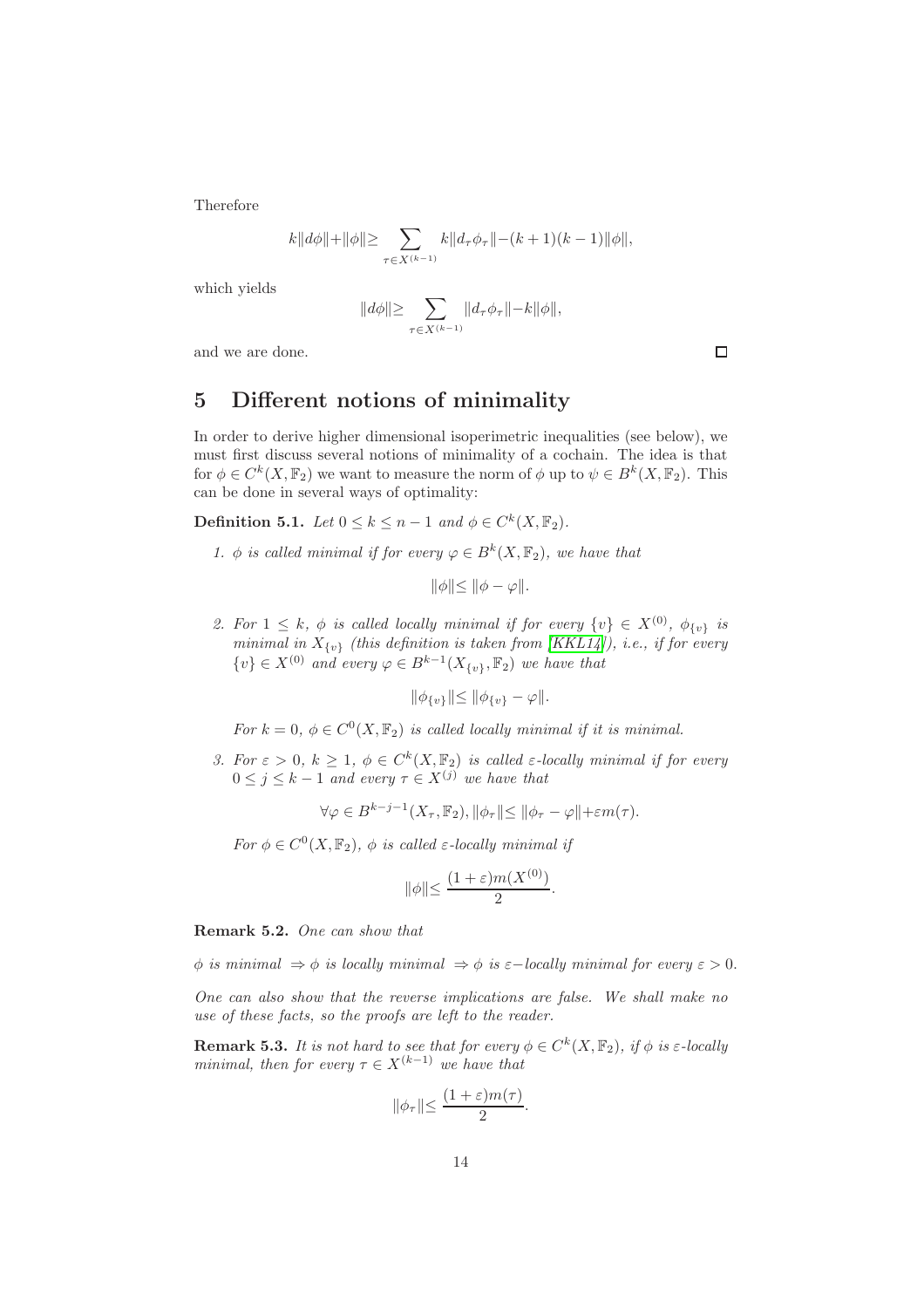Therefore

$$k\|d\phi\|+\|\phi\|\geq \sum_{\tau \in X^{(k-1)}} k\|d_\tau \phi_\tau\|-(k+1)(k-1)\|\phi\|,$$

which yields

$$\|d\phi\|\geq \sum_{\tau \in X^{(k-1)}} \|d_\tau \phi_\tau\|-k\|\phi\|,$$

and we are done. □

## 5 Different notions of minimality

In order to derive higher dimensional isoperimetric inequalities (see below), we must first discuss several notions of minimality of a cochain. The idea is that for $\phi \in C^k(X, \mathbb{F}_2)$ we want to measure the norm of $\phi$ up to $\psi \in B^k(X, \mathbb{F}_2)$. This can be done in several ways of optimality:

**Definition 5.1.** *Let $0 \leq k \leq n-1$ and $\phi \in C^k(X, \mathbb{F}_2)$.*

1. *$\phi$ is called minimal if for every $\varphi \in B^k(X, \mathbb{F}_2)$, we have that*

$$\|\phi\|\leq \|\phi - \varphi\|.$$

2. *For $1 \leq k$, $\phi$ is called locally minimal if for every $\{v\} \in X^{(0)}$, $\phi_{\{v\}}$ is minimal in $X_{\{v\}}$ (this definition is taken from [KKL14]), i.e., if for every $\{v\} \in X^{(0)}$ and every $\varphi \in B^{k-1}(X_{\{v\}}, \mathbb{F}_2)$ we have that*

$$\|\phi_{\{v\}}\|\leq \|\phi_{\{v\}} - \varphi\|.$$

   *For $k = 0$, $\phi \in C^0(X, \mathbb{F}_2)$ is called locally minimal if it is minimal.*

3. *For $\varepsilon > 0$, $k \geq 1$, $\phi \in C^k(X, \mathbb{F}_2)$ is called $\varepsilon$-locally minimal if for every $0 \leq j \leq k-1$ and every $\tau \in X^{(j)}$ we have that*

$$\forall \varphi \in B^{k-j-1}(X_\tau, \mathbb{F}_2), \|\phi_\tau\|\leq \|\phi_\tau - \varphi\|+\varepsilon m(\tau).$$

   *For $\phi \in C^0(X, \mathbb{F}_2)$, $\phi$ is called $\varepsilon$-locally minimal if*

$$\|\phi\|\leq \frac{(1+\varepsilon)m(X^{(0)})}{2}.$$

**Remark 5.2.** *One can show that*

*$\phi$ is minimal $\Rightarrow \phi$ is locally minimal $\Rightarrow \phi$ is $\varepsilon-$locally minimal for every $\varepsilon > 0$.*

*One can also show that the reverse implications are false. We shall make no use of these facts, so the proofs are left to the reader.*

**Remark 5.3.** *It is not hard to see that for every $\phi \in C^k(X, \mathbb{F}_2)$, if $\phi$ is $\varepsilon$-locally minimal, then for every $\tau \in X^{(k-1)}$ we have that*

$$\|\phi_\tau\|\leq \frac{(1+\varepsilon)m(\tau)}{2}.$$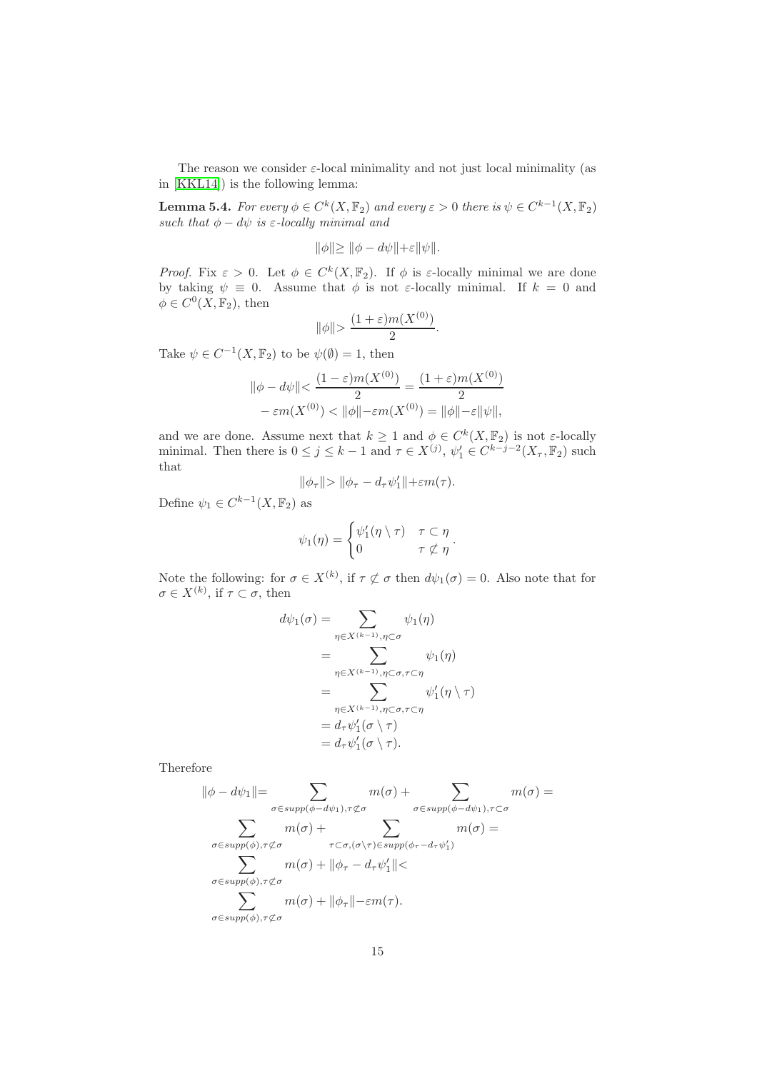The reason we consider $\varepsilon$-local minimality and not just local minimality (as in [KKL14]) is the following lemma:

**Lemma 5.4.** *For every $\phi \in C^k(X, \mathbb{F}_2)$ and every $\varepsilon > 0$ there is $\psi \in C^{k-1}(X, \mathbb{F}_2)$ such that $\phi - d\psi$ is $\varepsilon$-locally minimal and*

$$\|\phi\| \geq \|\phi - d\psi\| + \varepsilon \|\psi\|.$$

*Proof.* Fix $\varepsilon > 0$. Let $\phi \in C^k(X, \mathbb{F}_2)$. If $\phi$ is $\varepsilon$-locally minimal we are done by taking $\psi \equiv 0$. Assume that $\phi$ is not $\varepsilon$-locally minimal. If $k = 0$ and $\phi \in C^0(X, \mathbb{F}_2)$, then

$$\|\phi\| > \frac{(1+\varepsilon) m(X^{(0)})}{2}.$$

Take $\psi \in C^{-1}(X, \mathbb{F}_2)$ to be $\psi(\emptyset) = 1$, then

$$\|\phi - d\psi\| < \frac{(1-\varepsilon) m(X^{(0)})}{2} = \frac{(1+\varepsilon) m(X^{(0)})}{2} - \varepsilon m(X^{(0)}) < \|\phi\| - \varepsilon m(X^{(0)}) = \|\phi\| - \varepsilon \|\psi\|,$$

and we are done. Assume next that $k \geq 1$ and $\phi \in C^k(X, \mathbb{F}_2)$ is not $\varepsilon$-locally minimal. Then there is $0 \leq j \leq k-1$ and $\tau \in X^{(j)}$, $\psi_1' \in C^{k-j-2}(X_\tau, \mathbb{F}_2)$ such that

$$\|\phi_\tau\| > \|\phi_\tau - d_\tau \psi_1'\| + \varepsilon m(\tau).$$

Define $\psi_1 \in C^{k-1}(X, \mathbb{F}_2)$ as

$$\psi_1(\eta) = \begin{cases} \psi_1'(\eta \setminus \tau) & \tau \subset \eta \\ 0 & \tau \not\subset \eta \end{cases}.$$

Note the following: for $\sigma \in X^{(k)}$, if $\tau \not\subset \sigma$ then $d\psi_1(\sigma) = 0$. Also note that for $\sigma \in X^{(k)}$, if $\tau \subset \sigma$, then

$$\begin{aligned}
d\psi_1(\sigma) &= \sum_{\eta \in X^{(k-1)}, \eta \subset \sigma} \psi_1(\eta) \\
&= \sum_{\eta \in X^{(k-1)}, \eta \subset \sigma, \tau \subset \eta} \psi_1(\eta) \\
&= \sum_{\eta \in X^{(k-1)}, \eta \subset \sigma, \tau \subset \eta} \psi_1'(\eta \setminus \tau) \\
&= d_\tau \psi_1'(\sigma \setminus \tau) \\
&= d_\tau \psi_1'(\sigma \setminus \tau).
\end{aligned}$$

Therefore

$$\begin{aligned}
\|\phi - d\psi_1\| &= \sum_{\sigma \in supp(\phi - d\psi_1), \tau \not\subset \sigma} m(\sigma) + \sum_{\sigma \in supp(\phi - d\psi_1), \tau \subset \sigma} m(\sigma) = \\
&\sum_{\sigma \in supp(\phi), \tau \not\subset \sigma} m(\sigma) + \sum_{\tau \subset \sigma, (\sigma \setminus \tau) \in supp(\phi_\tau - d_\tau \psi_1')} m(\sigma) = \\
&\sum_{\sigma \in supp(\phi), \tau \not\subset \sigma} m(\sigma) + \|\phi_\tau - d_\tau \psi_1'\| < \\
&\sum_{\sigma \in supp(\phi), \tau \not\subset \sigma} m(\sigma) + \|\phi_\tau\| - \varepsilon m(\tau).
\end{aligned}$$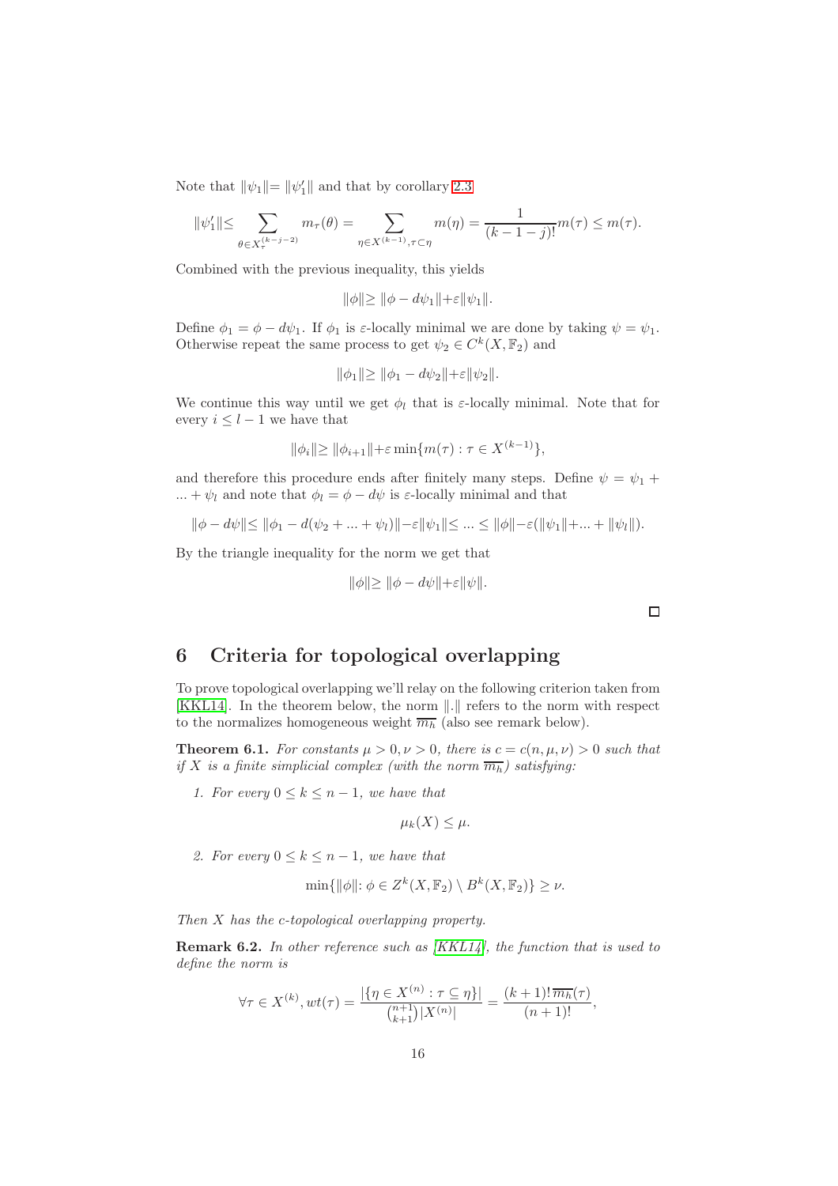Note that $\|\psi_1\| = \|\psi'_1\|$ and that by corollary 2.3

$$\|\psi'_1\| \leq \sum_{\theta \in X_\tau^{(k-j-2)}} m_\tau(\theta) = \sum_{\eta \in X^{(k-1)}, \tau \subset \eta} m(\eta) = \frac{1}{(k-1-j)!} m(\tau) \leq m(\tau).$$

Combined with the previous inequality, this yields

$$\|\phi\| \geq \|\phi - d\psi_1\| + \varepsilon \|\psi_1\|.$$

Define $\phi_1 = \phi - d\psi_1$. If $\phi_1$ is $\varepsilon$-locally minimal we are done by taking $\psi = \psi_1$. Otherwise repeat the same process to get $\psi_2 \in C^k(X, \mathbb{F}_2)$ and

$$\|\phi_1\| \geq \|\phi_1 - d\psi_2\| + \varepsilon \|\psi_2\|.$$

We continue this way until we get $\phi_l$ that is $\varepsilon$-locally minimal. Note that for every $i \leq l-1$ we have that

$$\|\phi_i\| \geq \|\phi_{i+1}\| + \varepsilon \min\{m(\tau) : \tau \in X^{(k-1)}\},$$

and therefore this procedure ends after finitely many steps. Define $\psi = \psi_1 + \ldots + \psi_l$ and note that $\phi_l = \phi - d\psi$ is $\varepsilon$-locally minimal and that

$$\|\phi - d\psi\| \leq \|\phi_1 - d(\psi_2 + \ldots + \psi_l)\| - \varepsilon \|\psi_1\| \leq \ldots \leq \|\phi\| - \varepsilon(\|\psi_1\| + \ldots + \|\psi_l\|).$$

By the triangle inequality for the norm we get that

$$\|\phi\| \geq \|\phi - d\psi\| + \varepsilon \|\psi\|.$$

□

# 6 Criteria for topological overlapping

To prove topological overlapping we'll relay on the following criterion taken from [KKL14]. In the theorem below, the norm $\|.\|$ refers to the norm with respect to the normalizes homogeneous weight $\overline{m_h}$ (also see remark below).

**Theorem 6.1.** *For constants $\mu > 0, \nu > 0$, there is $c = c(n, \mu, \nu) > 0$ such that if $X$ is a finite simplicial complex (with the norm $\overline{m_h}$) satisfying:*

1. *For every $0 \leq k \leq n-1$, we have that*

$$\mu_k(X) \leq \mu.$$

2. *For every $0 \leq k \leq n-1$, we have that*

$$\min\{\|\phi\| : \phi \in Z^k(X, \mathbb{F}_2) \setminus B^k(X, \mathbb{F}_2)\} \geq \nu.$$

*Then $X$ has the $c$-topological overlapping property.*

**Remark 6.2.** *In other reference such as [KKL14], the function that is used to define the norm is*

$$\forall \tau \in X^{(k)}, wt(\tau) = \frac{|\{\eta \in X^{(n)} : \tau \subseteq \eta\}|}{\binom{n+1}{k+1}|X^{(n)}|} = \frac{(k+1)!\,\overline{m_h}(\tau)}{(n+1)!},$$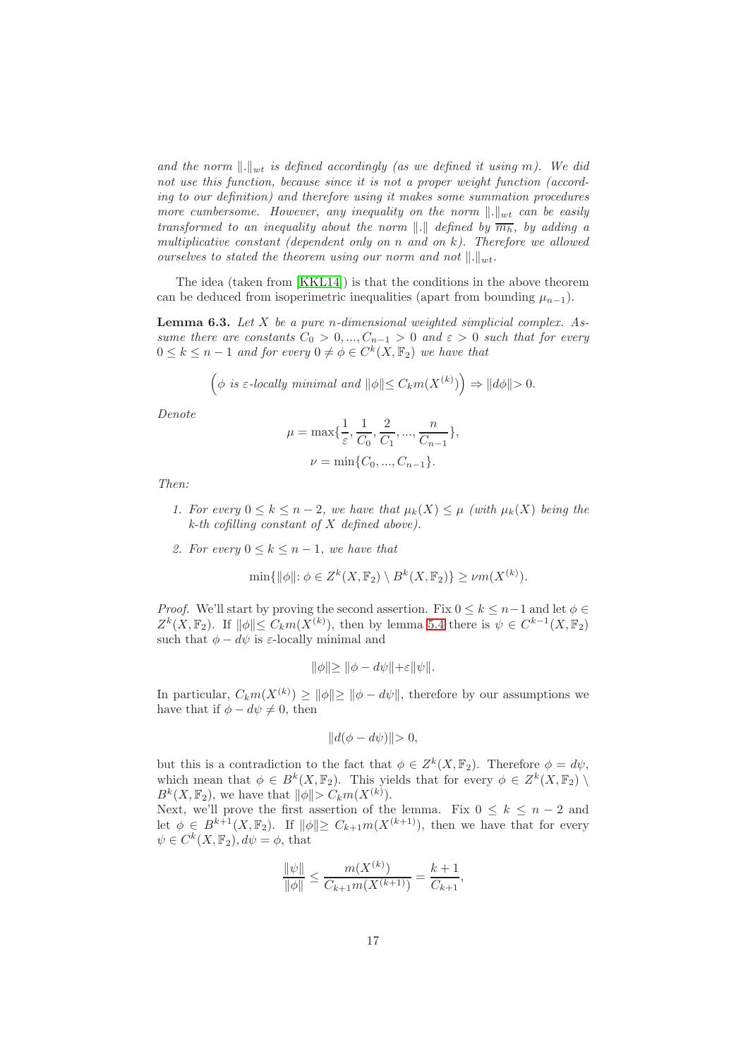*and the norm $\|.\|_{wt}$ is defined accordingly (as we defined it using $m$). We did not use this function, because since it is not a proper weight function (according to our definition) and therefore using it makes some summation procedures more cumbersome. However, any inequality on the norm $\|.\|_{wt}$ can be easily transformed to an inequality about the norm $\|.\|$ defined by $\overline{m_h}$, by adding a multiplicative constant (dependent only on $n$ and on $k$). Therefore we allowed ourselves to stated the theorem using our norm and not $\|.\|_{wt}$.*

The idea (taken from [KKL14]) is that the conditions in the above theorem can be deduced from isoperimetric inequalities (apart from bounding $\mu_{n-1}$).

**Lemma 6.3.** *Let $X$ be a pure $n$-dimensional weighted simplicial complex. Assume there are constants $C_0 > 0, ..., C_{n-1} > 0$ and $\varepsilon > 0$ such that for every $0 \leq k \leq n-1$ and for every $0 \neq \phi \in C^k(X, \mathbb{F}_2)$ we have that*

$$\left(\phi \text{ is } \varepsilon\text{-locally minimal and } \|\phi\| \leq C_k m(X^{(k)})\right) \Rightarrow \|d\phi\| > 0.$$

*Denote*

$$\mu = \max\{\frac{1}{\varepsilon}, \frac{1}{C_0}, \frac{2}{C_1}, ..., \frac{n}{C_{n-1}}\},$$
$$\nu = \min\{C_0, ..., C_{n-1}\}.$$

*Then:*

1. *For every $0 \leq k \leq n-2$, we have that $\mu_k(X) \leq \mu$ (with $\mu_k(X)$ being the $k$-th cofilling constant of $X$ defined above).*
2. *For every $0 \leq k \leq n-1$, we have that*

$$\min\{\|\phi\| : \phi \in Z^k(X, \mathbb{F}_2) \setminus B^k(X, \mathbb{F}_2)\} \geq \nu m(X^{(k)}).$$

*Proof.* We'll start by proving the second assertion. Fix $0 \leq k \leq n-1$ and let $\phi \in Z^k(X, \mathbb{F}_2)$. If $\|\phi\| \leq C_k m(X^{(k)})$, then by lemma 5.4 there is $\psi \in C^{k-1}(X, \mathbb{F}_2)$ such that $\phi - d\psi$ is $\varepsilon$-locally minimal and

$$\|\phi\| \geq \|\phi - d\psi\| + \varepsilon\|\psi\|.$$

In particular, $C_k m(X^{(k)}) \geq \|\phi\| \geq \|\phi - d\psi\|$, therefore by our assumptions we have that if $\phi - d\psi \neq 0$, then

$$\|d(\phi - d\psi)\| > 0,$$

but this is a contradiction to the fact that $\phi \in Z^k(X, \mathbb{F}_2)$. Therefore $\phi = d\psi$, which mean that $\phi \in B^k(X, \mathbb{F}_2)$. This yields that for every $\phi \in Z^k(X, \mathbb{F}_2) \setminus B^k(X, \mathbb{F}_2)$, we have that $\|\phi\| > C_k m(X^{(k)})$.
Next, we'll prove the first assertion of the lemma. Fix $0 \leq k \leq n-2$ and let $\phi \in B^{k+1}(X, \mathbb{F}_2)$. If $\|\phi\| \geq C_{k+1} m(X^{(k+1)})$, then we have that for every $\psi \in C^k(X, \mathbb{F}_2), d\psi = \phi$, that

$$\frac{\|\psi\|}{\|\phi\|} \leq \frac{m(X^{(k)})}{C_{k+1} m(X^{(k+1)})} = \frac{k+1}{C_{k+1}},$$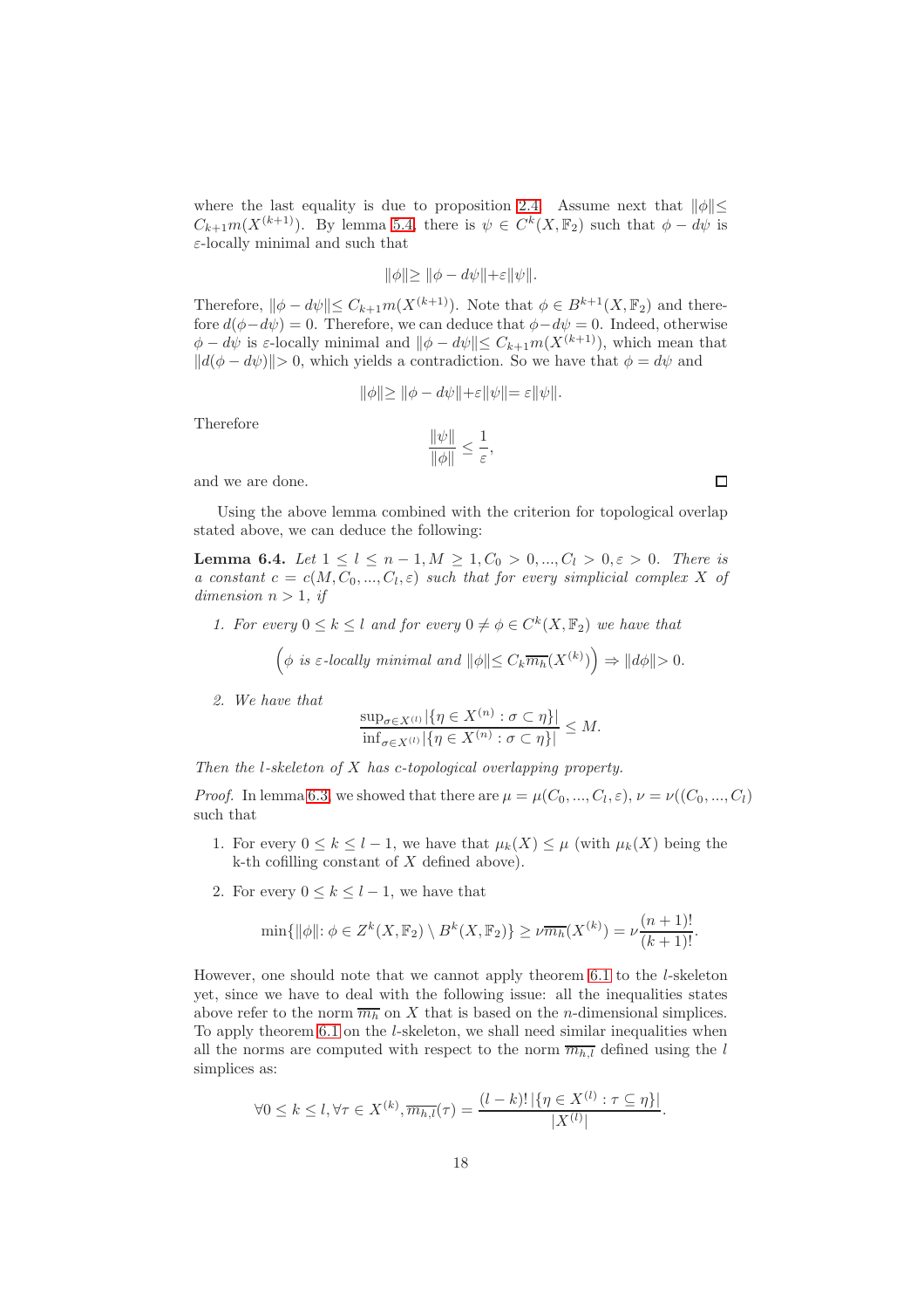where the last equality is due to proposition 2.4. Assume next that $\|\phi\| \leq C_{k+1} m(X^{(k+1)})$. By lemma 5.4, there is $\psi \in C^k(X, \mathbb{F}_2)$ such that $\phi - d\psi$ is $\varepsilon$-locally minimal and such that

$$\|\phi\| \geq \|\phi - d\psi\| + \varepsilon \|\psi\|.$$

Therefore, $\|\phi - d\psi\| \leq C_{k+1} m(X^{(k+1)})$. Note that $\phi \in B^{k+1}(X, \mathbb{F}_2)$ and therefore $d(\phi - d\psi) = 0$. Therefore, we can deduce that $\phi - d\psi = 0$. Indeed, otherwise $\phi - d\psi$ is $\varepsilon$-locally minimal and $\|\phi - d\psi\| \leq C_{k+1} m(X^{(k+1)})$, which mean that $\|d(\phi - d\psi)\| > 0$, which yields a contradiction. So we have that $\phi = d\psi$ and

$$\|\phi\| \geq \|\phi - d\psi\| + \varepsilon \|\psi\| = \varepsilon \|\psi\|.$$

Therefore

$$\frac{\|\psi\|}{\|\phi\|} \leq \frac{1}{\varepsilon},$$

and we are done. $\square$

Using the above lemma combined with the criterion for topological overlap stated above, we can deduce the following:

**Lemma 6.4.** *Let $1 \leq l \leq n-1, M \geq 1, C_0 > 0, ..., C_l > 0, \varepsilon > 0$. There is a constant $c = c(M, C_0, ..., C_l, \varepsilon)$ such that for every simplicial complex $X$ of dimension $n > 1$, if*

1. *For every $0 \leq k \leq l$ and for every $0 \neq \phi \in C^k(X, \mathbb{F}_2)$ we have that*

$$\left( \phi \text{ is } \varepsilon\text{-locally minimal and } \|\phi\| \leq C_k \overline{m_h}(X^{(k)}) \right) \Rightarrow \|d\phi\| > 0.$$

2. *We have that*

$$\frac{\sup_{\sigma \in X^{(l)}} |\{\eta \in X^{(n)} : \sigma \subset \eta\}|}{\inf_{\sigma \in X^{(l)}} |\{\eta \in X^{(n)} : \sigma \subset \eta\}|} \leq M.$$

*Then the $l$-skeleton of $X$ has $c$-topological overlapping property.*

*Proof.* In lemma 6.3, we showed that there are $\mu = \mu(C_0, ..., C_l, \varepsilon), \nu = \nu((C_0, ..., C_l)$ such that

1. For every $0 \leq k \leq l-1$, we have that $\mu_k(X) \leq \mu$ (with $\mu_k(X)$ being the k-th cofilling constant of $X$ defined above).
2. For every $0 \leq k \leq l-1$, we have that

$$\min\{\|\phi\| : \phi \in Z^k(X, \mathbb{F}_2) \setminus B^k(X, \mathbb{F}_2)\} \geq \nu \overline{m_h}(X^{(k)}) = \nu \frac{(n+1)!}{(k+1)!}.$$

However, one should note that we cannot apply theorem 6.1 to the $l$-skeleton yet, since we have to deal with the following issue: all the inequalities states above refer to the norm $\overline{m_h}$ on $X$ that is based on the $n$-dimensional simplices. To apply theorem 6.1 on the $l$-skeleton, we shall need similar inequalities when all the norms are computed with respect to the norm $\overline{m_{h,l}}$ defined using the $l$ simplices as:

$$\forall 0 \leq k \leq l, \forall \tau \in X^{(k)}, \overline{m_{h,l}}(\tau) = \frac{(l-k)! \, |\{\eta \in X^{(l)} : \tau \subseteq \eta\}|}{|X^{(l)}|}.$$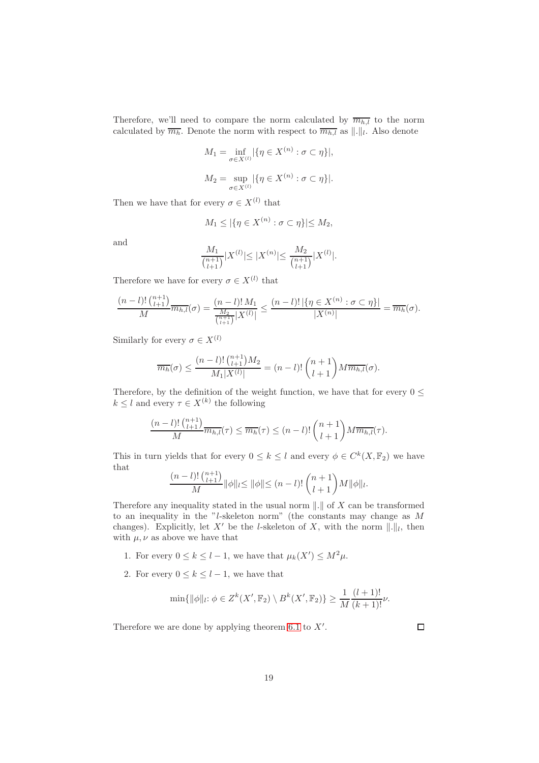Therefore, we'll need to compare the norm calculated by $\overline{m_{h,l}}$ to the norm calculated by $\overline{m_h}$. Denote the norm with respect to $\overline{m_{h,l}}$ as $\|.\|_l$. Also denote

$$M_1 = \inf_{\sigma \in X^{(l)}} |\{\eta \in X^{(n)} : \sigma \subset \eta\}|,$$

$$M_2 = \sup_{\sigma \in X^{(l)}} |\{\eta \in X^{(n)} : \sigma \subset \eta\}|.$$

Then we have that for every $\sigma \in X^{(l)}$ that

$$M_1 \leq |\{\eta \in X^{(n)} : \sigma \subset \eta\}| \leq M_2,$$

and

$$\frac{M_1}{\binom{n+1}{l+1}} |X^{(l)}| \leq |X^{(n)}| \leq \frac{M_2}{\binom{n+1}{l+1}} |X^{(l)}|.$$

Therefore we have for every $\sigma \in X^{(l)}$ that

$$\frac{(n-l)! \binom{n+1}{l+1}}{M} \overline{m_{h,l}}(\sigma) = \frac{(n-l)!\, M_1}{\frac{M_2}{\binom{n+1}{l+1}} |X^{(l)}|} \leq \frac{(n-l)!\, |\{\eta \in X^{(n)} : \sigma \subset \eta\}|}{|X^{(n)}|} = \overline{m_h}(\sigma).$$

Similarly for every $\sigma \in X^{(l)}$

$$\overline{m_h}(\sigma) \leq \frac{(n-l)! \binom{n+1}{l+1} M_2}{M_1 |X^{(l)}|} = (n-l)! \binom{n+1}{l+1} M \overline{m_{h,l}}(\sigma).$$

Therefore, by the definition of the weight function, we have that for every $0 \leq k \leq l$ and every $\tau \in X^{(k)}$ the following

$$\frac{(n-l)! \binom{n+1}{l+1}}{M} \overline{m_{h,l}}(\tau) \leq \overline{m_h}(\tau) \leq (n-l)! \binom{n+1}{l+1} M \overline{m_{h,l}}(\tau).$$

This in turn yields that for every $0 \leq k \leq l$ and every $\phi \in C^k(X, \mathbb{F}_2)$ we have that

$$\frac{(n-l)! \binom{n+1}{l+1}}{M} \|\phi\|_l \leq \|\phi\| \leq (n-l)! \binom{n+1}{l+1} M \|\phi\|_l.$$

Therefore any inequality stated in the usual norm $\|.\|$ of $X$ can be transformed to an inequality in the "$l$-skeleton norm" (the constants may change as $M$ changes). Explicitly, let $X'$ be the $l$-skeleton of $X$, with the norm $\|.\|_l$, then with $\mu, \nu$ as above we have that

1. For every $0 \leq k \leq l-1$, we have that $\mu_k(X') \leq M^2 \mu$.
2. For every $0 \leq k \leq l-1$, we have that

$$\min\{\|\phi\|_l : \phi \in Z^k(X', \mathbb{F}_2) \setminus B^k(X', \mathbb{F}_2)\} \geq \frac{1}{M} \frac{(l+1)!}{(k+1)!} \nu.$$

Therefore we are done by applying theorem 6.1 to $X'$. $\square$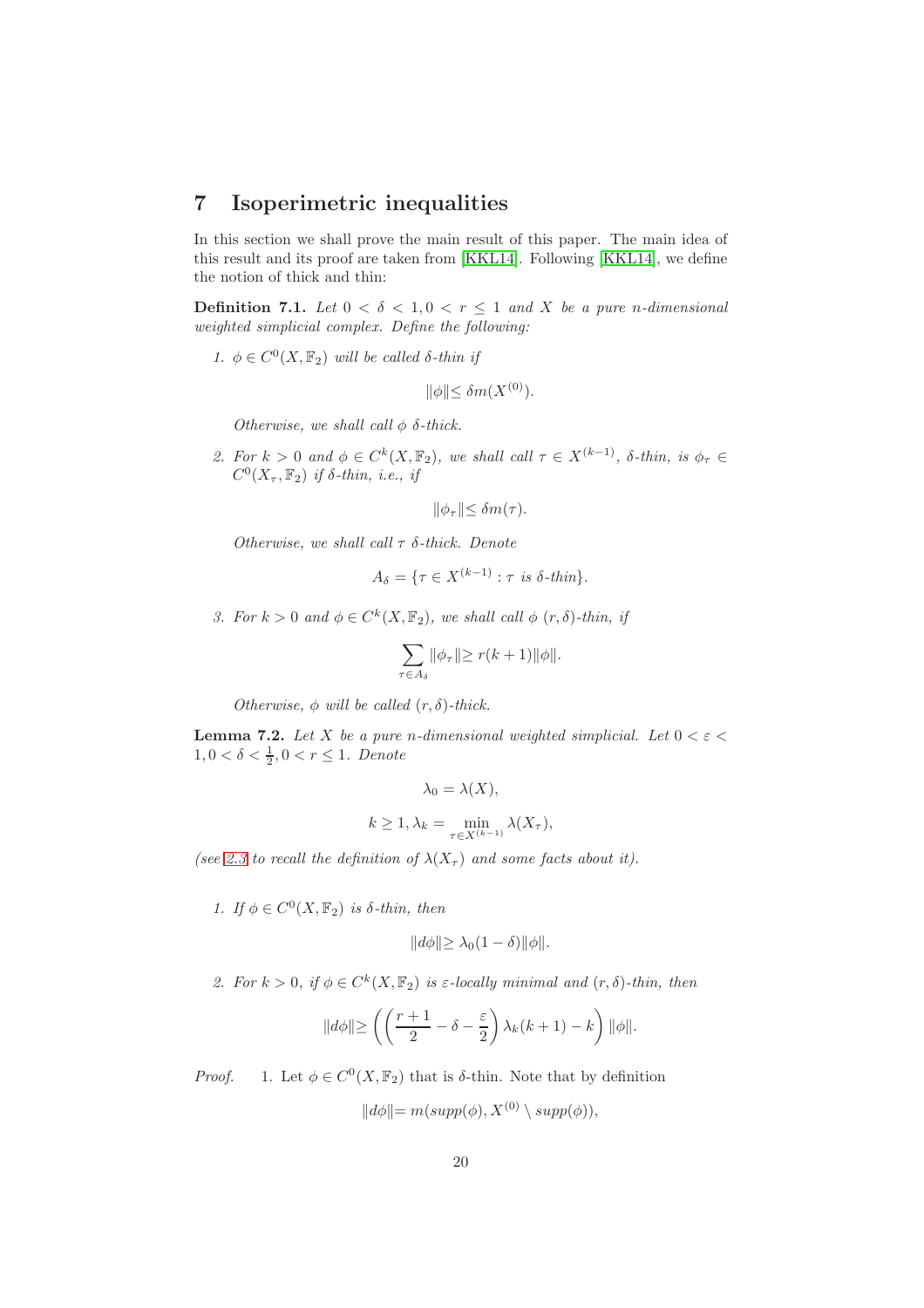## 7 Isoperimetric inequalities

In this section we shall prove the main result of this paper. The main idea of this result and its proof are taken from [KKL14]. Following [KKL14], we define the notion of thick and thin:

**Definition 7.1.** *Let $0 < \delta < 1, 0 < r \leq 1$ and $X$ be a pure $n$-dimensional weighted simplicial complex. Define the following:*

1. *$\phi \in C^0(X, \mathbb{F}_2)$ will be called $\delta$-thin if*
$$\|\phi\| \leq \delta m(X^{(0)}).$$
*Otherwise, we shall call $\phi$ $\delta$-thick.*

2. *For $k > 0$ and $\phi \in C^k(X, \mathbb{F}_2)$, we shall call $\tau \in X^{(k-1)}$, $\delta$-thin, is $\phi_\tau \in C^0(X_\tau, \mathbb{F}_2)$ if $\delta$-thin, i.e., if*
$$\|\phi_\tau\| \leq \delta m(\tau).$$
*Otherwise, we shall call $\tau$ $\delta$-thick. Denote*
$$A_\delta = \{\tau \in X^{(k-1)} : \tau \text{ is } \delta\text{-thin}\}.$$

3. *For $k > 0$ and $\phi \in C^k(X, \mathbb{F}_2)$, we shall call $\phi$ $(r, \delta)$-thin, if*
$$\sum_{\tau \in A_\delta} \|\phi_\tau\| \geq r(k+1)\|\phi\|.$$
*Otherwise, $\phi$ will be called $(r, \delta)$-thick.*

**Lemma 7.2.** *Let $X$ be a pure $n$-dimensional weighted simplicial. Let $0 < \varepsilon < 1, 0 < \delta < \frac{1}{2}, 0 < r \leq 1$. Denote*
$$\lambda_0 = \lambda(X),$$
$$k \geq 1, \lambda_k = \min_{\tau \in X^{(k-1)}} \lambda(X_\tau),$$
*(see 2.3 to recall the definition of $\lambda(X_\tau)$ and some facts about it).*

1. *If $\phi \in C^0(X, \mathbb{F}_2)$ is $\delta$-thin, then*
$$\|d\phi\| \geq \lambda_0(1-\delta)\|\phi\|.$$

2. *For $k > 0$, if $\phi \in C^k(X, \mathbb{F}_2)$ is $\varepsilon$-locally minimal and $(r, \delta)$-thin, then*
$$\|d\phi\| \geq \left( \left( \frac{r+1}{2} - \delta - \frac{\varepsilon}{2} \right) \lambda_k(k+1) - k \right) \|\phi\|.$$

*Proof.* 1. Let $\phi \in C^0(X, \mathbb{F}_2)$ that is $\delta$-thin. Note that by definition
$$\|d\phi\| = m(supp(\phi), X^{(0)} \setminus supp(\phi)),$$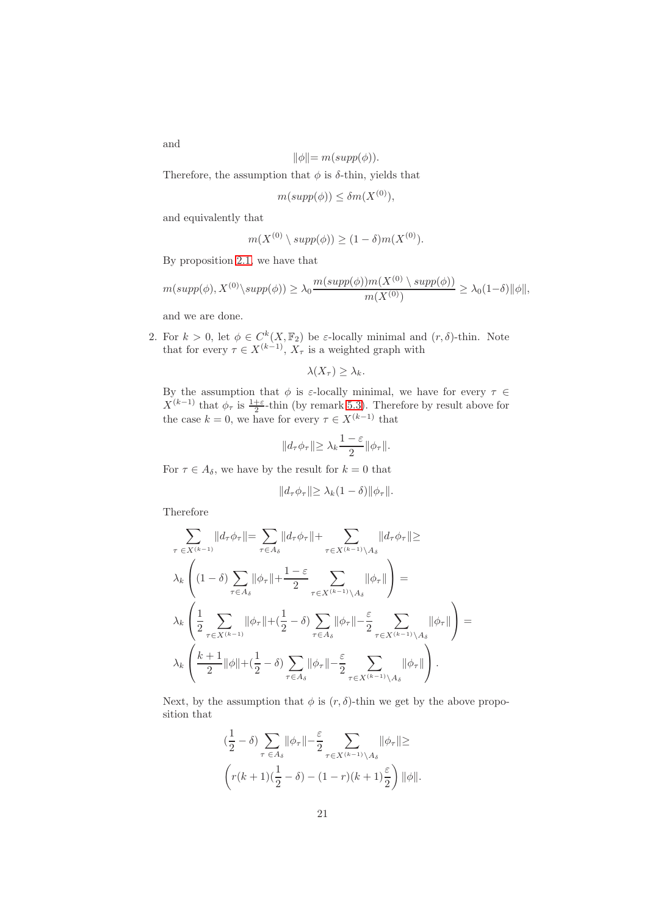and

$$\|\phi\| = m(supp(\phi)).$$

Therefore, the assumption that $\phi$ is $\delta$-thin, yields that

$$m(supp(\phi)) \leq \delta m(X^{(0)}),$$

and equivalently that

$$m(X^{(0)} \setminus supp(\phi)) \geq (1-\delta) m(X^{(0)}).$$

By proposition 2.1, we have that

$$m(supp(\phi), X^{(0)} \setminus supp(\phi)) \geq \lambda_0 \frac{m(supp(\phi)) m(X^{(0)} \setminus supp(\phi))}{m(X^{(0)})} \geq \lambda_0 (1-\delta) \|\phi\|,$$

and we are done.

2. For $k > 0$, let $\phi \in C^k(X, \mathbb{F}_2)$ be $\varepsilon$-locally minimal and $(r, \delta)$-thin. Note that for every $\tau \in X^{(k-1)}$, $X_\tau$ is a weighted graph with

$$\lambda(X_\tau) \geq \lambda_k.$$

By the assumption that $\phi$ is $\varepsilon$-locally minimal, we have for every $\tau \in X^{(k-1)}$ that $\phi_\tau$ is $\frac{1+\varepsilon}{2}$-thin (by remark 5.3). Therefore by result above for the case $k=0$, we have for every $\tau \in X^{(k-1)}$ that

$$\|d_\tau \phi_\tau\| \geq \lambda_k \frac{1-\varepsilon}{2} \|\phi_\tau\|.$$

For $\tau \in A_\delta$, we have by the result for $k=0$ that

$$\|d_\tau \phi_\tau\| \geq \lambda_k (1-\delta) \|\phi_\tau\|.$$

Therefore

$$\begin{aligned}
&\sum_{\tau \in X^{(k-1)}} \|d_\tau \phi_\tau\| = \sum_{\tau \in A_\delta} \|d_\tau \phi_\tau\| + \sum_{\tau \in X^{(k-1)} \setminus A_\delta} \|d_\tau \phi_\tau\| \geq \\
&\lambda_k \left( (1-\delta) \sum_{\tau \in A_\delta} \|\phi_\tau\| + \frac{1-\varepsilon}{2} \sum_{\tau \in X^{(k-1)} \setminus A_\delta} \|\phi_\tau\| \right) = \\
&\lambda_k \left( \frac{1}{2} \sum_{\tau \in X^{(k-1)}} \|\phi_\tau\| + (\frac{1}{2} - \delta) \sum_{\tau \in A_\delta} \|\phi_\tau\| - \frac{\varepsilon}{2} \sum_{\tau \in X^{(k-1)} \setminus A_\delta} \|\phi_\tau\| \right) = \\
&\lambda_k \left( \frac{k+1}{2} \|\phi\| + (\frac{1}{2} - \delta) \sum_{\tau \in A_\delta} \|\phi_\tau\| - \frac{\varepsilon}{2} \sum_{\tau \in X^{(k-1)} \setminus A_\delta} \|\phi_\tau\| \right).
\end{aligned}$$

Next, by the assumption that $\phi$ is $(r, \delta)$-thin we get by the above proposition that

$$\begin{aligned}
&(\frac{1}{2} - \delta) \sum_{\tau \in A_\delta} \|\phi_\tau\| - \frac{\varepsilon}{2} \sum_{\tau \in X^{(k-1)} \setminus A_\delta} \|\phi_\tau\| \geq \\
&\left( r(k+1)(\frac{1}{2} - \delta) - (1-r)(k+1)\frac{\varepsilon}{2} \right) \|\phi\|.
\end{aligned}$$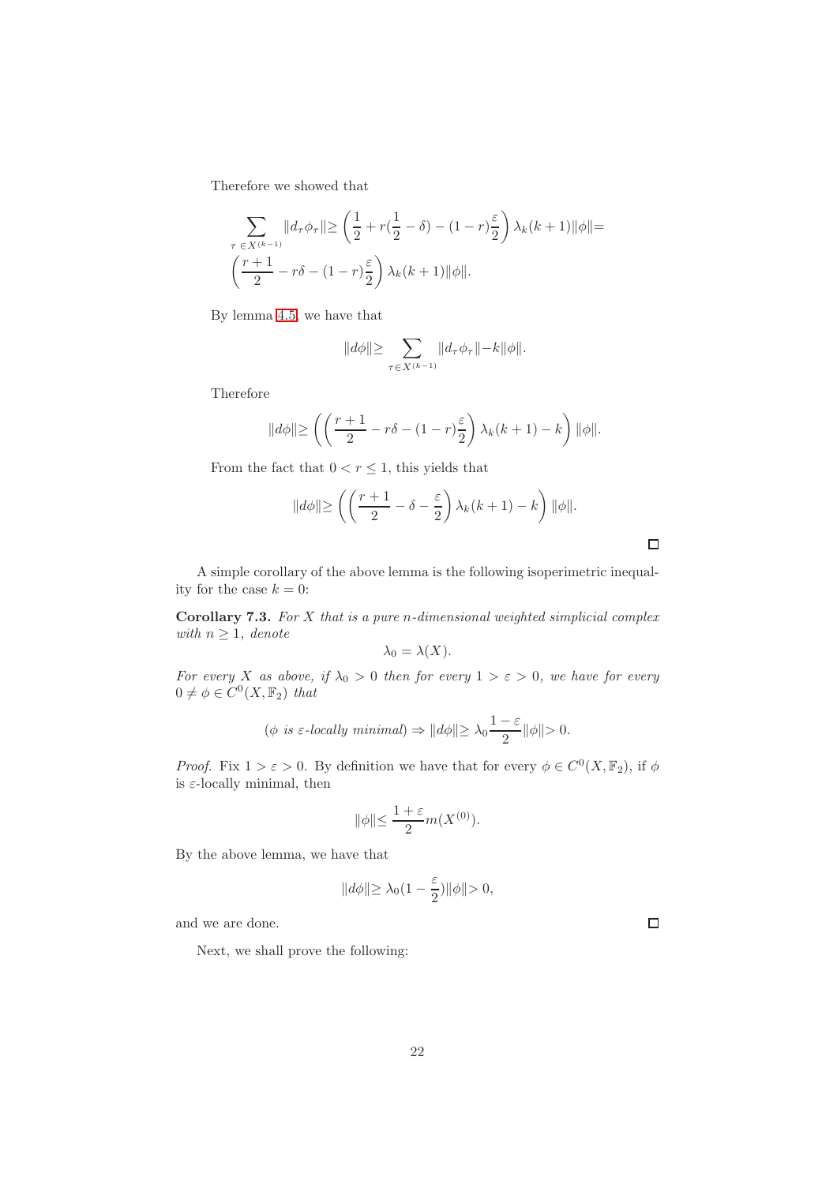Therefore we showed that

$$\sum_{\tau \in X^{(k-1)}} \|d_\tau \phi_\tau\| \geq \left( \frac{1}{2} + r(\frac{1}{2} - \delta) - (1-r)\frac{\varepsilon}{2} \right) \lambda_k (k+1) \|\phi\| =$$
$$\left( \frac{r+1}{2} - r\delta - (1-r)\frac{\varepsilon}{2} \right) \lambda_k (k+1) \|\phi\|.$$

By lemma 4.5, we have that

$$\|d\phi\| \geq \sum_{\tau \in X^{(k-1)}} \|d_\tau \phi_\tau\| - k\|\phi\|.$$

Therefore

$$\|d\phi\| \geq \left( \left( \frac{r+1}{2} - r\delta - (1-r)\frac{\varepsilon}{2} \right) \lambda_k (k+1) - k \right) \|\phi\|.$$

From the fact that $0 < r \leq 1$, this yields that

$$\|d\phi\| \geq \left( \left( \frac{r+1}{2} - \delta - \frac{\varepsilon}{2} \right) \lambda_k (k+1) - k \right) \|\phi\|.$$

□

A simple corollary of the above lemma is the following isoperimetric inequality for the case $k = 0$:

**Corollary 7.3.** *For $X$ that is a pure $n$-dimensional weighted simplicial complex with $n \geq 1$, denote*

$$\lambda_0 = \lambda(X).$$

*For every $X$ as above, if $\lambda_0 > 0$ then for every $1 > \varepsilon > 0$, we have for every $0 \neq \phi \in C^0(X, \mathbb{F}_2)$ that*

$$(\phi \text{ is } \varepsilon\text{-locally minimal}) \Rightarrow \|d\phi\| \geq \lambda_0 \frac{1-\varepsilon}{2} \|\phi\| > 0.$$

*Proof.* Fix $1 > \varepsilon > 0$. By definition we have that for every $\phi \in C^0(X, \mathbb{F}_2)$, if $\phi$ is $\varepsilon$-locally minimal, then

$$\|\phi\| \leq \frac{1+\varepsilon}{2} m(X^{(0)}).$$

By the above lemma, we have that

$$\|d\phi\| \geq \lambda_0 (1 - \frac{\varepsilon}{2}) \|\phi\| > 0,$$

and we are done. □

Next, we shall prove the following: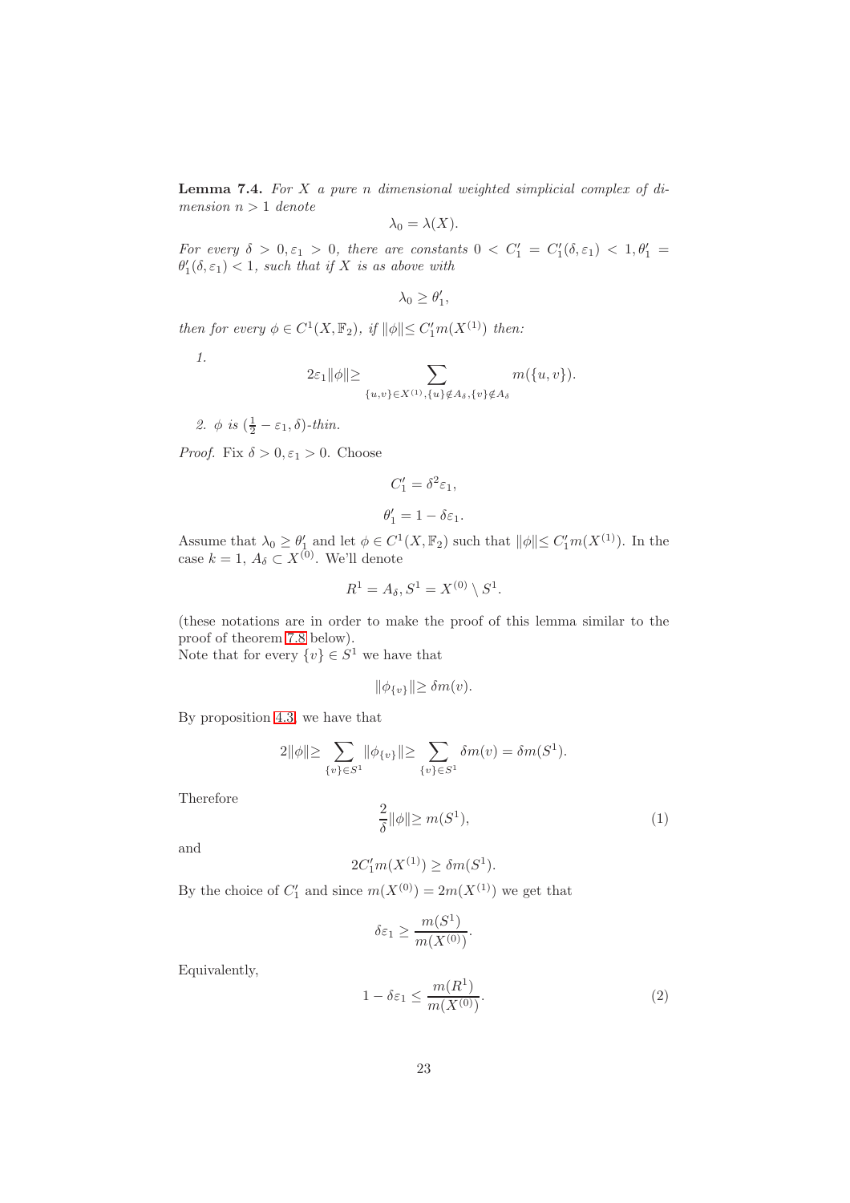**Lemma 7.4.** *For $X$ a pure $n$ dimensional weighted simplicial complex of dimension $n > 1$ denote*

$$\lambda_0 = \lambda(X).$$

*For every $\delta > 0, \varepsilon_1 > 0$, there are constants $0 < C_1' = C_1'(\delta, \varepsilon_1) < 1, \theta_1' = \theta_1'(\delta, \varepsilon_1) < 1$, such that if $X$ is as above with*

$$\lambda_0 \geq \theta_1',$$

*then for every $\phi \in C^1(X, \mathbb{F}_2)$, if $\|\phi\| \leq C_1' m(X^{(1)})$ then:*

1. $$2\varepsilon_1 \|\phi\| \geq \sum_{\{u,v\} \in X^{(1)}, \{u\} \notin A_\delta, \{v\} \notin A_\delta} m(\{u, v\}).$$

2. *$\phi$ is $(\frac{1}{2} - \varepsilon_1, \delta)$-thin.*

*Proof.* Fix $\delta > 0, \varepsilon_1 > 0$. Choose

$$C_1' = \delta^2 \varepsilon_1,$$

$$\theta_1' = 1 - \delta \varepsilon_1.$$

Assume that $\lambda_0 \geq \theta_1'$ and let $\phi \in C^1(X, \mathbb{F}_2)$ such that $\|\phi\| \leq C_1' m(X^{(1)})$. In the case $k = 1$, $A_\delta \subset X^{(0)}$. We'll denote

$$R^1 = A_\delta, S^1 = X^{(0)} \setminus S^1.$$

(these notations are in order to make the proof of this lemma similar to the proof of theorem 7.8 below).
Note that for every $\{v\} \in S^1$ we have that

$$\|\phi_{\{v\}}\| \geq \delta m(v).$$

By proposition 4.3, we have that

$$2\|\phi\| \geq \sum_{\{v\} \in S^1} \|\phi_{\{v\}}\| \geq \sum_{\{v\} \in S^1} \delta m(v) = \delta m(S^1).$$

Therefore

$$\frac{2}{\delta} \|\phi\| \geq m(S^1), \tag{1}$$

and

$$2 C_1' m(X^{(1)}) \geq \delta m(S^1).$$

By the choice of $C_1'$ and since $m(X^{(0)}) = 2m(X^{(1)})$ we get that

$$\delta \varepsilon_1 \geq \frac{m(S^1)}{m(X^{(0)})}.$$

Equivalently,

$$1 - \delta \varepsilon_1 \leq \frac{m(R^1)}{m(X^{(0)})}. \tag{2}$$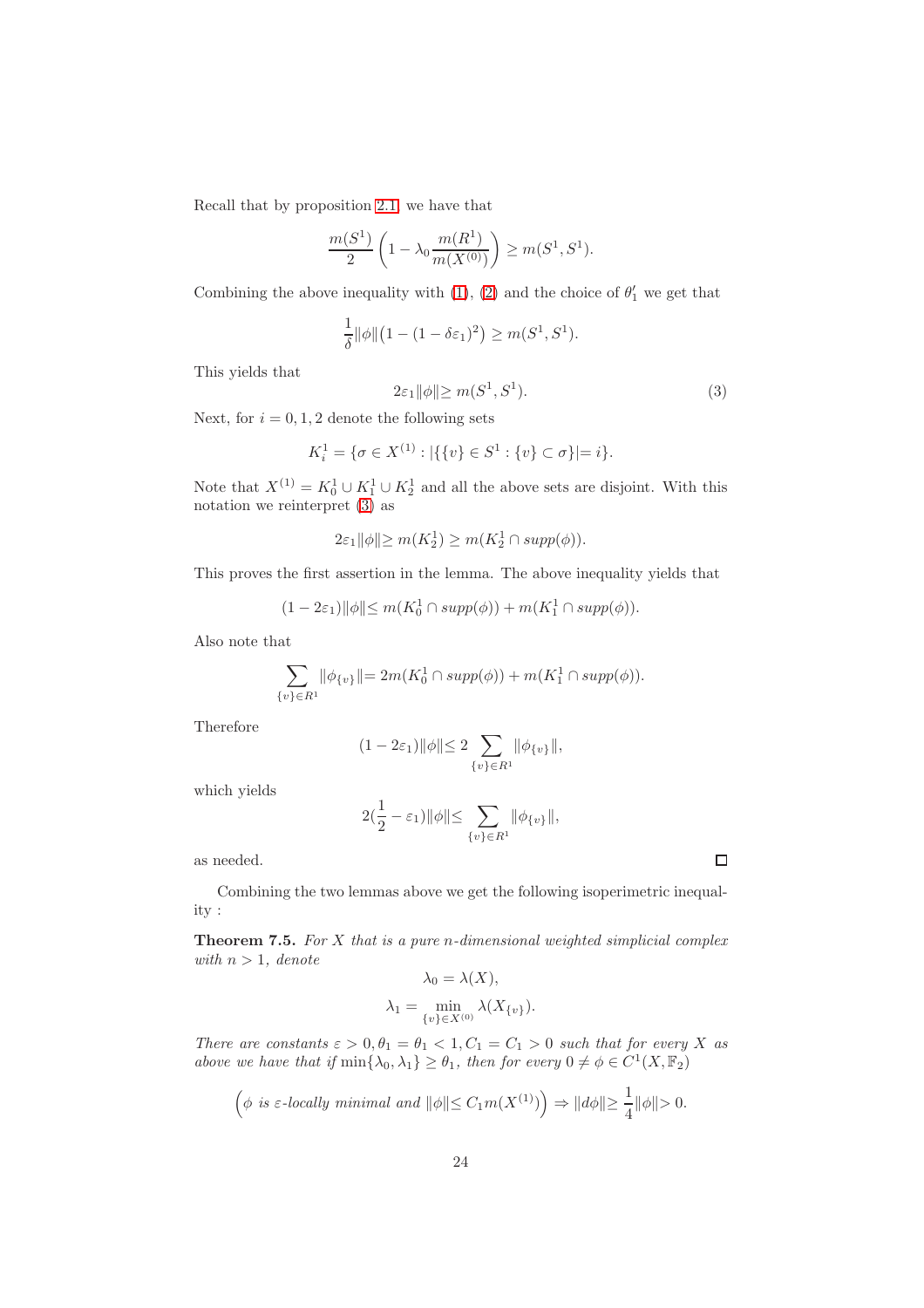Recall that by proposition 2.1 we have that

$$\frac{m(S^1)}{2}\left(1-\lambda_0\frac{m(R^1)}{m(X^{(0)})}\right)\geq m(S^1,S^1).$$

Combining the above inequality with (1), (2) and the choice of $\theta_1'$ we get that

$$\frac{1}{\delta}\|\phi\|\left(1-(1-\delta\varepsilon_1)^2\right)\geq m(S^1,S^1).$$

This yields that

$$2\varepsilon_1\|\phi\|\geq m(S^1,S^1). \tag{3}$$

Next, for $i=0,1,2$ denote the following sets

$$K_i^1=\{\sigma\in X^{(1)}:|\{\{v\}\in S^1:\{v\}\subset\sigma\}|=i\}.$$

Note that $X^{(1)}=K_0^1\cup K_1^1\cup K_2^1$ and all the above sets are disjoint. With this notation we reinterpret (3) as

$$2\varepsilon_1\|\phi\|\geq m(K_2^1)\geq m(K_2^1\cap supp(\phi)).$$

This proves the first assertion in the lemma. The above inequality yields that

$$(1-2\varepsilon_1)\|\phi\|\leq m(K_0^1\cap supp(\phi))+m(K_1^1\cap supp(\phi)).$$

Also note that

$$\sum_{\{v\}\in R^1}\|\phi_{\{v\}}\|=2m(K_0^1\cap supp(\phi))+m(K_1^1\cap supp(\phi)).$$

Therefore

$$(1-2\varepsilon_1)\|\phi\|\leq 2\sum_{\{v\}\in R^1}\|\phi_{\{v\}}\|,$$

which yields

$$2(\frac{1}{2}-\varepsilon_1)\|\phi\|\leq\sum_{\{v\}\in R^1}\|\phi_{\{v\}}\|,$$

as needed. □

Combining the two lemmas above we get the following isoperimetric inequality :

**Theorem 7.5.** *For $X$ that is a pure $n$-dimensional weighted simplicial complex with $n>1$, denote*

$$\lambda_0=\lambda(X),$$

$$\lambda_1=\min_{\{v\}\in X^{(0)}}\lambda(X_{\{v\}}).$$

*There are constants $\varepsilon>0,\theta_1=\theta_1<1,C_1=C_1>0$ such that for every $X$ as above we have that if $\min\{\lambda_0,\lambda_1\}\geq\theta_1$, then for every $0\neq\phi\in C^1(X,\mathbb{F}_2)$*

$$\left(\phi\text{ is }\varepsilon\text{-locally minimal and }\|\phi\|\leq C_1m(X^{(1)})\right)\Rightarrow\|d\phi\|\geq\frac{1}{4}\|\phi\|>0.$$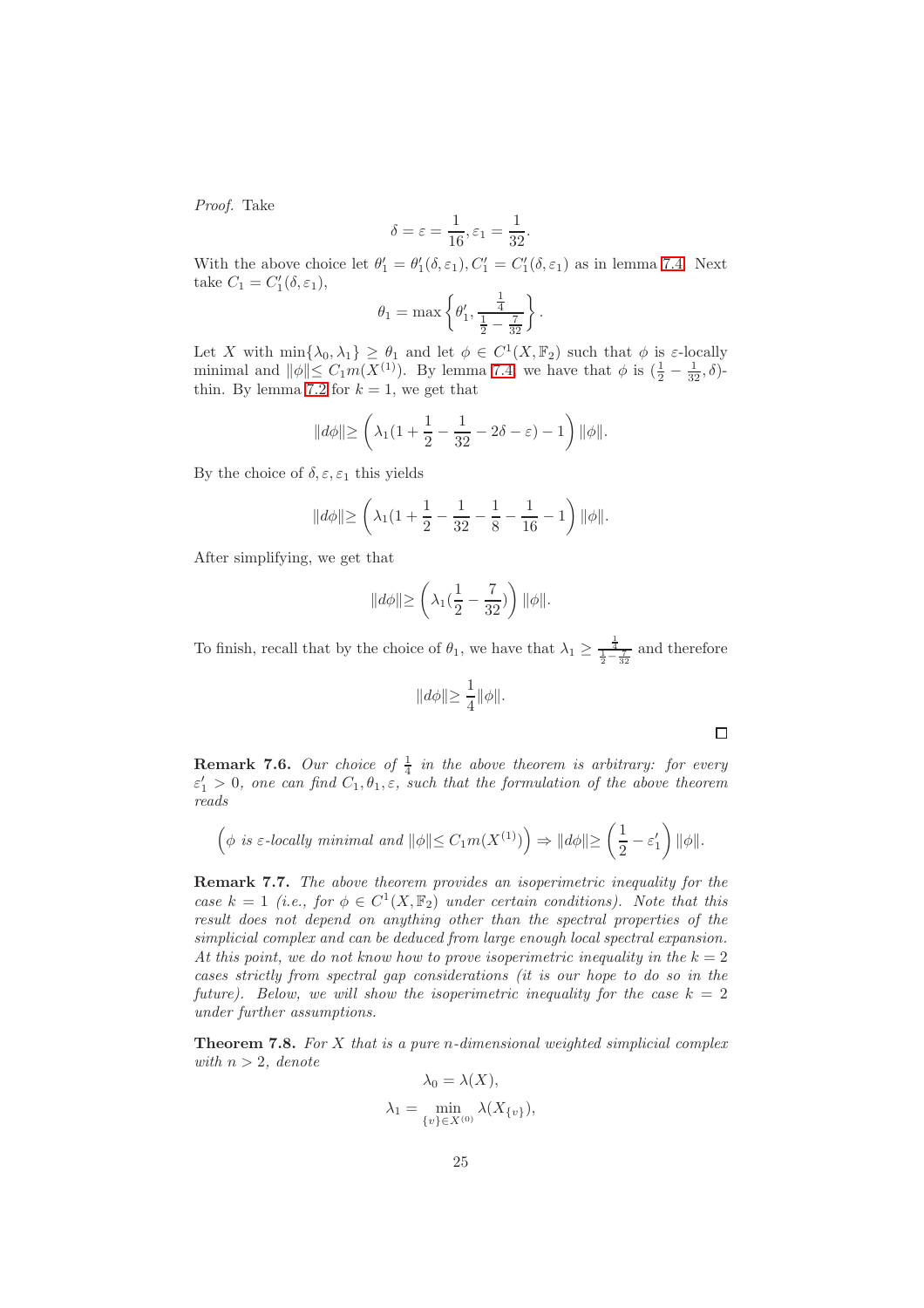*Proof.* Take

$$\delta = \varepsilon = \frac{1}{16}, \varepsilon_1 = \frac{1}{32}.$$

With the above choice let $\theta_1' = \theta_1'(\delta, \varepsilon_1), C_1' = C_1'(\delta, \varepsilon_1)$ as in lemma 7.4. Next take $C_1 = C_1'(\delta, \varepsilon_1)$,

$$\theta_1 = \max\left\{\theta_1', \frac{\frac{1}{4}}{\frac{1}{2} - \frac{7}{32}}\right\}.$$

Let $X$ with $\min\{\lambda_0, \lambda_1\} \geq \theta_1$ and let $\phi \in C^1(X, \mathbb{F}_2)$ such that $\phi$ is $\varepsilon$-locally minimal and $\|\phi\| \leq C_1 m(X^{(1)})$. By lemma 7.4, we have that $\phi$ is $(\frac{1}{2} - \frac{1}{32}, \delta)$-thin. By lemma 7.2 for $k = 1$, we get that

$$\|d\phi\| \geq \left(\lambda_1(1 + \frac{1}{2} - \frac{1}{32} - 2\delta - \varepsilon) - 1\right)\|\phi\|.$$

By the choice of $\delta, \varepsilon, \varepsilon_1$ this yields

$$\|d\phi\| \geq \left(\lambda_1(1 + \frac{1}{2} - \frac{1}{32} - \frac{1}{8} - \frac{1}{16} - 1\right)\|\phi\|.$$

After simplifying, we get that

$$\|d\phi\| \geq \left(\lambda_1(\frac{1}{2} - \frac{7}{32})\right)\|\phi\|.$$

To finish, recall that by the choice of $\theta_1$, we have that $\lambda_1 \geq \frac{\frac{1}{4}}{\frac{1}{2} - \frac{7}{32}}$ and therefore

$$\|d\phi\| \geq \frac{1}{4}\|\phi\|.$$

$\square$

**Remark 7.6.** *Our choice of $\frac{1}{4}$ in the above theorem is arbitrary: for every $\varepsilon_1' > 0$, one can find $C_1, \theta_1, \varepsilon$, such that the formulation of the above theorem reads*

$$\left(\phi \text{ is } \varepsilon\text{-locally minimal and } \|\phi\| \leq C_1 m(X^{(1)})\right) \Rightarrow \|d\phi\| \geq \left(\frac{1}{2} - \varepsilon_1'\right)\|\phi\|.$$

**Remark 7.7.** *The above theorem provides an isoperimetric inequality for the case $k = 1$ (i.e., for $\phi \in C^1(X, \mathbb{F}_2)$ under certain conditions). Note that this result does not depend on anything other than the spectral properties of the simplicial complex and can be deduced from large enough local spectral expansion. At this point, we do not know how to prove isoperimetric inequality in the $k = 2$ cases strictly from spectral gap considerations (it is our hope to do so in the future). Below, we will show the isoperimetric inequality for the case $k = 2$ under further assumptions.*

**Theorem 7.8.** *For $X$ that is a pure $n$-dimensional weighted simplicial complex with $n > 2$, denote*

$$\lambda_0 = \lambda(X),$$

$$\lambda_1 = \min_{\{v\} \in X^{(0)}} \lambda(X_{\{v\}}),$$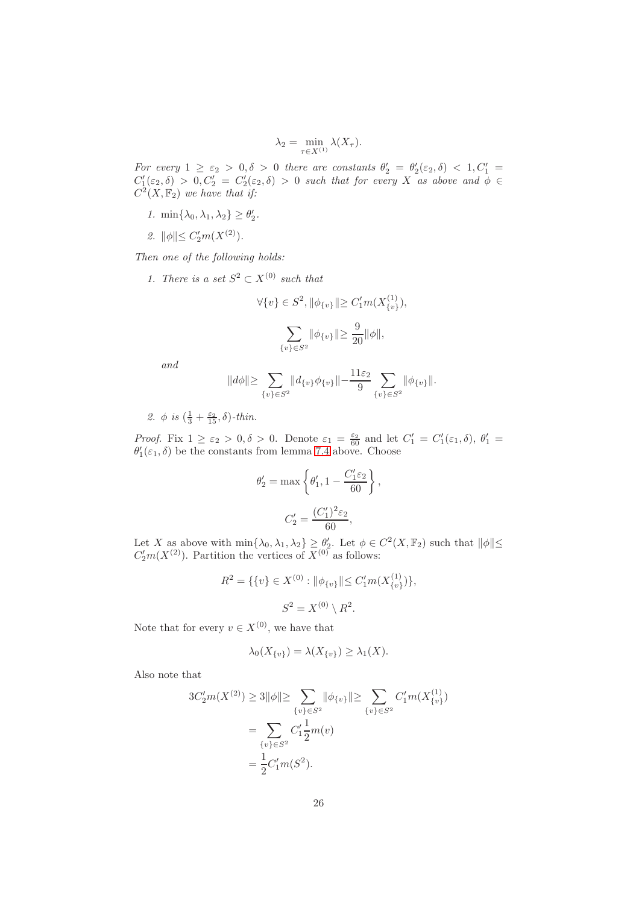$$\lambda_2 = \min_{\tau \in X^{(1)}} \lambda(X_\tau).$$

*For every $1 \geq \varepsilon_2 > 0, \delta > 0$ there are constants $\theta'_2 = \theta'_2(\varepsilon_2, \delta) < 1, C'_1 = C'_1(\varepsilon_2, \delta) > 0, C'_2 = C'_2(\varepsilon_2, \delta) > 0$ such that for every $X$ as above and $\phi \in C^2(X, \mathbb{F}_2)$ we have that if:*

1. $\min\{\lambda_0, \lambda_1, \lambda_2\} \geq \theta'_2$.
2. $\|\phi\| \leq C'_2 m(X^{(2)})$.

*Then one of the following holds:*

1. *There is a set $S^2 \subset X^{(0)}$ such that*

$$\forall \{v\} \in S^2, \|\phi_{\{v\}}\| \geq C'_1 m(X^{(1)}_{\{v\}}),$$

$$\sum_{\{v\} \in S^2} \|\phi_{\{v\}}\| \geq \frac{9}{20} \|\phi\|,$$

*and*

$$\|d\phi\| \geq \sum_{\{v\} \in S^2} \|d_{\{v\}} \phi_{\{v\}}\| - \frac{11\varepsilon_2}{9} \sum_{\{v\} \in S^2} \|\phi_{\{v\}}\|.$$

2. *$\phi$ is $(\frac{1}{3} + \frac{\varepsilon_2}{15}, \delta)$-thin.*

*Proof.* Fix $1 \geq \varepsilon_2 > 0, \delta > 0$. Denote $\varepsilon_1 = \frac{\varepsilon_2}{60}$ and let $C'_1 = C'_1(\varepsilon_1, \delta)$, $\theta'_1 = \theta'_1(\varepsilon_1, \delta)$ be the constants from lemma 7.4 above. Choose

$$\theta'_2 = \max\left\{\theta'_1, 1 - \frac{C'_1 \varepsilon_2}{60}\right\},$$

$$C'_2 = \frac{(C'_1)^2 \varepsilon_2}{60},$$

Let $X$ as above with $\min\{\lambda_0, \lambda_1, \lambda_2\} \geq \theta'_2$. Let $\phi \in C^2(X, \mathbb{F}_2)$ such that $\|\phi\| \leq C'_2 m(X^{(2)})$. Partition the vertices of $X^{(0)}$ as follows:

$$R^2 = \{\{v\} \in X^{(0)} : \|\phi_{\{v\}}\| \leq C'_1 m(X^{(1)}_{\{v\}})\},$$

$$S^2 = X^{(0)} \setminus R^2.$$

Note that for every $v \in X^{(0)}$, we have that

$$\lambda_0(X_{\{v\}}) = \lambda(X_{\{v\}}) \geq \lambda_1(X).$$

Also note that

$$\begin{aligned}
3C'_2 m(X^{(2)}) \geq 3\|\phi\| \geq \sum_{\{v\} \in S^2} \|\phi_{\{v\}}\| &\geq \sum_{\{v\} \in S^2} C'_1 m(X^{(1)}_{\{v\}}) \\
&= \sum_{\{v\} \in S^2} C'_1 \frac{1}{2} m(v) \\
&= \frac{1}{2} C'_1 m(S^2).
\end{aligned}$$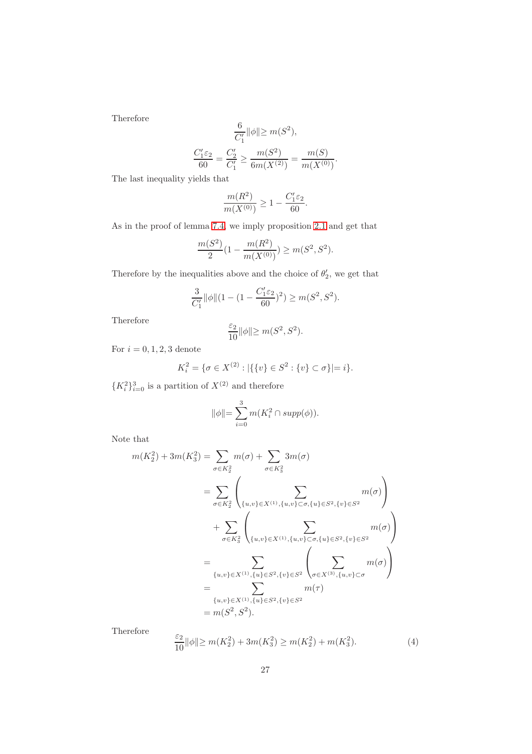Therefore

$$\frac{6}{C_1'}\|\phi\| \geq m(S^2),$$

$$\frac{C_1'\varepsilon_2}{60} = \frac{C_2'}{C_1'} \geq \frac{m(S^2)}{6m(X^{(2)})} = \frac{m(S)}{m(X^{(0)})}.$$

The last inequality yields that

$$\frac{m(R^2)}{m(X^{(0)})} \geq 1 - \frac{C_1'\varepsilon_2}{60}.$$

As in the proof of lemma 7.4, we imply proposition 2.1 and get that

$$\frac{m(S^2)}{2}\left(1 - \frac{m(R^2)}{m(X^{(0)})}\right) \geq m(S^2, S^2).$$

Therefore by the inequalities above and the choice of $\theta_2'$, we get that

$$\frac{3}{C_1'}\|\phi\|\left(1 - \left(1 - \frac{C_1'\varepsilon_2}{60}\right)^2\right) \geq m(S^2, S^2).$$

Therefore

$$\frac{\varepsilon_2}{10}\|\phi\| \geq m(S^2, S^2).$$

For $i = 0, 1, 2, 3$ denote

$$K_i^2 = \{\sigma \in X^{(2)} : |\{\{v\} \in S^2 : \{v\} \subset \sigma\}| = i\}.$$

$\{K_i^2\}_{i=0}^3$ is a partition of $X^{(2)}$ and therefore

$$\|\phi\| = \sum_{i=0}^{3} m(K_i^2 \cap supp(\phi)).$$

Note that

$$\begin{aligned}
m(K_2^2) + 3m(K_3^2) &= \sum_{\sigma \in K_2^2} m(\sigma) + \sum_{\sigma \in K_3^2} 3m(\sigma) \\
&= \sum_{\sigma \in K_2^2} \left( \sum_{\{u,v\} \in X^{(1)}, \{u,v\} \subset \sigma, \{u\} \in S^2, \{v\} \in S^2} m(\sigma) \right) \\
&\quad + \sum_{\sigma \in K_3^2} \left( \sum_{\{u,v\} \in X^{(1)}, \{u,v\} \subset \sigma, \{u\} \in S^2, \{v\} \in S^2} m(\sigma) \right) \\
&= \sum_{\{u,v\} \in X^{(1)}, \{u\} \in S^2, \{v\} \in S^2} \left( \sum_{\sigma \in X^{(3)}, \{u,v\} \subset \sigma} m(\sigma) \right) \\
&= \sum_{\{u,v\} \in X^{(1)}, \{u\} \in S^2, \{v\} \in S^2} m(\tau) \\
&= m(S^2, S^2).
\end{aligned}$$

Therefore

$$\frac{\varepsilon_2}{10}\|\phi\| \geq m(K_2^2) + 3m(K_3^2) \geq m(K_2^2) + m(K_3^2). \tag{4}$$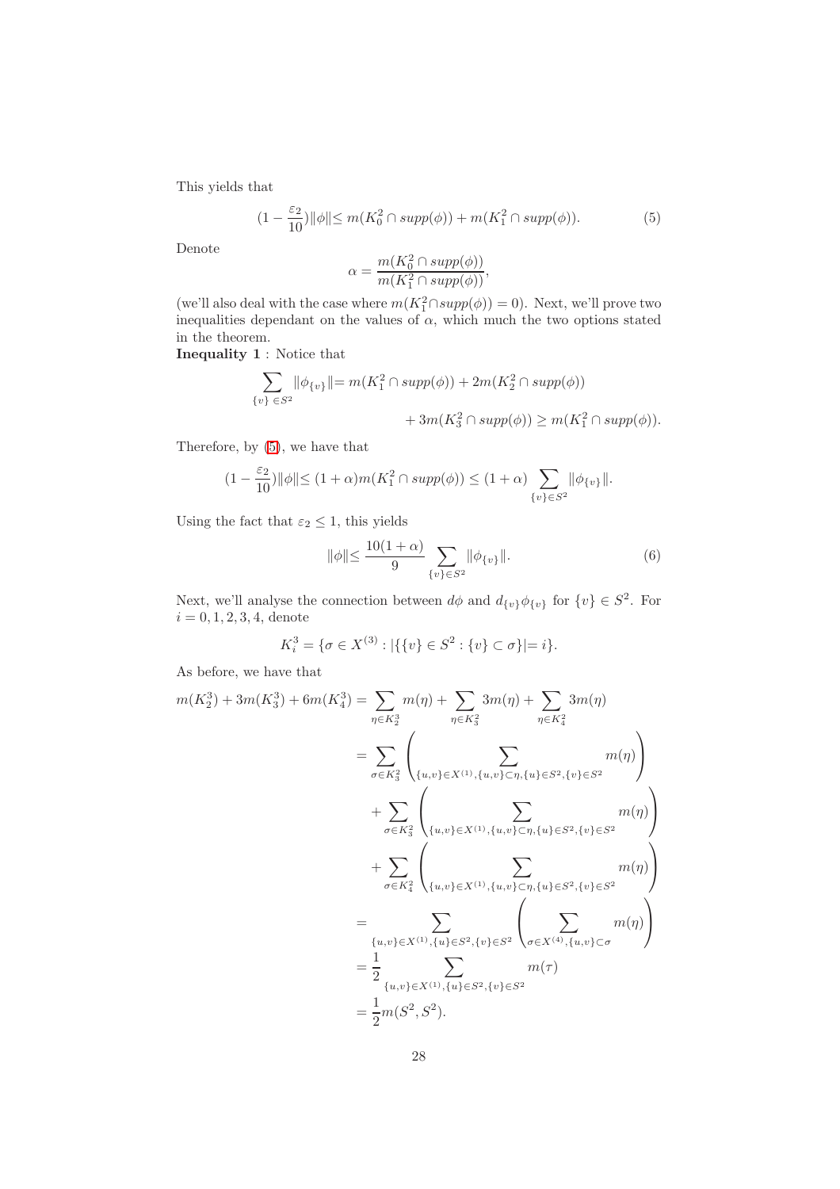This yields that

$$(1 - \frac{\varepsilon_2}{10})\|\phi\| \leq m(K_0^2 \cap supp(\phi)) + m(K_1^2 \cap supp(\phi)). \tag{5}$$

Denote

$$\alpha = \frac{m(K_0^2 \cap supp(\phi))}{m(K_1^2 \cap supp(\phi))},$$

(we'll also deal with the case where $m(K_1^2 \cap supp(\phi)) = 0$). Next, we'll prove two inequalities dependant on the values of $\alpha$, which much the two options stated in the theorem.

**Inequality 1** : Notice that

$$\sum_{\{v\} \in S^2} \|\phi_{\{v\}}\| = m(K_1^2 \cap supp(\phi)) + 2m(K_2^2 \cap supp(\phi)) + 3m(K_3^2 \cap supp(\phi)) \geq m(K_1^2 \cap supp(\phi)).$$

Therefore, by (5), we have that

$$(1 - \frac{\varepsilon_2}{10})\|\phi\| \leq (1+\alpha) m(K_1^2 \cap supp(\phi)) \leq (1+\alpha) \sum_{\{v\} \in S^2} \|\phi_{\{v\}}\|.$$

Using the fact that $\varepsilon_2 \leq 1$, this yields

$$\|\phi\| \leq \frac{10(1+\alpha)}{9} \sum_{\{v\} \in S^2} \|\phi_{\{v\}}\|. \tag{6}$$

Next, we'll analyse the connection between $d\phi$ and $d_{\{v\}}\phi_{\{v\}}$ for $\{v\} \in S^2$. For $i = 0, 1, 2, 3, 4$, denote

$$K_i^3 = \{\sigma \in X^{(3)} : |\{\{v\} \in S^2 : \{v\} \subset \sigma\}| = i\}.$$

As before, we have that

$$\begin{aligned}
m(K_2^3) + 3m(K_3^3) + 6m(K_4^3) &= \sum_{\eta \in K_2^3} m(\eta) + \sum_{\eta \in K_3^2} 3m(\eta) + \sum_{\eta \in K_4^2} 3m(\eta) \\
&= \sum_{\sigma \in K_3^2} \left( \sum_{\{u,v\} \in X^{(1)}, \{u,v\} \subset \eta, \{u\} \in S^2, \{v\} \in S^2} m(\eta) \right) \\
&\quad + \sum_{\sigma \in K_3^2} \left( \sum_{\{u,v\} \in X^{(1)}, \{u,v\} \subset \eta, \{u\} \in S^2, \{v\} \in S^2} m(\eta) \right) \\
&\quad + \sum_{\sigma \in K_4^2} \left( \sum_{\{u,v\} \in X^{(1)}, \{u,v\} \subset \eta, \{u\} \in S^2, \{v\} \in S^2} m(\eta) \right) \\
&= \sum_{\{u,v\} \in X^{(1)}, \{u\} \in S^2, \{v\} \in S^2} \left( \sum_{\sigma \in X^{(4)}, \{u,v\} \subset \sigma} m(\eta) \right) \\
&= \frac{1}{2} \sum_{\{u,v\} \in X^{(1)}, \{u\} \in S^2, \{v\} \in S^2} m(\tau) \\
&= \frac{1}{2} m(S^2, S^2).
\end{aligned}$$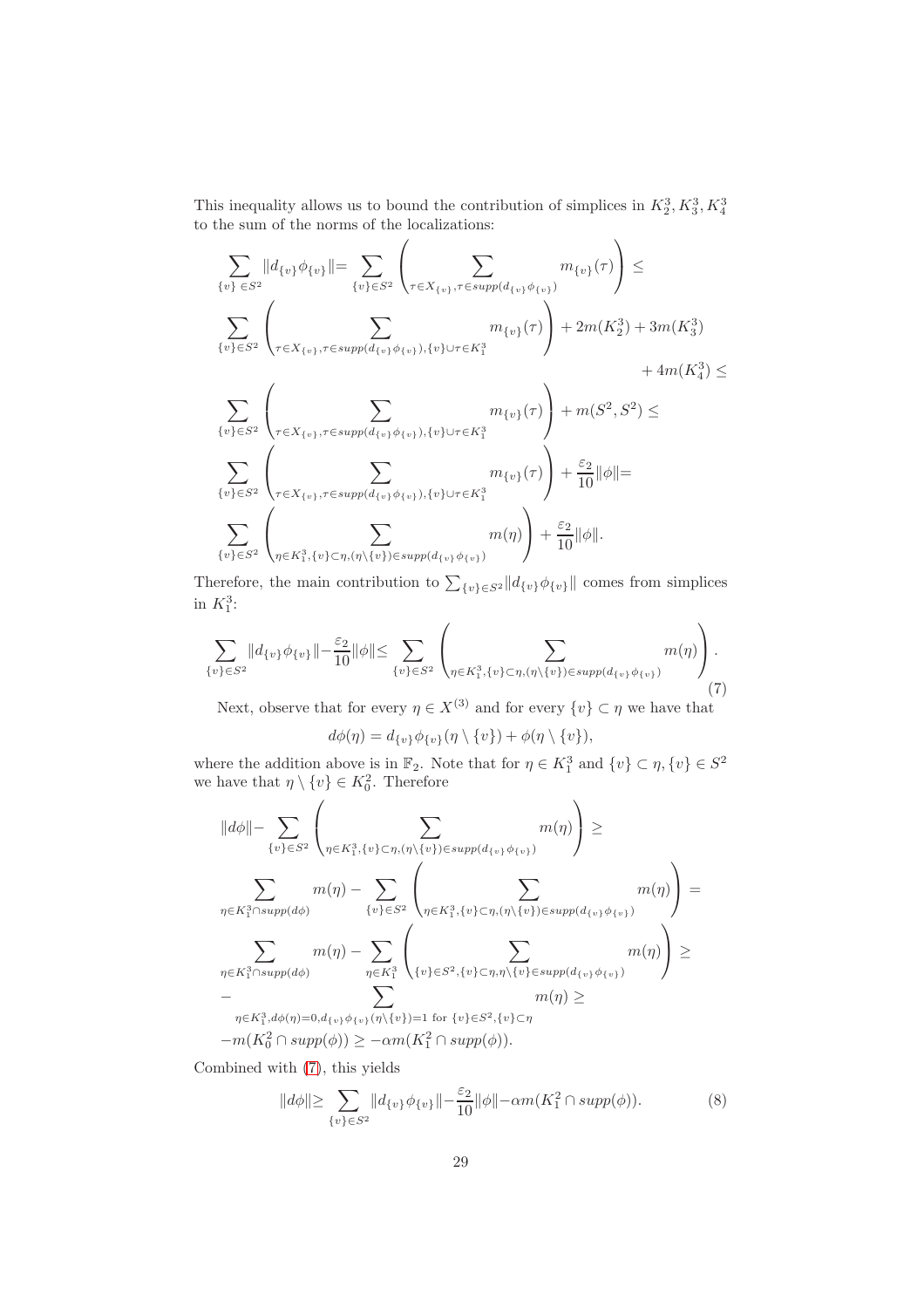This inequality allows us to bound the contribution of simplices in $K_2^3, K_3^3, K_4^3$ to the sum of the norms of the localizations:

$$
\begin{aligned}
&\sum_{\{v\} \in S^2} \| d_{\{v\}} \phi_{\{v\}} \| = \sum_{\{v\} \in S^2} \left( \sum_{\tau \in X_{\{v\}}, \tau \in supp(d_{\{v\}} \phi_{\{v\}})} m_{\{v\}}(\tau) \right) \leq \\
&\sum_{\{v\} \in S^2} \left( \sum_{\tau \in X_{\{v\}}, \tau \in supp(d_{\{v\}} \phi_{\{v\}}), \{v\} \cup \tau \in K_1^3} m_{\{v\}}(\tau) \right) + 2m(K_2^3) + 3m(K_3^3) \\
&\qquad + 4m(K_4^3) \leq \\
&\sum_{\{v\} \in S^2} \left( \sum_{\tau \in X_{\{v\}}, \tau \in supp(d_{\{v\}} \phi_{\{v\}}), \{v\} \cup \tau \in K_1^3} m_{\{v\}}(\tau) \right) + m(S^2, S^2) \leq \\
&\sum_{\{v\} \in S^2} \left( \sum_{\tau \in X_{\{v\}}, \tau \in supp(d_{\{v\}} \phi_{\{v\}}), \{v\} \cup \tau \in K_1^3} m_{\{v\}}(\tau) \right) + \frac{\varepsilon_2}{10} \| \phi \| = \\
&\sum_{\{v\} \in S^2} \left( \sum_{\eta \in K_1^3, \{v\} \subset \eta, (\eta \setminus \{v\}) \in supp(d_{\{v\}} \phi_{\{v\}})} m(\eta) \right) + \frac{\varepsilon_2}{10} \| \phi \|.
\end{aligned}
$$

Therefore, the main contribution to $\sum_{\{v\} \in S^2} \| d_{\{v\}} \phi_{\{v\}} \|$ comes from simplices in $K_1^3$:

$$
\sum_{\{v\} \in S^2} \| d_{\{v\}} \phi_{\{v\}} \| - \frac{\varepsilon_2}{10} \| \phi \| \leq \sum_{\{v\} \in S^2} \left( \sum_{\eta \in K_1^3, \{v\} \subset \eta, (\eta \setminus \{v\}) \in supp(d_{\{v\}} \phi_{\{v\}})} m(\eta) \right). \tag{7}
$$

Next, observe that for every $\eta \in X^{(3)}$ and for every $\{v\} \subset \eta$ we have that

$$
d\phi(\eta) = d_{\{v\}} \phi_{\{v\}}(\eta \setminus \{v\}) + \phi(\eta \setminus \{v\}),
$$

where the addition above is in $\mathbb{F}_2$. Note that for $\eta \in K_1^3$ and $\{v\} \subset \eta, \{v\} \in S^2$ we have that $\eta \setminus \{v\} \in K_0^2$. Therefore

$$
\begin{aligned}
&\| d\phi \| - \sum_{\{v\} \in S^2} \left( \sum_{\eta \in K_1^3, \{v\} \subset \eta, (\eta \setminus \{v\}) \in supp(d_{\{v\}} \phi_{\{v\}})} m(\eta) \right) \geq \\
&\sum_{\eta \in K_1^3 \cap supp(d\phi)} m(\eta) - \sum_{\{v\} \in S^2} \left( \sum_{\eta \in K_1^3, \{v\} \subset \eta, (\eta \setminus \{v\}) \in supp(d_{\{v\}} \phi_{\{v\}})} m(\eta) \right) = \\
&\sum_{\eta \in K_1^3 \cap supp(d\phi)} m(\eta) - \sum_{\eta \in K_1^3} \left( \sum_{\{v\} \in S^2, \{v\} \subset \eta, \eta \setminus \{v\} \in supp(d_{\{v\}} \phi_{\{v\}})} m(\eta) \right) \geq \\
&- \sum_{\eta \in K_1^3, d\phi(\eta) = 0, d_{\{v\}} \phi_{\{v\}}(\eta \setminus \{v\}) = 1 \text{ for } \{v\} \in S^2, \{v\} \subset \eta} m(\eta) \geq \\
&- m(K_0^2 \cap supp(\phi)) \geq -\alpha m(K_1^2 \cap supp(\phi)).
\end{aligned}
$$

Combined with (7), this yields

$$
\| d\phi \| \geq \sum_{\{v\} \in S^2} \| d_{\{v\}} \phi_{\{v\}} \| - \frac{\varepsilon_2}{10} \| \phi \| - \alpha m(K_1^2 \cap supp(\phi)). \tag{8}
$$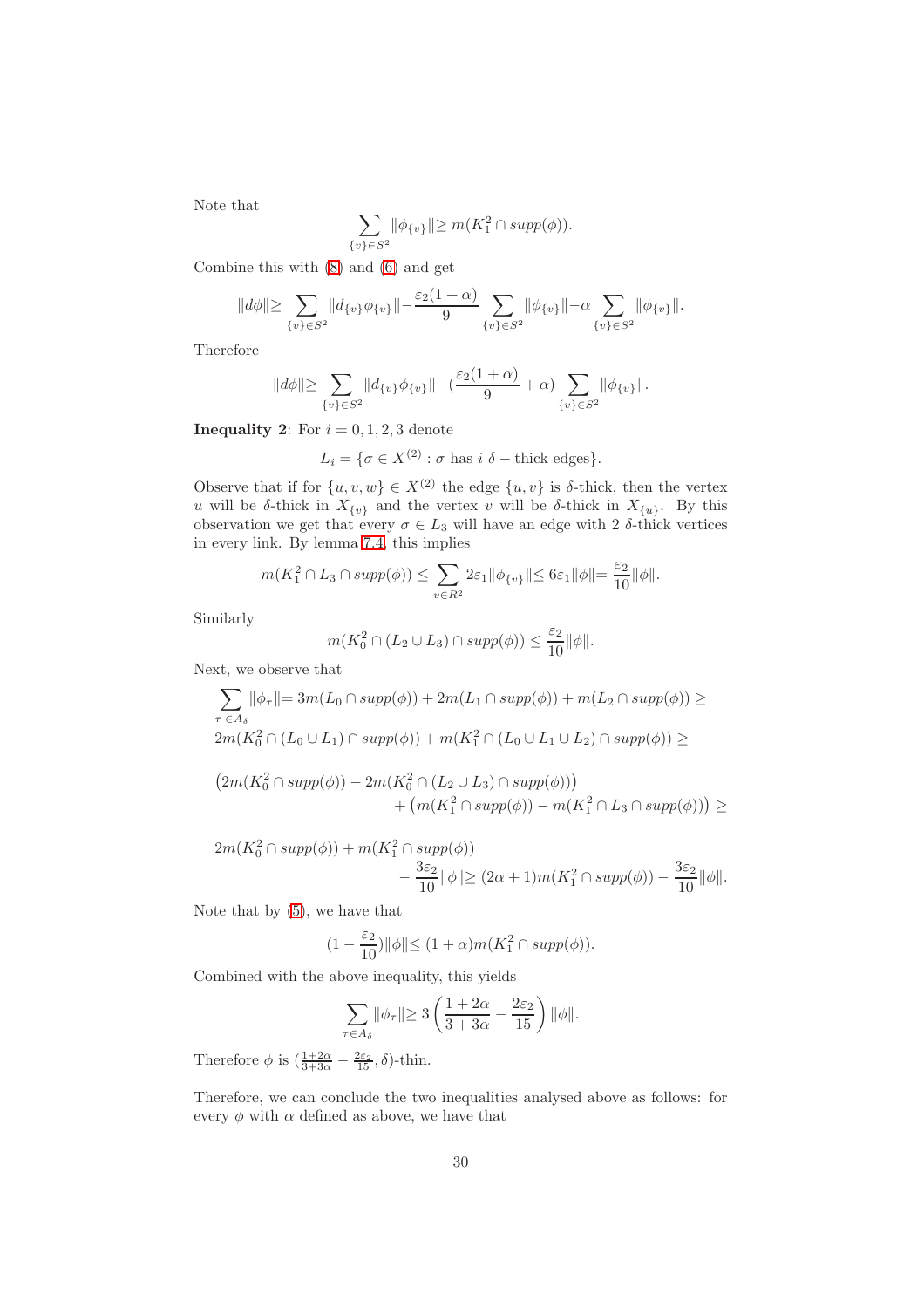Note that

$$\sum_{\{v\}\in S^2} \|\phi_{\{v\}}\| \geq m(K_1^2 \cap supp(\phi)).$$

Combine this with (8) and (6) and get

$$\|d\phi\| \geq \sum_{\{v\}\in S^2} \|d_{\{v\}}\phi_{\{v\}}\| - \frac{\varepsilon_2(1+\alpha)}{9} \sum_{\{v\}\in S^2} \|\phi_{\{v\}}\| - \alpha \sum_{\{v\}\in S^2} \|\phi_{\{v\}}\|.$$

Therefore

$$\|d\phi\| \geq \sum_{\{v\}\in S^2} \|d_{\{v\}}\phi_{\{v\}}\| - (\frac{\varepsilon_2(1+\alpha)}{9} + \alpha) \sum_{\{v\}\in S^2} \|\phi_{\{v\}}\|.$$

**Inequality 2**: For $i = 0, 1, 2, 3$ denote

$$L_i = \{\sigma \in X^{(2)} : \sigma \text{ has } i \ \delta-\text{thick edges}\}.$$

Observe that if for $\{u, v, w\} \in X^{(2)}$ the edge $\{u, v\}$ is $\delta$-thick, then the vertex $u$ will be $\delta$-thick in $X_{\{v\}}$ and the vertex $v$ will be $\delta$-thick in $X_{\{u\}}$. By this observation we get that every $\sigma \in L_3$ will have an edge with 2 $\delta$-thick vertices in every link. By lemma 7.4, this implies

$$m(K_1^2 \cap L_3 \cap supp(\phi)) \leq \sum_{v\in R^2} 2\varepsilon_1 \|\phi_{\{v\}}\| \leq 6\varepsilon_1 \|\phi\| = \frac{\varepsilon_2}{10} \|\phi\|.$$

Similarly

$$m(K_0^2 \cap (L_2 \cup L_3) \cap supp(\phi)) \leq \frac{\varepsilon_2}{10} \|\phi\|.$$

Next, we observe that

$$\sum_{\tau\in A_\delta} \|\phi_\tau\| = 3m(L_0 \cap supp(\phi)) + 2m(L_1 \cap supp(\phi)) + m(L_2 \cap supp(\phi)) \geq$$

$$2m(K_0^2 \cap (L_0 \cup L_1) \cap supp(\phi)) + m(K_1^2 \cap (L_0 \cup L_1 \cup L_2) \cap supp(\phi)) \geq$$

$$\big(2m(K_0^2 \cap supp(\phi)) - 2m(K_0^2 \cap (L_2 \cup L_3) \cap supp(\phi))\big) + \big(m(K_1^2 \cap supp(\phi)) - m(K_1^2 \cap L_3 \cap supp(\phi))\big) \geq$$

$$2m(K_0^2 \cap supp(\phi)) + m(K_1^2 \cap supp(\phi)) - \frac{3\varepsilon_2}{10} \|\phi\| \geq (2\alpha + 1)m(K_1^2 \cap supp(\phi)) - \frac{3\varepsilon_2}{10} \|\phi\|.$$

Note that by (5), we have that

$$(1 - \frac{\varepsilon_2}{10}) \|\phi\| \leq (1 + \alpha)m(K_1^2 \cap supp(\phi)).$$

Combined with the above inequality, this yields

$$\sum_{\tau\in A_\delta} \|\phi_\tau\| \geq 3\left(\frac{1+2\alpha}{3+3\alpha} - \frac{2\varepsilon_2}{15}\right) \|\phi\|.$$

Therefore $\phi$ is $(\frac{1+2\alpha}{3+3\alpha} - \frac{2\varepsilon_2}{15}, \delta)$-thin.

Therefore, we can conclude the two inequalities analysed above as follows: for every $\phi$ with $\alpha$ defined as above, we have that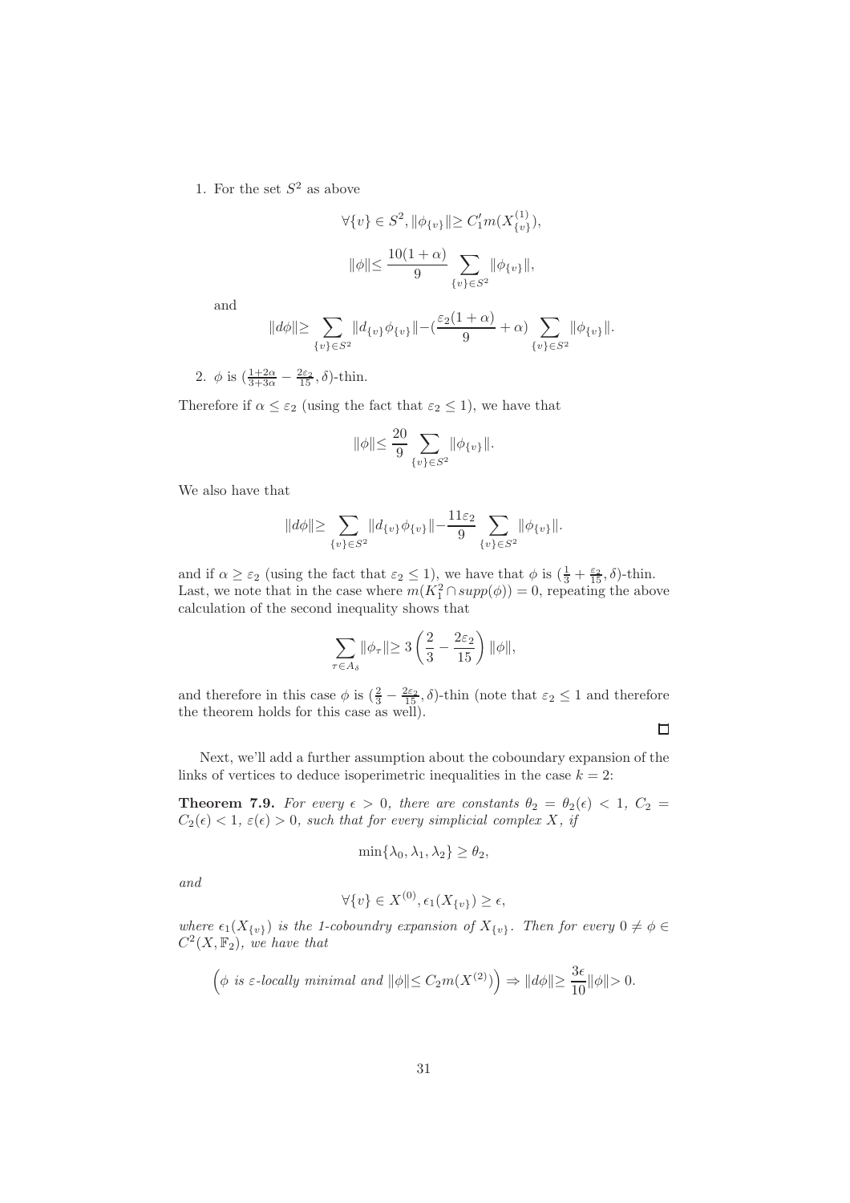1. For the set $S^2$ as above

$$\forall \{v\} \in S^2, \|\phi_{\{v\}}\| \geq C_1' m(X^{(1)}_{\{v\}}),$$

$$\|\phi\| \leq \frac{10(1+\alpha)}{9} \sum_{\{v\} \in S^2} \|\phi_{\{v\}}\|,$$

and

$$\|d\phi\| \geq \sum_{\{v\} \in S^2} \|d_{\{v\}} \phi_{\{v\}}\| - (\frac{\varepsilon_2 (1+\alpha)}{9} + \alpha) \sum_{\{v\} \in S^2} \|\phi_{\{v\}}\|.$$

2. $\phi$ is $(\frac{1+2\alpha}{3+3\alpha} - \frac{2\varepsilon_2}{15}, \delta)$-thin.

Therefore if $\alpha \leq \varepsilon_2$ (using the fact that $\varepsilon_2 \leq 1$), we have that

$$\|\phi\| \leq \frac{20}{9} \sum_{\{v\} \in S^2} \|\phi_{\{v\}}\|.$$

We also have that

$$\|d\phi\| \geq \sum_{\{v\} \in S^2} \|d_{\{v\}} \phi_{\{v\}}\| - \frac{11\varepsilon_2}{9} \sum_{\{v\} \in S^2} \|\phi_{\{v\}}\|.$$

and if $\alpha \geq \varepsilon_2$ (using the fact that $\varepsilon_2 \leq 1$), we have that $\phi$ is $(\frac{1}{3} + \frac{\varepsilon_2}{15}, \delta)$-thin. Last, we note that in the case where $m(K_1^2 \cap supp(\phi)) = 0$, repeating the above calculation of the second inequality shows that

$$\sum_{\tau \in A_\delta} \|\phi_\tau\| \geq 3 \left( \frac{2}{3} - \frac{2\varepsilon_2}{15} \right) \|\phi\|,$$

and therefore in this case $\phi$ is $(\frac{2}{3} - \frac{2\varepsilon_2}{15}, \delta)$-thin (note that $\varepsilon_2 \leq 1$ and therefore the theorem holds for this case as well).

□

Next, we'll add a further assumption about the coboundary expansion of the links of vertices to deduce isoperimetric inequalities in the case $k = 2$:

**Theorem 7.9.** *For every $\epsilon > 0$, there are constants $\theta_2 = \theta_2(\epsilon) < 1$, $C_2 = C_2(\epsilon) < 1$, $\varepsilon(\epsilon) > 0$, such that for every simplicial complex $X$, if*

$$\min\{\lambda_0, \lambda_1, \lambda_2\} \geq \theta_2,$$

*and*

$$\forall \{v\} \in X^{(0)}, \epsilon_1(X_{\{v\}}) \geq \epsilon,$$

*where $\epsilon_1(X_{\{v\}})$ is the 1-coboundry expansion of $X_{\{v\}}$. Then for every $0 \neq \phi \in C^2(X, \mathbb{F}_2)$, we have that*

$$\Big(\phi \text{ is } \varepsilon\text{-locally minimal and } \|\phi\| \leq C_2 m(X^{(2)})\Big) \Rightarrow \|d\phi\| \geq \frac{3\epsilon}{10} \|\phi\| > 0.$$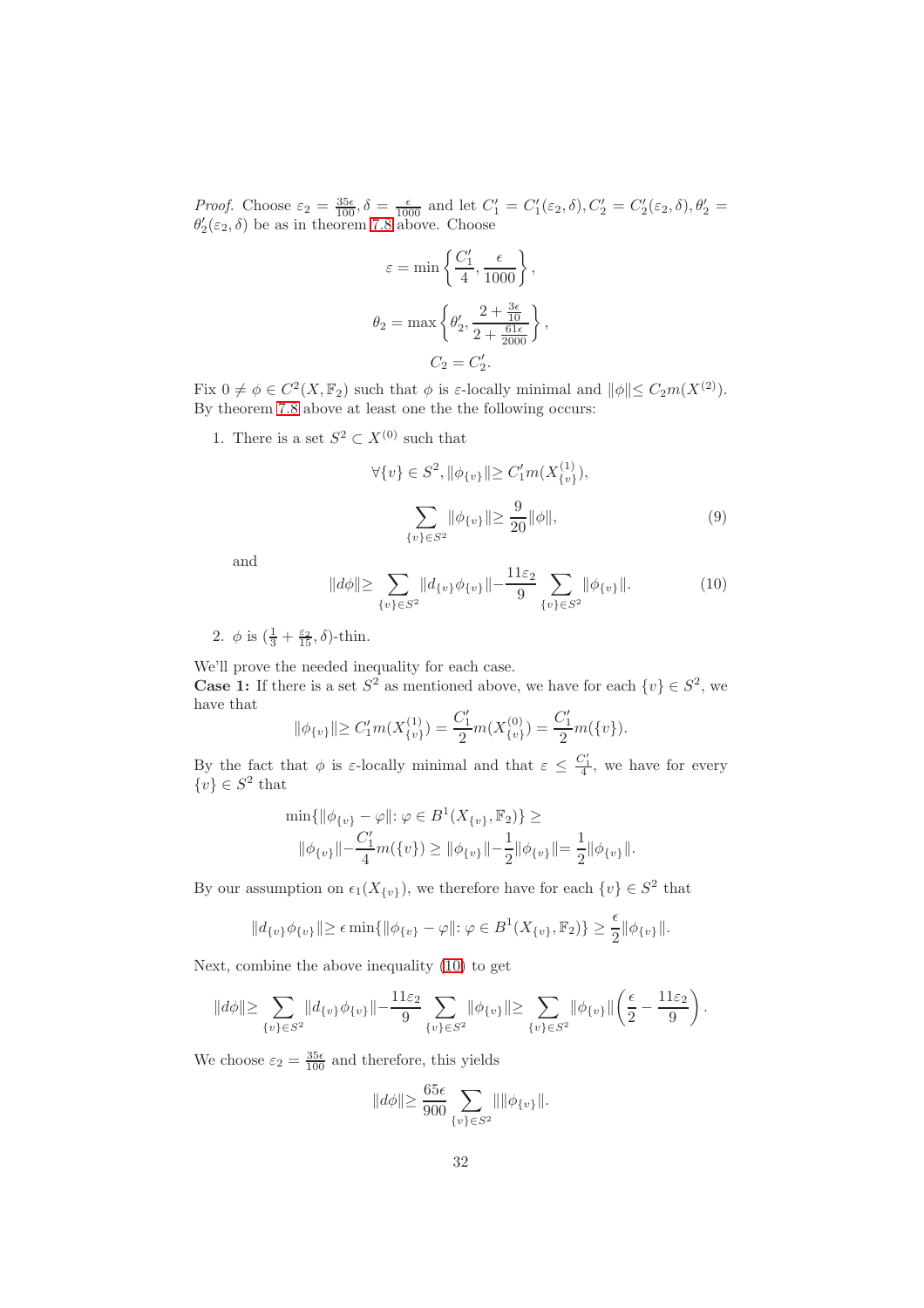*Proof.* Choose $\varepsilon_2 = \frac{35\epsilon}{100}, \delta = \frac{\epsilon}{1000}$ and let $C'_1 = C'_1(\varepsilon_2, \delta), C'_2 = C'_2(\varepsilon_2, \delta), \theta'_2 = \theta'_2(\varepsilon_2, \delta)$ be as in theorem 7.8 above. Choose

$$\varepsilon = \min\left\{\frac{C'_1}{4}, \frac{\epsilon}{1000}\right\},$$

$$\theta_2 = \max\left\{\theta'_2, \frac{2+\frac{3\epsilon}{10}}{2+\frac{61\epsilon}{2000}}\right\},$$

$$C_2 = C'_2.$$

Fix $0 \neq \phi \in C^2(X, \mathbb{F}_2)$ such that $\phi$ is $\varepsilon$-locally minimal and $\|\phi\| \leq C_2 m(X^{(2)})$. By theorem 7.8 above at least one the the following occurs:

1. There is a set $S^2 \subset X^{(0)}$ such that
$$\forall \{v\} \in S^2, \|\phi_{\{v\}}\| \geq C'_1 m(X^{(1)}_{\{v\}}),$$
$$\sum_{\{v\}\in S^2} \|\phi_{\{v\}}\| \geq \frac{9}{20}\|\phi\|, \tag{9}$$
and
$$\|d\phi\| \geq \sum_{\{v\}\in S^2} \|d_{\{v\}}\phi_{\{v\}}\| - \frac{11\varepsilon_2}{9} \sum_{\{v\}\in S^2} \|\phi_{\{v\}}\|. \tag{10}$$

2. $\phi$ is $(\frac{1}{3} + \frac{\varepsilon_2}{15}, \delta)$-thin.

We'll prove the needed inequality for each case.
**Case 1:** If there is a set $S^2$ as mentioned above, we have for each $\{v\} \in S^2$, we have that

$$\|\phi_{\{v\}}\| \geq C'_1 m(X^{(1)}_{\{v\}}) = \frac{C'_1}{2} m(X^{(0)}_{\{v\}}) = \frac{C'_1}{2} m(\{v\}).$$

By the fact that $\phi$ is $\varepsilon$-locally minimal and that $\varepsilon \leq \frac{C'_1}{4}$, we have for every $\{v\} \in S^2$ that

$$\min\{\|\phi_{\{v\}} - \varphi\| : \varphi \in B^1(X_{\{v\}}, \mathbb{F}_2)\} \geq$$
$$\|\phi_{\{v\}}\| - \frac{C'_1}{4} m(\{v\}) \geq \|\phi_{\{v\}}\| - \frac{1}{2}\|\phi_{\{v\}}\| = \frac{1}{2}\|\phi_{\{v\}}\|.$$

By our assumption on $\epsilon_1(X_{\{v\}})$, we therefore have for each $\{v\} \in S^2$ that

$$\|d_{\{v\}}\phi_{\{v\}}\| \geq \epsilon \min\{\|\phi_{\{v\}} - \varphi\| : \varphi \in B^1(X_{\{v\}}, \mathbb{F}_2)\} \geq \frac{\epsilon}{2}\|\phi_{\{v\}}\|.$$

Next, combine the above inequality (10) to get

$$\|d\phi\| \geq \sum_{\{v\}\in S^2} \|d_{\{v\}}\phi_{\{v\}}\| - \frac{11\varepsilon_2}{9} \sum_{\{v\}\in S^2} \|\phi_{\{v\}}\| \geq \sum_{\{v\}\in S^2} \|\phi_{\{v\}}\| \left(\frac{\epsilon}{2} - \frac{11\varepsilon_2}{9}\right).$$

We choose $\varepsilon_2 = \frac{35\epsilon}{100}$ and therefore, this yields

$$\|d\phi\| \geq \frac{65\epsilon}{900} \sum_{\{v\}\in S^2} \|\|\phi_{\{v\}}\|.$$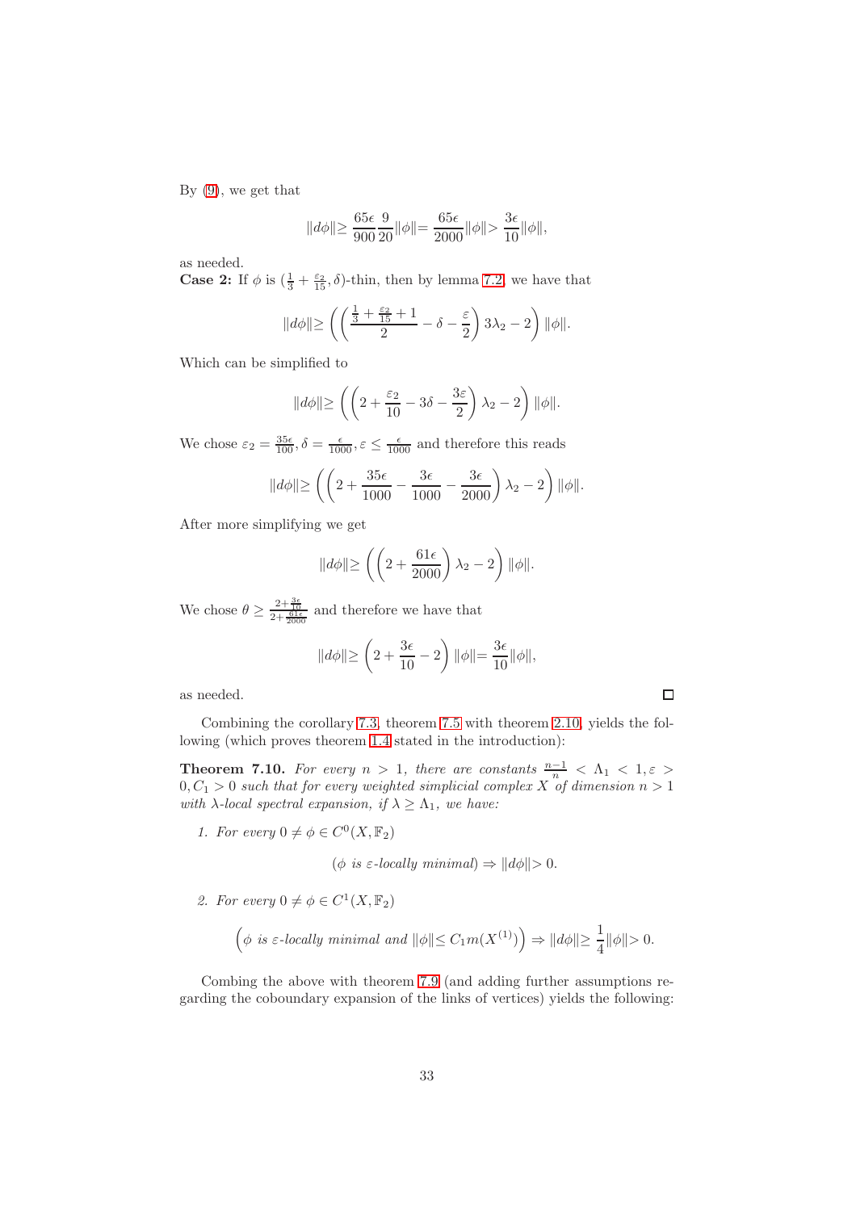By (9), we get that

$$\|d\phi\| \geq \frac{65\epsilon}{900} \frac{9}{20} \|\phi\| = \frac{65\epsilon}{2000} \|\phi\| > \frac{3\epsilon}{10} \|\phi\|,$$

as needed.

**Case 2:** If $\phi$ is $(\frac{1}{3} + \frac{\varepsilon_2}{15}, \delta)$-thin, then by lemma 7.2, we have that

$$\|d\phi\| \geq \left( \left( \frac{\frac{1}{3} + \frac{\varepsilon_2}{15} + 1}{2} - \delta - \frac{\varepsilon}{2} \right) 3\lambda_2 - 2 \right) \|\phi\|.$$

Which can be simplified to

$$\|d\phi\| \geq \left( \left( 2 + \frac{\varepsilon_2}{10} - 3\delta - \frac{3\varepsilon}{2} \right) \lambda_2 - 2 \right) \|\phi\|.$$

We chose $\varepsilon_2 = \frac{35\epsilon}{100}, \delta = \frac{\epsilon}{1000}, \varepsilon \leq \frac{\epsilon}{1000}$ and therefore this reads

$$\|d\phi\| \geq \left( \left( 2 + \frac{35\epsilon}{1000} - \frac{3\epsilon}{1000} - \frac{3\epsilon}{2000} \right) \lambda_2 - 2 \right) \|\phi\|.$$

After more simplifying we get

$$\|d\phi\| \geq \left( \left( 2 + \frac{61\epsilon}{2000} \right) \lambda_2 - 2 \right) \|\phi\|.$$

We chose $\theta \geq \frac{2 + \frac{3\epsilon}{10}}{2 + \frac{61\epsilon}{2000}}$ and therefore we have that

$$\|d\phi\| \geq \left( 2 + \frac{3\epsilon}{10} - 2 \right) \|\phi\| = \frac{3\epsilon}{10} \|\phi\|,$$

as needed. □

Combining the corollary 7.3, theorem 7.5 with theorem 2.10, yields the following (which proves theorem 1.4 stated in the introduction):

**Theorem 7.10.** *For every $n > 1$, there are constants $\frac{n-1}{n} < \Lambda_1 < 1, \varepsilon > 0, C_1 > 0$ such that for every weighted simplicial complex $X$ of dimension $n > 1$ with $\lambda$-local spectral expansion, if $\lambda \geq \Lambda_1$, we have:*

1. *For every $0 \neq \phi \in C^0(X, \mathbb{F}_2)$*

$$(\phi \text{ is } \varepsilon\text{-locally minimal}) \Rightarrow \|d\phi\| > 0.$$

2. *For every $0 \neq \phi \in C^1(X, \mathbb{F}_2)$*

$$\left( \phi \text{ is } \varepsilon\text{-locally minimal and } \|\phi\| \leq C_1 m(X^{(1)}) \right) \Rightarrow \|d\phi\| \geq \frac{1}{4} \|\phi\| > 0.$$

Combing the above with theorem 7.9 (and adding further assumptions regarding the coboundary expansion of the links of vertices) yields the following: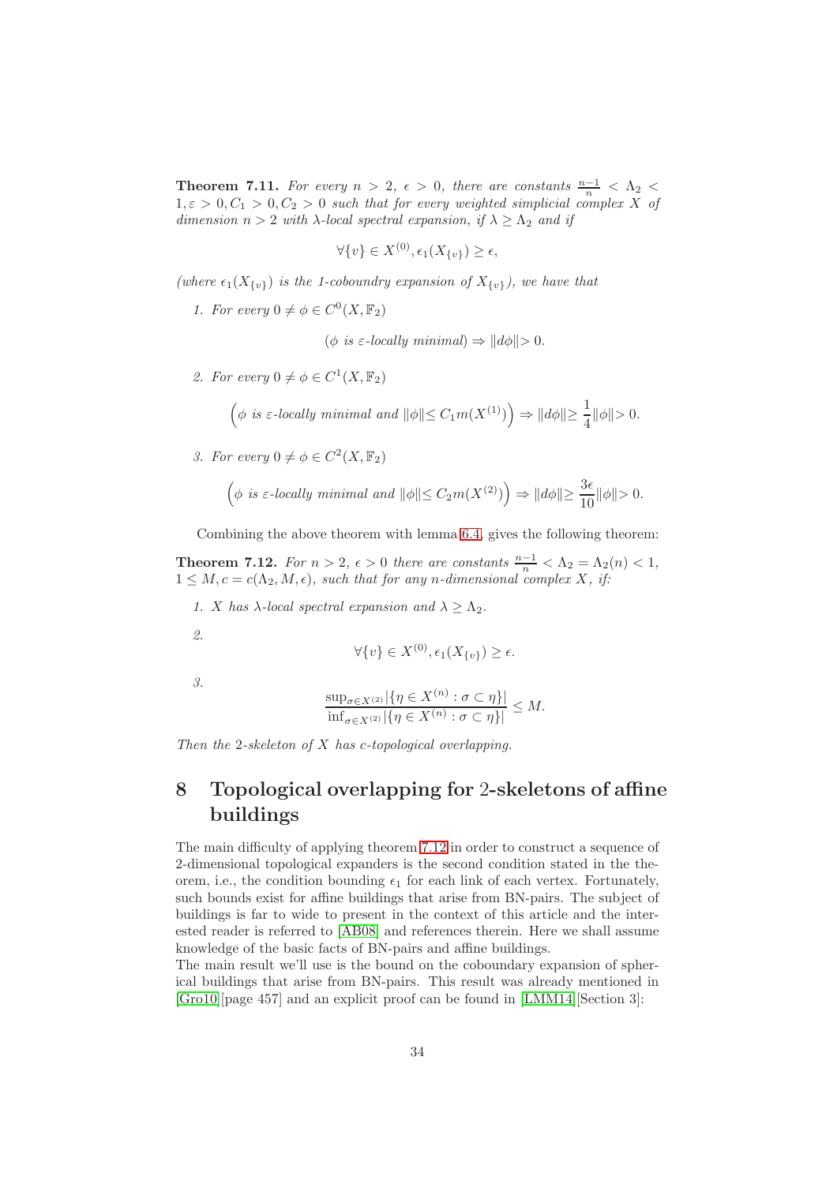**Theorem 7.11.** *For every $n > 2$, $\epsilon > 0$, there are constants $\frac{n-1}{n} < \Lambda_2 < 1, \varepsilon > 0, C_1 > 0, C_2 > 0$ such that for every weighted simplicial complex $X$ of dimension $n > 2$ with $\lambda$-local spectral expansion, if $\lambda \geq \Lambda_2$ and if*

$$\forall \{v\} \in X^{(0)}, \epsilon_1(X_{\{v\}}) \geq \epsilon,$$

*(where $\epsilon_1(X_{\{v\}})$ is the 1-coboundry expansion of $X_{\{v\}}$), we have that*

1. *For every $0 \neq \phi \in C^0(X, \mathbb{F}_2)$*

$$(\phi \text{ is } \varepsilon\text{-locally minimal}) \Rightarrow \|d\phi\| > 0.$$

2. *For every $0 \neq \phi \in C^1(X, \mathbb{F}_2)$*

$$\left(\phi \text{ is } \varepsilon\text{-locally minimal and } \|\phi\| \leq C_1 m(X^{(1)})\right) \Rightarrow \|d\phi\| \geq \frac{1}{4}\|\phi\| > 0.$$

3. *For every $0 \neq \phi \in C^2(X, \mathbb{F}_2)$*

$$\left(\phi \text{ is } \varepsilon\text{-locally minimal and } \|\phi\| \leq C_2 m(X^{(2)})\right) \Rightarrow \|d\phi\| \geq \frac{3\epsilon}{10}\|\phi\| > 0.$$

Combining the above theorem with lemma 6.4, gives the following theorem:

**Theorem 7.12.** *For $n > 2$, $\epsilon > 0$ there are constants $\frac{n-1}{n} < \Lambda_2 = \Lambda_2(n) < 1$, $1 \leq M, c = c(\Lambda_2, M, \epsilon)$, such that for any $n$-dimensional complex $X$, if:*

1. *$X$ has $\lambda$-local spectral expansion and $\lambda \geq \Lambda_2$.*

2. $$\forall \{v\} \in X^{(0)}, \epsilon_1(X_{\{v\}}) \geq \epsilon.$$

3. $$\frac{\sup_{\sigma \in X^{(2)}} |\{\eta \in X^{(n)} : \sigma \subset \eta\}|}{\inf_{\sigma \in X^{(2)}} |\{\eta \in X^{(n)} : \sigma \subset \eta\}|} \leq M.$$

*Then the 2-skeleton of $X$ has $c$-topological overlapping.*

# 8 Topological overlapping for 2-skeletons of affine buildings

The main difficulty of applying theorem 7.12 in order to construct a sequence of 2-dimensional topological expanders is the second condition stated in the theorem, i.e., the condition bounding $\epsilon_1$ for each link of each vertex. Fortunately, such bounds exist for affine buildings that arise from BN-pairs. The subject of buildings is far to wide to present in the context of this article and the interested reader is referred to [AB08] and references therein. Here we shall assume knowledge of the basic facts of BN-pairs and affine buildings.
The main result we'll use is the bound on the coboundary expansion of spherical buildings that arise from BN-pairs. This result was already mentioned in [Gro10][page 457] and an explicit proof can be found in [LMM14][Section 3]: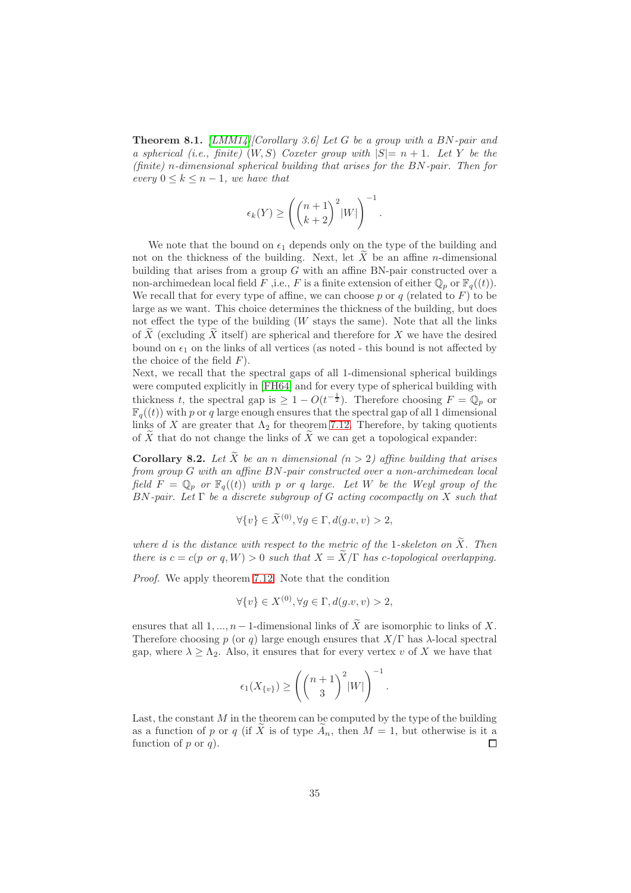**Theorem 8.1.** *[LMM14][Corollary 3.6] Let $G$ be a group with a BN-pair and a spherical (i.e., finite) $(W, S)$ Coxeter group with $|S|= n+1$. Let $Y$ be the (finite) $n$-dimensional spherical building that arises for the BN-pair. Then for every $0 \leq k \leq n-1$, we have that*

$$\epsilon_k(Y) \geq \left( \binom{n+1}{k+2}^2 |W| \right)^{-1}.$$

We note that the bound on $\epsilon_1$ depends only on the type of the building and not on the thickness of the building. Next, let $\widetilde{X}$ be an affine $n$-dimensional building that arises from a group $G$ with an affine BN-pair constructed over a non-archimedean local field $F$ ,i.e., $F$ is a finite extension of either $\mathbb{Q}_p$ or $\mathbb{F}_q((t))$. We recall that for every type of affine, we can choose $p$ or $q$ (related to $F$) to be large as we want. This choice determines the thickness of the building, but does not effect the type of the building ($W$ stays the same). Note that all the links of $\widetilde{X}$ (excluding $\widetilde{X}$ itself) are spherical and therefore for $X$ we have the desired bound on $\epsilon_1$ on the links of all vertices (as noted - this bound is not affected by the choice of the field $F$).
Next, we recall that the spectral gaps of all 1-dimensional spherical buildings were computed explicitly in [FH64] and for every type of spherical building with thickness $t$, the spectral gap is $\geq 1 - O(t^{-\frac{1}{2}})$. Therefore choosing $F = \mathbb{Q}_p$ or $\mathbb{F}_q((t))$ with $p$ or $q$ large enough ensures that the spectral gap of all 1 dimensional links of $X$ are greater that $\Lambda_2$ for theorem 7.12. Therefore, by taking quotients of $\widetilde{X}$ that do not change the links of $\widetilde{X}$ we can get a topological expander:

**Corollary 8.2.** *Let $\widetilde{X}$ be an $n$ dimensional ($n > 2$) affine building that arises from group $G$ with an affine BN-pair constructed over a non-archimedean local field $F = \mathbb{Q}_p$ or $\mathbb{F}_q((t))$ with $p$ or $q$ large. Let $W$ be the Weyl group of the BN-pair. Let $\Gamma$ be a discrete subgroup of $G$ acting cocompactly on $X$ such that*

$$\forall \{v\} \in \widetilde{X}^{(0)}, \forall g \in \Gamma, d(g.v, v) > 2,$$

*where $d$ is the distance with respect to the metric of the 1-skeleton on $\widetilde{X}$. Then there is $c = c(p \text{ or } q, W) > 0$ such that $X = \widetilde{X}/\Gamma$ has $c$-topological overlapping.*

*Proof.* We apply theorem 7.12. Note that the condition

$$\forall \{v\} \in X^{(0)}, \forall g \in \Gamma, d(g.v, v) > 2,$$

ensures that all $1, ..., n-1$-dimensional links of $\widetilde{X}$ are isomorphic to links of $X$. Therefore choosing $p$ (or $q$) large enough ensures that $X/\Gamma$ has $\lambda$-local spectral gap, where $\lambda \geq \Lambda_2$. Also, it ensures that for every vertex $v$ of $X$ we have that

$$\epsilon_1(X_{\{v\}}) \geq \left( \binom{n+1}{3}^2 |W| \right)^{-1}.$$

Last, the constant $M$ in the theorem can be computed by the type of the building as a function of $p$ or $q$ (if $\widetilde{X}$ is of type $\widetilde{A}_n$, then $M = 1$, but otherwise is it a function of $p$ or $q$). $\square$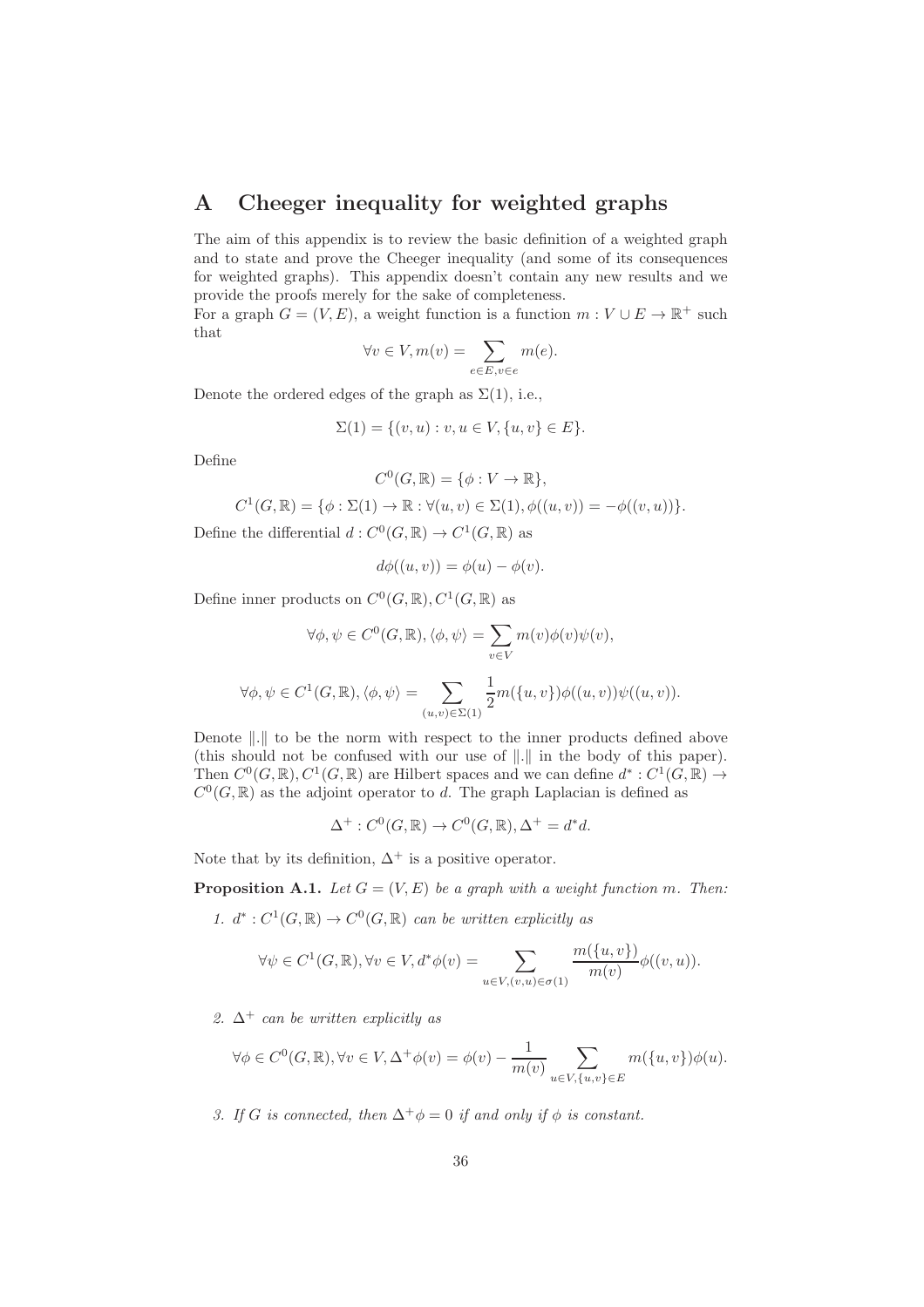# A Cheeger inequality for weighted graphs

The aim of this appendix is to review the basic definition of a weighted graph and to state and prove the Cheeger inequality (and some of its consequences for weighted graphs). This appendix doesn't contain any new results and we provide the proofs merely for the sake of completeness.

For a graph $G = (V, E)$, a weight function is a function $m : V \cup E \to \mathbb{R}^+$ such that

$$\forall v \in V, m(v) = \sum_{e \in E, v \in e} m(e).$$

Denote the ordered edges of the graph as $\Sigma(1)$, i.e.,

$$\Sigma(1) = \{(v, u) : v, u \in V, \{u, v\} \in E\}.$$

Define

$$C^0(G, \mathbb{R}) = \{\phi : V \to \mathbb{R}\},$$

$$C^1(G, \mathbb{R}) = \{\phi : \Sigma(1) \to \mathbb{R} : \forall (u, v) \in \Sigma(1), \phi((u, v)) = -\phi((v, u))\}.$$

Define the differential $d : C^0(G, \mathbb{R}) \to C^1(G, \mathbb{R})$ as

$$d\phi((u, v)) = \phi(u) - \phi(v).$$

Define inner products on $C^0(G, \mathbb{R}), C^1(G, \mathbb{R})$ as

$$\forall \phi, \psi \in C^0(G, \mathbb{R}), \langle \phi, \psi \rangle = \sum_{v \in V} m(v)\phi(v)\psi(v),$$

$$\forall \phi, \psi \in C^1(G, \mathbb{R}), \langle \phi, \psi \rangle = \sum_{(u,v) \in \Sigma(1)} \frac{1}{2} m(\{u, v\})\phi((u, v))\psi((u, v)).$$

Denote $\|.\|$ to be the norm with respect to the inner products defined above (this should not be confused with our use of $\|.\|$ in the body of this paper). Then $C^0(G, \mathbb{R}), C^1(G, \mathbb{R})$ are Hilbert spaces and we can define $d^* : C^1(G, \mathbb{R}) \to C^0(G, \mathbb{R})$ as the adjoint operator to $d$. The graph Laplacian is defined as

$$\Delta^+ : C^0(G, \mathbb{R}) \to C^0(G, \mathbb{R}), \Delta^+ = d^* d.$$

Note that by its definition, $\Delta^+$ is a positive operator.

**Proposition A.1.** *Let $G = (V, E)$ be a graph with a weight function $m$. Then:*

1. *$d^* : C^1(G, \mathbb{R}) \to C^0(G, \mathbb{R})$ can be written explicitly as*

$$\forall \psi \in C^1(G, \mathbb{R}), \forall v \in V, d^*\phi(v) = \sum_{u \in V, (v,u) \in \sigma(1)} \frac{m(\{u, v\})}{m(v)} \phi((v, u)).$$

2. *$\Delta^+$ can be written explicitly as*

$$\forall \phi \in C^0(G, \mathbb{R}), \forall v \in V, \Delta^+\phi(v) = \phi(v) - \frac{1}{m(v)} \sum_{u \in V, \{u,v\} \in E} m(\{u, v\})\phi(u).$$

3. *If $G$ is connected, then $\Delta^+\phi = 0$ if and only if $\phi$ is constant.*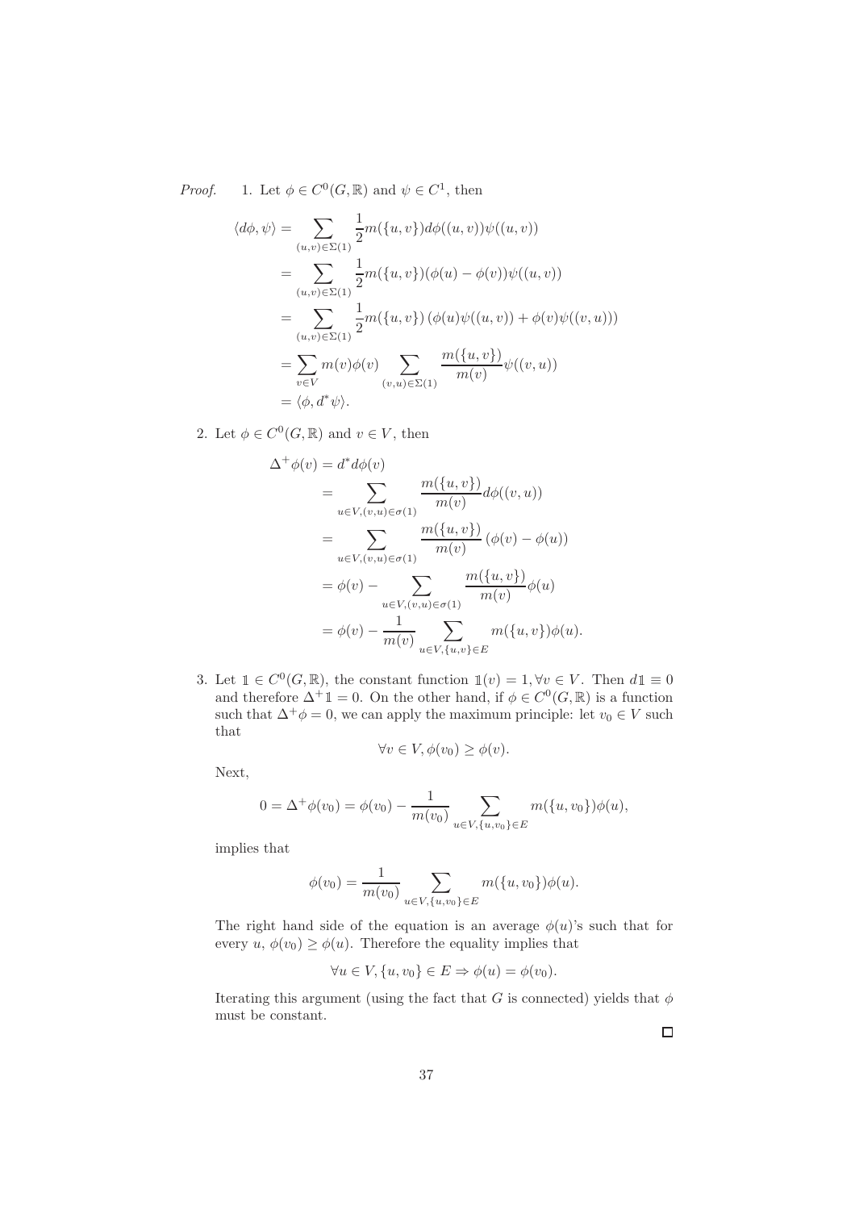*Proof.* 1. Let $\phi \in C^0(G, \mathbb{R})$ and $\psi \in C^1$, then

$$
\begin{aligned}
\langle d\phi, \psi \rangle &= \sum_{(u,v)\in\Sigma(1)} \frac{1}{2} m(\{u,v\}) d\phi((u,v))\psi((u,v)) \\
&= \sum_{(u,v)\in\Sigma(1)} \frac{1}{2} m(\{u,v\})(\phi(u) - \phi(v))\psi((u,v)) \\
&= \sum_{(u,v)\in\Sigma(1)} \frac{1}{2} m(\{u,v\}) \left(\phi(u)\psi((u,v)) + \phi(v)\psi((v,u))\right) \\
&= \sum_{v\in V} m(v)\phi(v) \sum_{(v,u)\in\Sigma(1)} \frac{m(\{u,v\})}{m(v)} \psi((v,u)) \\
&= \langle \phi, d^*\psi \rangle.
\end{aligned}
$$

2. Let $\phi \in C^0(G, \mathbb{R})$ and $v \in V$, then

$$
\begin{aligned}
\Delta^+\phi(v) &= d^* d\phi(v) \\
&= \sum_{u\in V,(v,u)\in\sigma(1)} \frac{m(\{u,v\})}{m(v)} d\phi((v,u)) \\
&= \sum_{u\in V,(v,u)\in\sigma(1)} \frac{m(\{u,v\})}{m(v)} \left(\phi(v) - \phi(u)\right) \\
&= \phi(v) - \sum_{u\in V,(v,u)\in\sigma(1)} \frac{m(\{u,v\})}{m(v)} \phi(u) \\
&= \phi(v) - \frac{1}{m(v)} \sum_{u\in V,\{u,v\}\in E} m(\{u,v\})\phi(u).
\end{aligned}
$$

3. Let $\mathbb{1} \in C^0(G, \mathbb{R})$, the constant function $\mathbb{1}(v) = 1, \forall v \in V$. Then $d\mathbb{1} \equiv 0$ and therefore $\Delta^+\mathbb{1} = 0$. On the other hand, if $\phi \in C^0(G, \mathbb{R})$ is a function such that $\Delta^+\phi = 0$, we can apply the maximum principle: let $v_0 \in V$ such that

$$
\forall v \in V, \phi(v_0) \geq \phi(v).
$$

Next,

$$
0 = \Delta^+\phi(v_0) = \phi(v_0) - \frac{1}{m(v_0)} \sum_{u\in V,\{u,v_0\}\in E} m(\{u,v_0\})\phi(u),
$$

implies that

$$
\phi(v_0) = \frac{1}{m(v_0)} \sum_{u\in V,\{u,v_0\}\in E} m(\{u,v_0\})\phi(u).
$$

The right hand side of the equation is an average $\phi(u)$'s such that for every $u$, $\phi(v_0) \geq \phi(u)$. Therefore the equality implies that

$$
\forall u \in V, \{u, v_0\} \in E \Rightarrow \phi(u) = \phi(v_0).
$$

Iterating this argument (using the fact that $G$ is connected) yields that $\phi$ must be constant.

□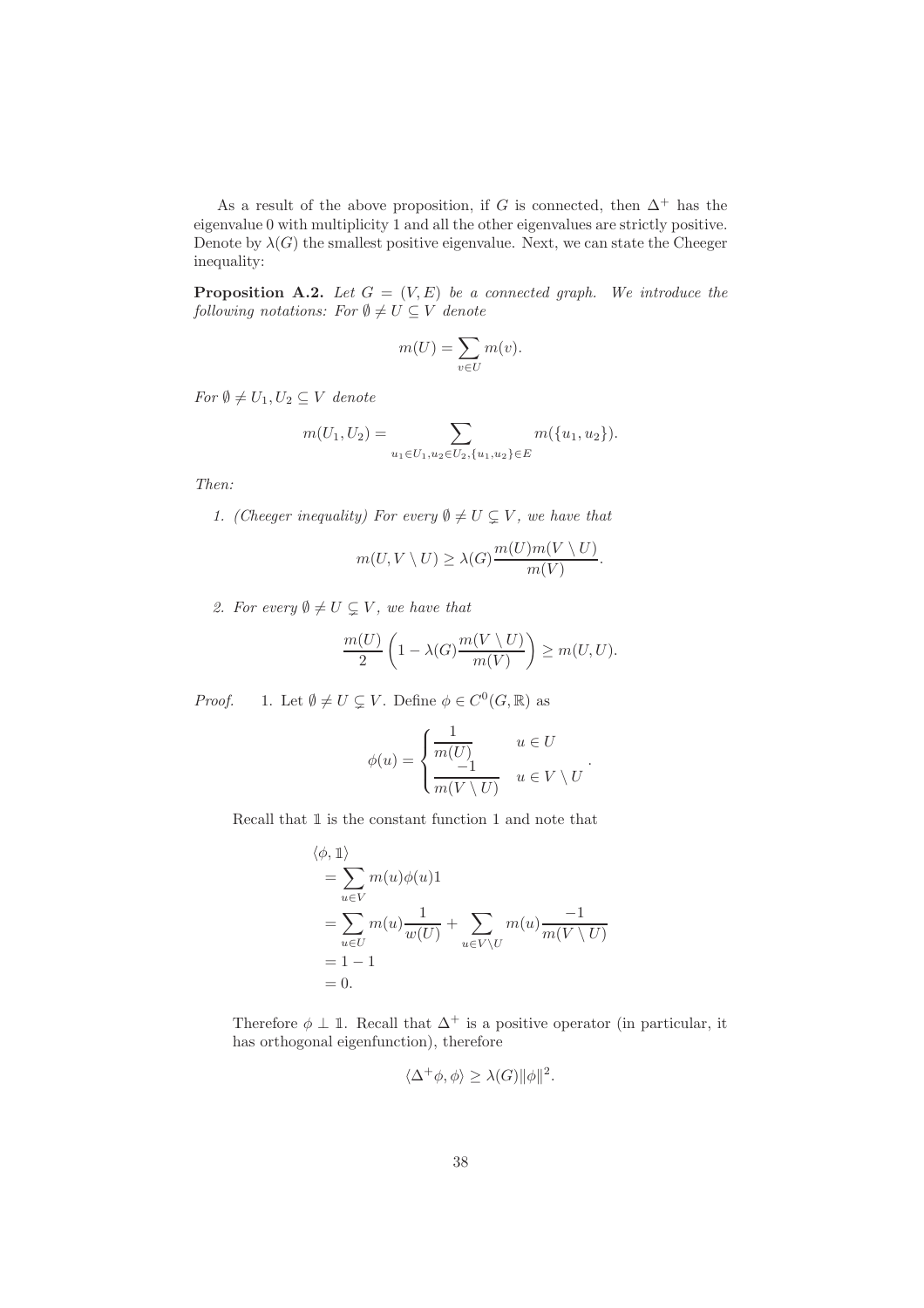As a result of the above proposition, if $G$ is connected, then $\Delta^+$ has the eigenvalue 0 with multiplicity 1 and all the other eigenvalues are strictly positive. Denote by $\lambda(G)$ the smallest positive eigenvalue. Next, we can state the Cheeger inequality:

**Proposition A.2.** *Let $G = (V, E)$ be a connected graph. We introduce the following notations: For $\emptyset \neq U \subseteq V$ denote*

$$m(U) = \sum_{v \in U} m(v).$$

*For $\emptyset \neq U_1, U_2 \subseteq V$ denote*

$$m(U_1, U_2) = \sum_{u_1 \in U_1, u_2 \in U_2, \{u_1, u_2\} \in E} m(\{u_1, u_2\}).$$

*Then:*

1. *(Cheeger inequality) For every $\emptyset \neq U \subsetneq V$, we have that*

$$m(U, V \setminus U) \geq \lambda(G) \frac{m(U) m(V \setminus U)}{m(V)}.$$

2. *For every $\emptyset \neq U \subsetneq V$, we have that*

$$\frac{m(U)}{2} \left( 1 - \lambda(G) \frac{m(V \setminus U)}{m(V)} \right) \geq m(U, U).$$

*Proof.* 1. Let $\emptyset \neq U \subsetneq V$. Define $\phi \in C^0(G, \mathbb{R})$ as

$$\phi(u) = \begin{cases} \dfrac{1}{m(U)} & u \in U \\ \dfrac{-1}{m(V \setminus U)} & u \in V \setminus U \end{cases}.$$

Recall that $\mathbb{1}$ is the constant function 1 and note that

$$\begin{aligned}
&\langle \phi, \mathbb{1} \rangle \\
&= \sum_{u \in V} m(u) \phi(u) 1 \\
&= \sum_{u \in U} m(u) \frac{1}{w(U)} + \sum_{u \in V \setminus U} m(u) \frac{-1}{m(V \setminus U)} \\
&= 1 - 1 \\
&= 0.
\end{aligned}$$

Therefore $\phi \perp \mathbb{1}$. Recall that $\Delta^+$ is a positive operator (in particular, it has orthogonal eigenfunction), therefore

$$\langle \Delta^+ \phi, \phi \rangle \geq \lambda(G) \| \phi \|^2.$$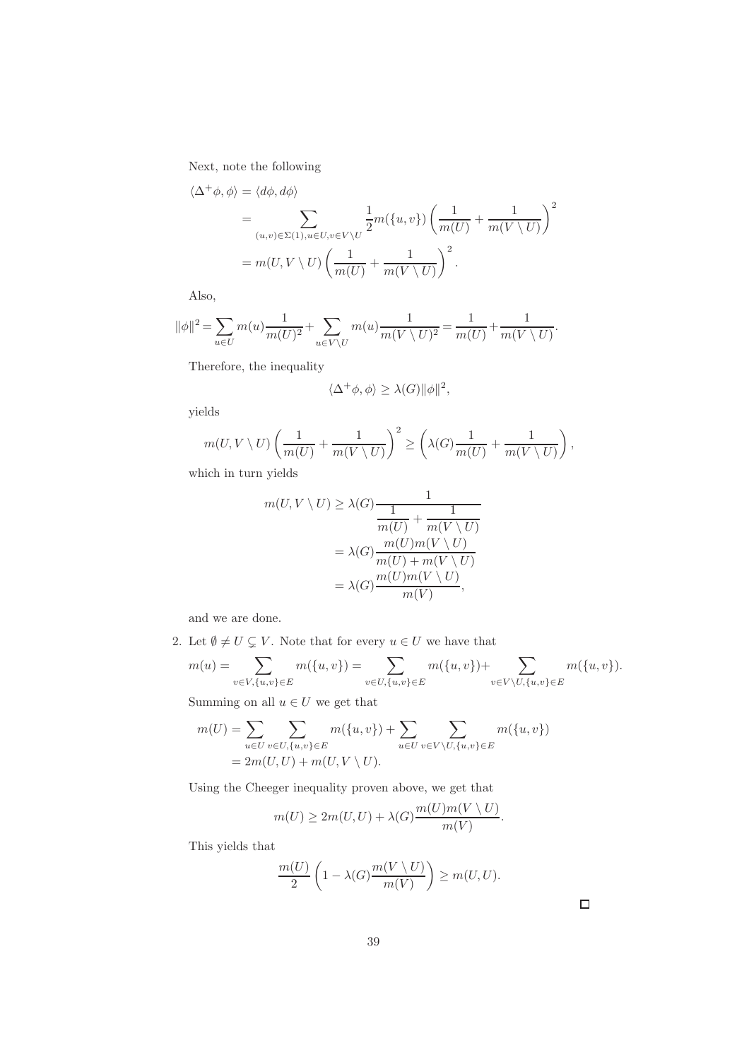Next, note the following

$$
\begin{aligned}
\langle \Delta^+ \phi, \phi \rangle &= \langle d\phi, d\phi \rangle \\
&= \sum_{(u,v)\in \Sigma(1), u \in U, v \in V\setminus U} \frac{1}{2} m(\{u,v\}) \left( \frac{1}{m(U)} + \frac{1}{m(V\setminus U)} \right)^2 \\
&= m(U, V \setminus U) \left( \frac{1}{m(U)} + \frac{1}{m(V\setminus U)} \right)^2 .
\end{aligned}
$$

Also,

$$
\|\phi\|^2 = \sum_{u \in U} m(u) \frac{1}{m(U)^2} + \sum_{u \in V\setminus U} m(u) \frac{1}{m(V\setminus U)^2} = \frac{1}{m(U)} + \frac{1}{m(V\setminus U)}.
$$

Therefore, the inequality

$$
\langle \Delta^+ \phi, \phi \rangle \geq \lambda(G) \|\phi\|^2,
$$

yields

$$
m(U, V\setminus U) \left( \frac{1}{m(U)} + \frac{1}{m(V\setminus U)} \right)^2 \geq \left( \lambda(G) \frac{1}{m(U)} + \frac{1}{m(V\setminus U)} \right),
$$

which in turn yields

$$
\begin{aligned}
m(U, V\setminus U) &\geq \lambda(G) \frac{1}{\dfrac{1}{m(U)} + \dfrac{1}{m(V\setminus U)}} \\
&= \lambda(G) \frac{m(U) m(V\setminus U)}{m(U) + m(V\setminus U)} \\
&= \lambda(G) \frac{m(U) m(V\setminus U)}{m(V)},
\end{aligned}
$$

and we are done.

2. Let $\emptyset \neq U \subsetneq V$. Note that for every $u \in U$ we have that

$$
m(u) = \sum_{v \in V, \{u,v\}\in E} m(\{u,v\}) = \sum_{v \in U, \{u,v\}\in E} m(\{u,v\}) + \sum_{v \in V\setminus U, \{u,v\}\in E} m(\{u,v\}).
$$

Summing on all $u \in U$ we get that

$$
\begin{aligned}
m(U) &= \sum_{u \in U} \sum_{v \in U, \{u,v\}\in E} m(\{u,v\}) + \sum_{u\in U} \sum_{v \in V\setminus U, \{u,v\}\in E} m(\{u,v\}) \\
&= 2m(U,U) + m(U, V\setminus U).
\end{aligned}
$$

Using the Cheeger inequality proven above, we get that

$$
m(U) \geq 2m(U,U) + \lambda(G) \frac{m(U)m(V\setminus U)}{m(V)}.
$$

This yields that

$$
\frac{m(U)}{2} \left( 1 - \lambda(G) \frac{m(V\setminus U)}{m(V)} \right) \geq m(U,U).
$$

□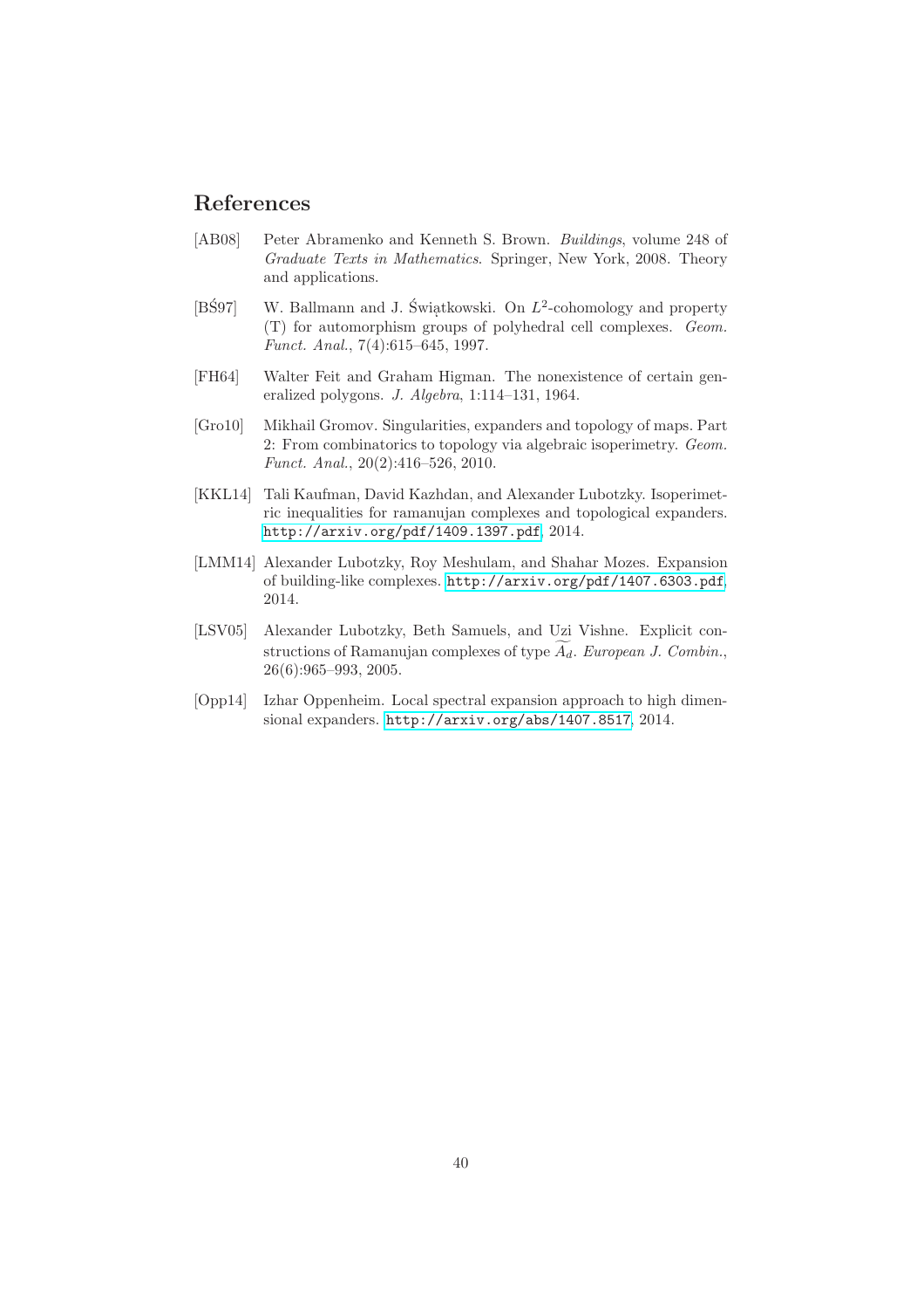## References

[AB08] Peter Abramenko and Kenneth S. Brown. *Buildings*, volume 248 of *Graduate Texts in Mathematics*. Springer, New York, 2008. Theory and applications.

[BŚ97] W. Ballmann and J. Świątkowski. On $L^2$-cohomology and property (T) for automorphism groups of polyhedral cell complexes. *Geom. Funct. Anal.*, 7(4):615–645, 1997.

[FH64] Walter Feit and Graham Higman. The nonexistence of certain generalized polygons. *J. Algebra*, 1:114–131, 1964.

[Gro10] Mikhail Gromov. Singularities, expanders and topology of maps. Part 2: From combinatorics to topology via algebraic isoperimetry. *Geom. Funct. Anal.*, 20(2):416–526, 2010.

[KKL14] Tali Kaufman, David Kazhdan, and Alexander Lubotzky. Isoperimetric inequalities for ramanujan complexes and topological expanders. http://arxiv.org/pdf/1409.1397.pdf, 2014.

[LMM14] Alexander Lubotzky, Roy Meshulam, and Shahar Mozes. Expansion of building-like complexes. http://arxiv.org/pdf/1407.6303.pdf, 2014.

[LSV05] Alexander Lubotzky, Beth Samuels, and Uzi Vishne. Explicit constructions of Ramanujan complexes of type $\widetilde{A}_d$. *European J. Combin.*, 26(6):965–993, 2005.

[Opp14] Izhar Oppenheim. Local spectral expansion approach to high dimensional expanders. http://arxiv.org/abs/1407.8517, 2014.